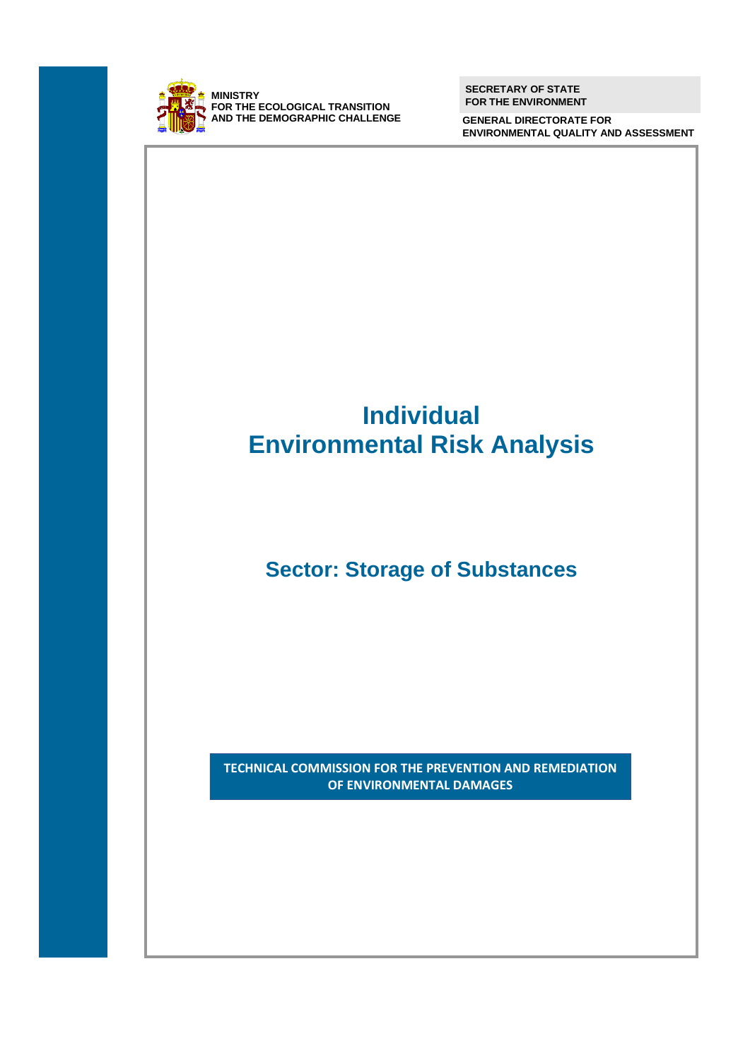MINISTRY
FOR THE ECOLOGICAL TRANSITION
AND THE DEMOGRAPHIC CHALLENGE

SECRETARY OF STATE
FOR THE ENVIRONMENT

GENERAL DIRECTORATE FOR
ENVIRONMENTAL QUALITY AND ASSESSMENT

# Individual Environmental Risk Analysis

## Sector: Storage of Substances

TECHNICAL COMMISSION FOR THE PREVENTION AND REMEDIATION OF ENVIRONMENTAL DAMAGES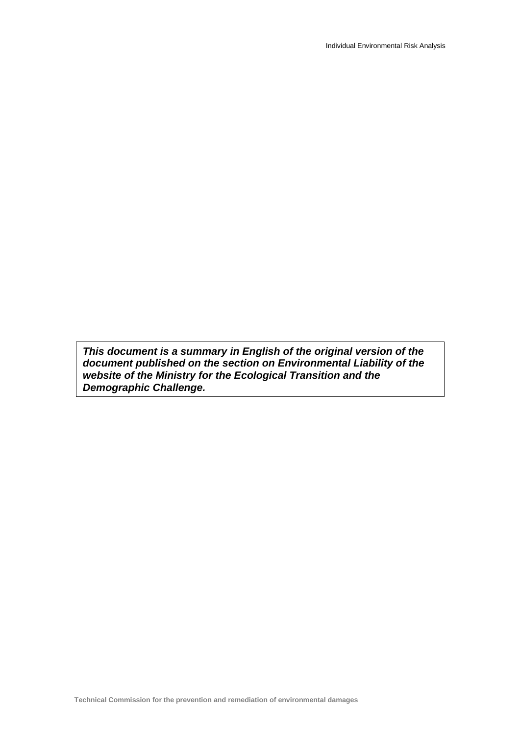***This document is a summary in English of the original version of the document published on the section on Environmental Liability of the website of the Ministry for the Ecological Transition and the Demographic Challenge.***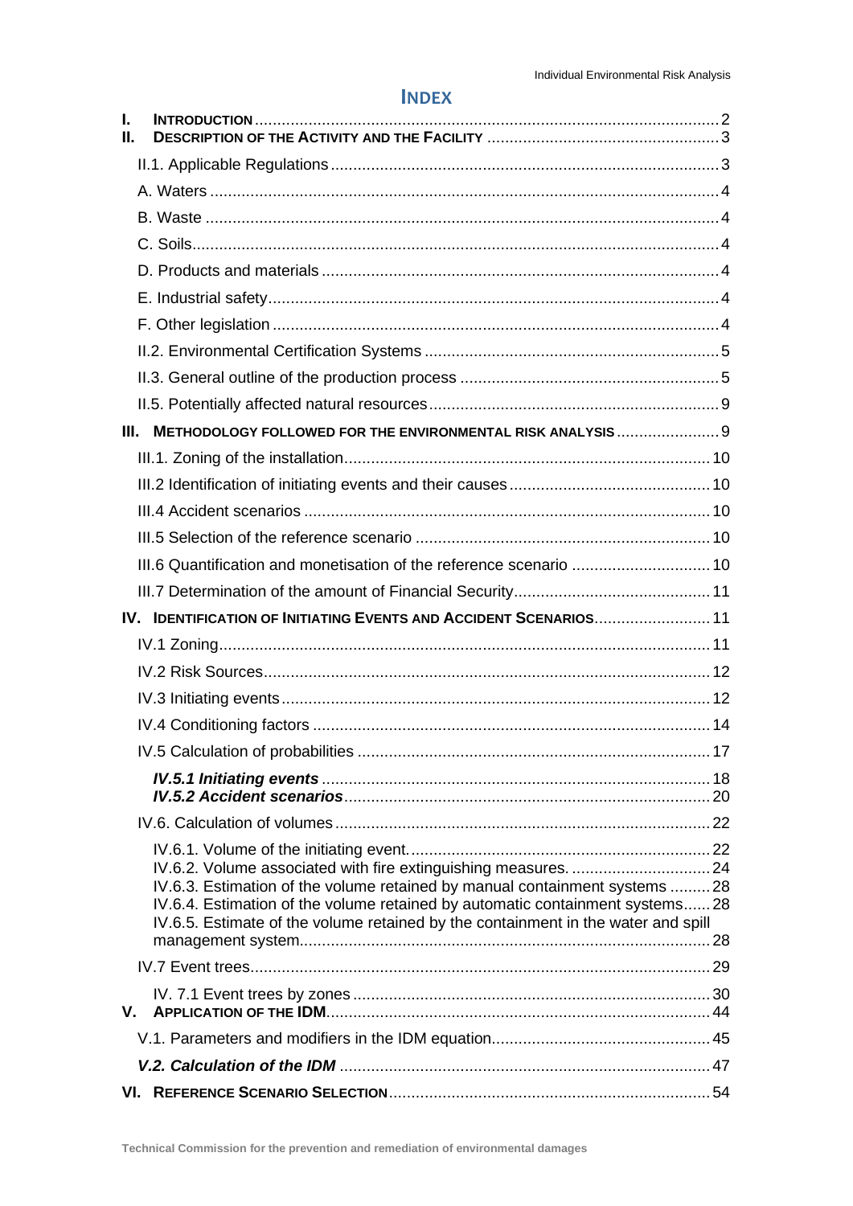# INDEX

I. INTRODUCTION .......... 2
II. DESCRIPTION OF THE ACTIVITY AND THE FACILITY .......... 3
- II.1. Applicable Regulations .......... 3
- A. Waters .......... 4
- B. Waste .......... 4
- C. Soils .......... 4
- D. Products and materials .......... 4
- E. Industrial safety .......... 4
- F. Other legislation .......... 4
- II.2. Environmental Certification Systems .......... 5
- II.3. General outline of the production process .......... 5
- II.5. Potentially affected natural resources .......... 9

III. METHODOLOGY FOLLOWED FOR THE ENVIRONMENTAL RISK ANALYSIS .......... 9
- III.1. Zoning of the installation .......... 10
- III.2 Identification of initiating events and their causes .......... 10
- III.4 Accident scenarios .......... 10
- III.5 Selection of the reference scenario .......... 10
- III.6 Quantification and monetisation of the reference scenario .......... 10
- III.7 Determination of the amount of Financial Security .......... 11

IV. IDENTIFICATION OF INITIATING EVENTS AND ACCIDENT SCENARIOS .......... 11
- IV.1 Zoning .......... 11
- IV.2 Risk Sources .......... 12
- IV.3 Initiating events .......... 12
- IV.4 Conditioning factors .......... 14
- IV.5 Calculation of probabilities .......... 17
  - ***IV.5.1 Initiating events*** .......... 18
  - ***IV.5.2 Accident scenarios*** .......... 20
- IV.6. Calculation of volumes .......... 22
  - IV.6.1. Volume of the initiating event. .......... 22
  - IV.6.2. Volume associated with fire extinguishing measures. .......... 24
  - IV.6.3. Estimation of the volume retained by manual containment systems .......... 28
  - IV.6.4. Estimation of the volume retained by automatic containment systems .......... 28
  - IV.6.5. Estimate of the volume retained by the containment in the water and spill management system .......... 28
- IV.7 Event trees .......... 29
  - IV. 7.1 Event trees by zones .......... 30

V. APPLICATION OF THE IDM .......... 44
- V.1. Parameters and modifiers in the IDM equation .......... 45
- ***V.2. Calculation of the IDM*** .......... 47

VI. REFERENCE SCENARIO SELECTION .......... 54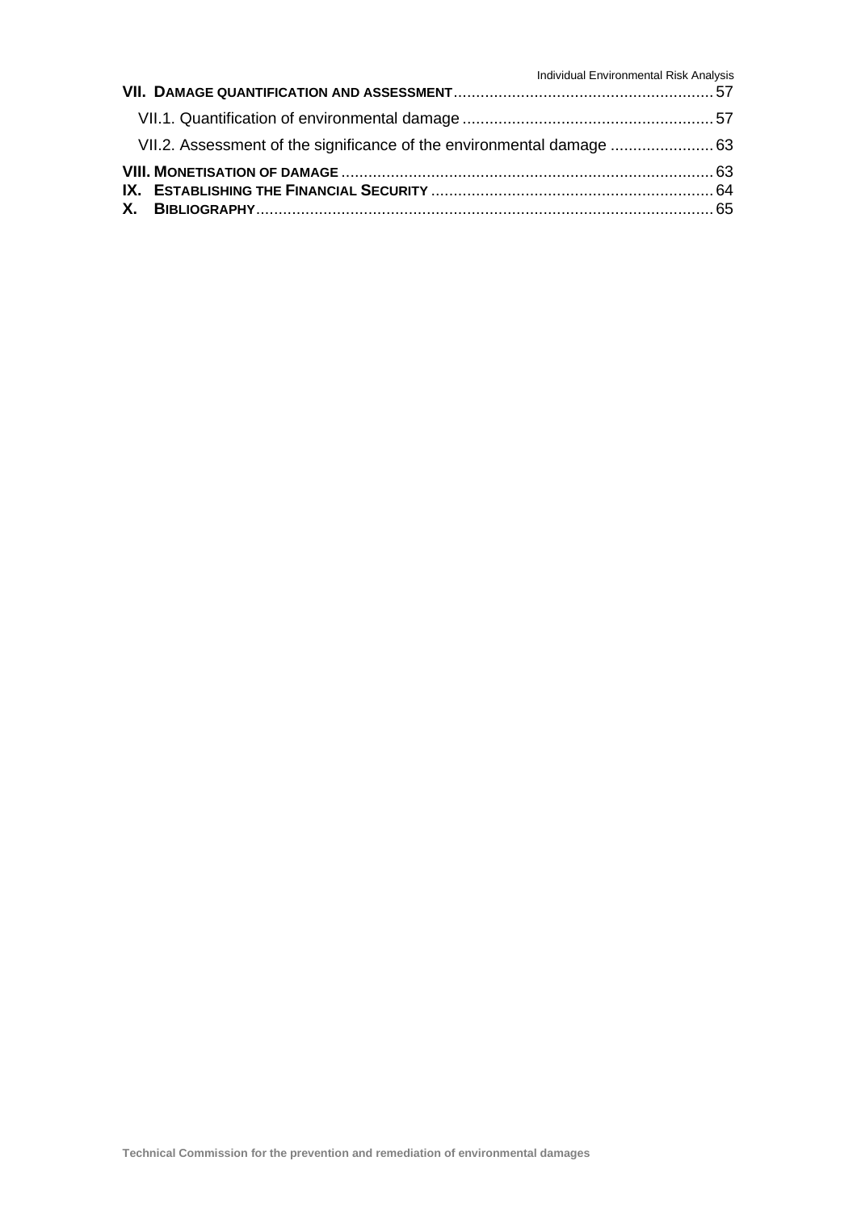**VII. DAMAGE QUANTIFICATION AND ASSESSMENT** .......... 57

VII.1. Quantification of environmental damage .......... 57

VII.2. Assessment of the significance of the environmental damage .......... 63

**VIII. MONETISATION OF DAMAGE** .......... 63

**IX. ESTABLISHING THE FINANCIAL SECURITY** .......... 64

**X. BIBLIOGRAPHY** .......... 65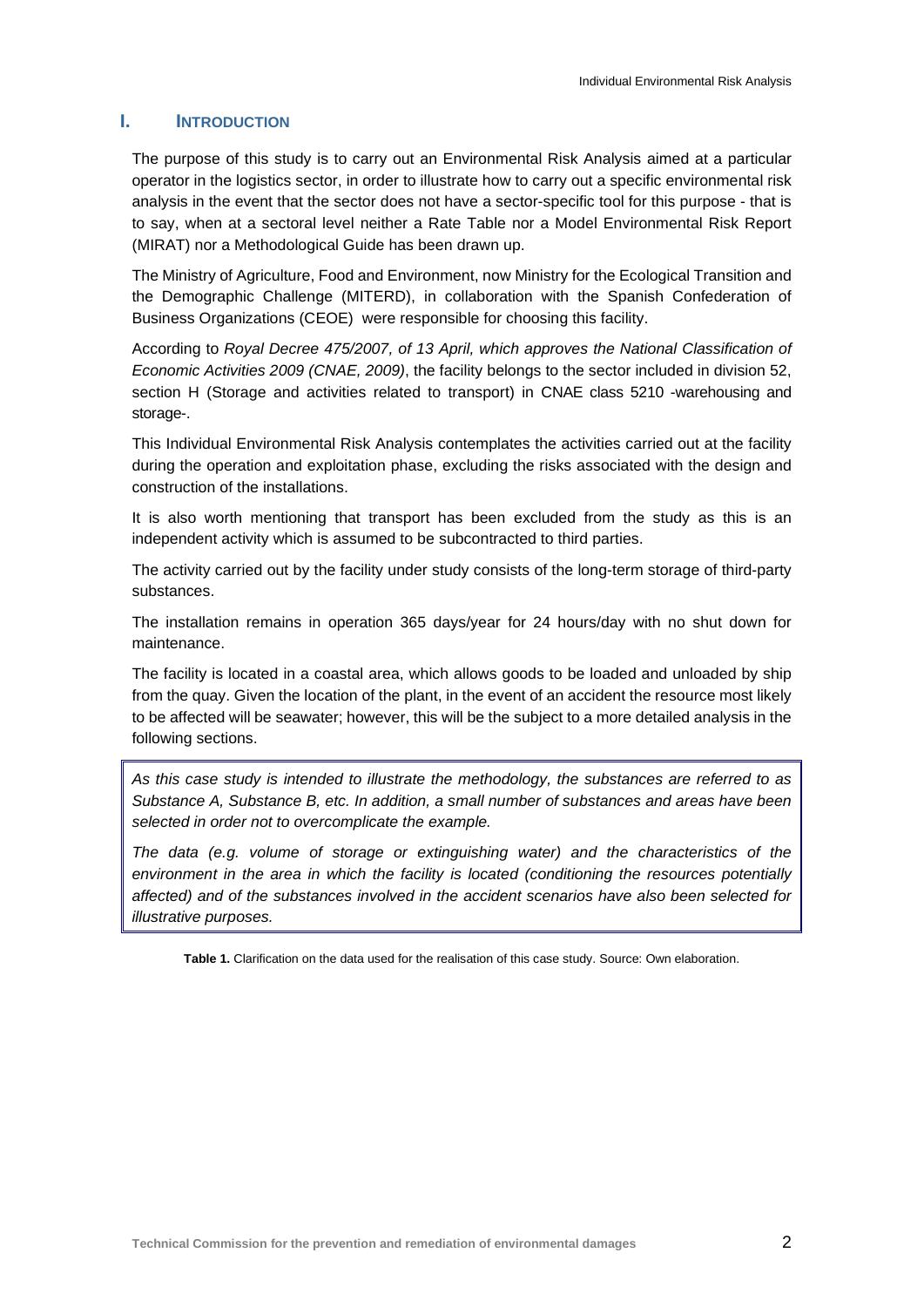## I. INTRODUCTION

The purpose of this study is to carry out an Environmental Risk Analysis aimed at a particular operator in the logistics sector, in order to illustrate how to carry out a specific environmental risk analysis in the event that the sector does not have a sector-specific tool for this purpose - that is to say, when at a sectoral level neither a Rate Table nor a Model Environmental Risk Report (MIRAT) nor a Methodological Guide has been drawn up.

The Ministry of Agriculture, Food and Environment, now Ministry for the Ecological Transition and the Demographic Challenge (MITERD), in collaboration with the Spanish Confederation of Business Organizations (CEOE) were responsible for choosing this facility.

According to *Royal Decree 475/2007, of 13 April, which approves the National Classification of Economic Activities 2009 (CNAE, 2009)*, the facility belongs to the sector included in division 52, section H (Storage and activities related to transport) in CNAE class 5210 -warehousing and storage-.

This Individual Environmental Risk Analysis contemplates the activities carried out at the facility during the operation and exploitation phase, excluding the risks associated with the design and construction of the installations.

It is also worth mentioning that transport has been excluded from the study as this is an independent activity which is assumed to be subcontracted to third parties.

The activity carried out by the facility under study consists of the long-term storage of third-party substances.

The installation remains in operation 365 days/year for 24 hours/day with no shut down for maintenance.

The facility is located in a coastal area, which allows goods to be loaded and unloaded by ship from the quay. Given the location of the plant, in the event of an accident the resource most likely to be affected will be seawater; however, this will be the subject to a more detailed analysis in the following sections.

| *As this case study is intended to illustrate the methodology, the substances are referred to as Substance A, Substance B, etc. In addition, a small number of substances and areas have been selected in order not to overcomplicate the example.* <br><br> *The data (e.g. volume of storage or extinguishing water) and the characteristics of the environment in the area in which the facility is located (conditioning the resources potentially affected) and of the substances involved in the accident scenarios have also been selected for illustrative purposes.* |
| --- |

**Table 1.** Clarification on the data used for the realisation of this case study. Source: Own elaboration.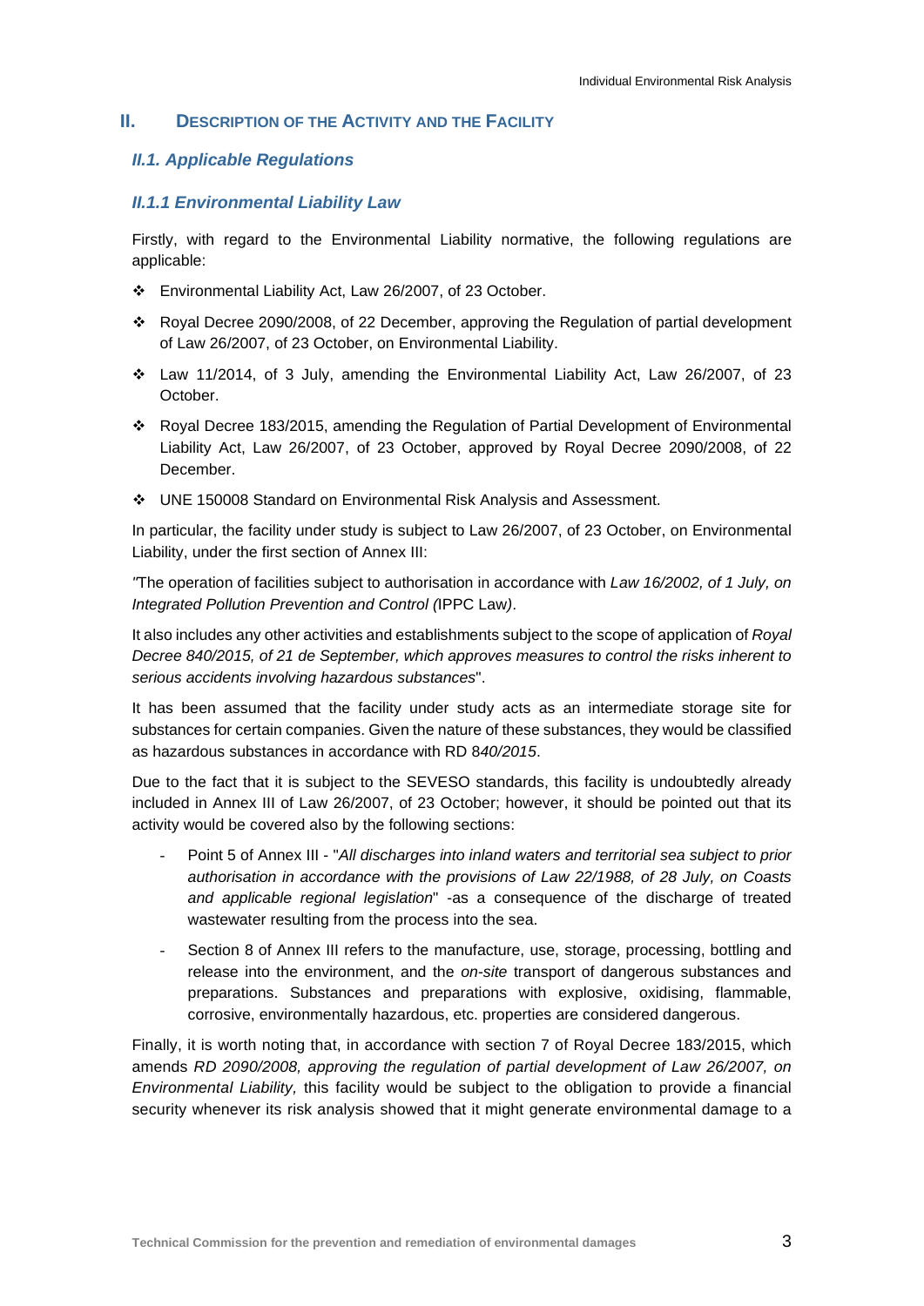## II. Description of the Activity and the Facility

### *II.1. Applicable Regulations*

### *II.1.1 Environmental Liability Law*

Firstly, with regard to the Environmental Liability normative, the following regulations are applicable:

- Environmental Liability Act, Law 26/2007, of 23 October.
- Royal Decree 2090/2008, of 22 December, approving the Regulation of partial development of Law 26/2007, of 23 October, on Environmental Liability.
- Law 11/2014, of 3 July, amending the Environmental Liability Act, Law 26/2007, of 23 October.
- Royal Decree 183/2015, amending the Regulation of Partial Development of Environmental Liability Act, Law 26/2007, of 23 October, approved by Royal Decree 2090/2008, of 22 December.
- UNE 150008 Standard on Environmental Risk Analysis and Assessment.

In particular, the facility under study is subject to Law 26/2007, of 23 October, on Environmental Liability, under the first section of Annex III:

"The operation of facilities subject to authorisation in accordance with *Law 16/2002, of 1 July, on Integrated Pollution Prevention and Control (*IPPC Law*)*.

It also includes any other activities and establishments subject to the scope of application of *Royal Decree 840/2015, of 21 de September, which approves measures to control the risks inherent to serious accidents involving hazardous substances*".

It has been assumed that the facility under study acts as an intermediate storage site for substances for certain companies. Given the nature of these substances, they would be classified as hazardous substances in accordance with RD 8*40/2015*.

Due to the fact that it is subject to the SEVESO standards, this facility is undoubtedly already included in Annex III of Law 26/2007, of 23 October; however, it should be pointed out that its activity would be covered also by the following sections:

- Point 5 of Annex III - "*All discharges into inland waters and territorial sea subject to prior authorisation in accordance with the provisions of Law 22/1988, of 28 July, on Coasts and applicable regional legislation*" -as a consequence of the discharge of treated wastewater resulting from the process into the sea.
- Section 8 of Annex III refers to the manufacture, use, storage, processing, bottling and release into the environment, and the *on-site* transport of dangerous substances and preparations. Substances and preparations with explosive, oxidising, flammable, corrosive, environmentally hazardous, etc. properties are considered dangerous.

Finally, it is worth noting that, in accordance with section 7 of Royal Decree 183/2015, which amends *RD 2090/2008, approving the regulation of partial development of Law 26/2007, on Environmental Liability,* this facility would be subject to the obligation to provide a financial security whenever its risk analysis showed that it might generate environmental damage to a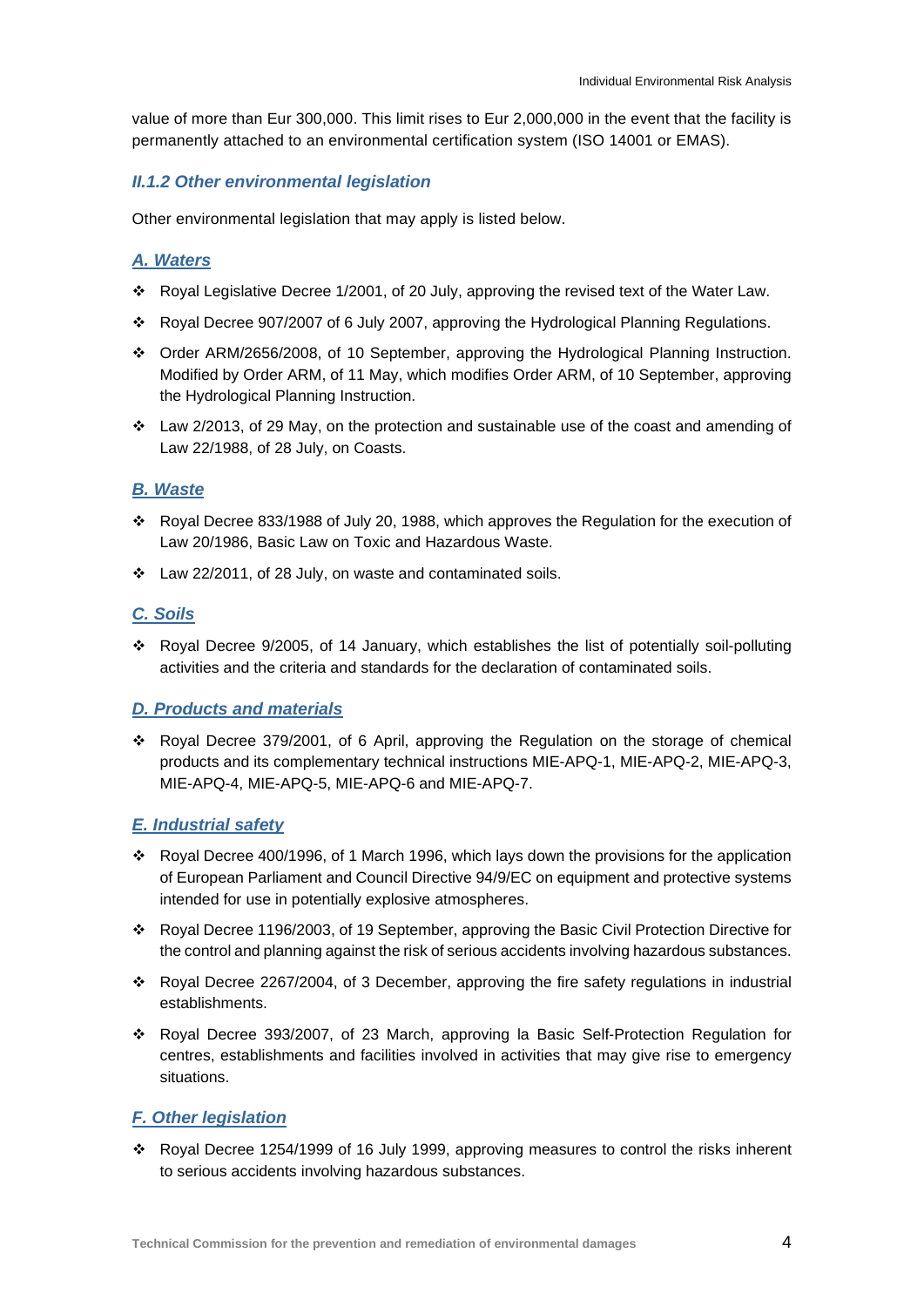value of more than Eur 300,000. This limit rises to Eur 2,000,000 in the event that the facility is permanently attached to an environmental certification system (ISO 14001 or EMAS).

### *II.1.2 Other environmental legislation*

Other environmental legislation that may apply is listed below.

#### *A. Waters*

- Royal Legislative Decree 1/2001, of 20 July, approving the revised text of the Water Law.
- Royal Decree 907/2007 of 6 July 2007, approving the Hydrological Planning Regulations.
- Order ARM/2656/2008, of 10 September, approving the Hydrological Planning Instruction. Modified by Order ARM, of 11 May, which modifies Order ARM, of 10 September, approving the Hydrological Planning Instruction.
- Law 2/2013, of 29 May, on the protection and sustainable use of the coast and amending of Law 22/1988, of 28 July, on Coasts.

#### *B. Waste*

- Royal Decree 833/1988 of July 20, 1988, which approves the Regulation for the execution of Law 20/1986, Basic Law on Toxic and Hazardous Waste.
- Law 22/2011, of 28 July, on waste and contaminated soils.

#### *C. Soils*

- Royal Decree 9/2005, of 14 January, which establishes the list of potentially soil-polluting activities and the criteria and standards for the declaration of contaminated soils.

#### *D. Products and materials*

- Royal Decree 379/2001, of 6 April, approving the Regulation on the storage of chemical products and its complementary technical instructions MIE-APQ-1, MIE-APQ-2, MIE-APQ-3, MIE-APQ-4, MIE-APQ-5, MIE-APQ-6 and MIE-APQ-7.

#### *E. Industrial safety*

- Royal Decree 400/1996, of 1 March 1996, which lays down the provisions for the application of European Parliament and Council Directive 94/9/EC on equipment and protective systems intended for use in potentially explosive atmospheres.
- Royal Decree 1196/2003, of 19 September, approving the Basic Civil Protection Directive for the control and planning against the risk of serious accidents involving hazardous substances.
- Royal Decree 2267/2004, of 3 December, approving the fire safety regulations in industrial establishments.
- Royal Decree 393/2007, of 23 March, approving la Basic Self-Protection Regulation for centres, establishments and facilities involved in activities that may give rise to emergency situations.

#### *F. Other legislation*

- Royal Decree 1254/1999 of 16 July 1999, approving measures to control the risks inherent to serious accidents involving hazardous substances.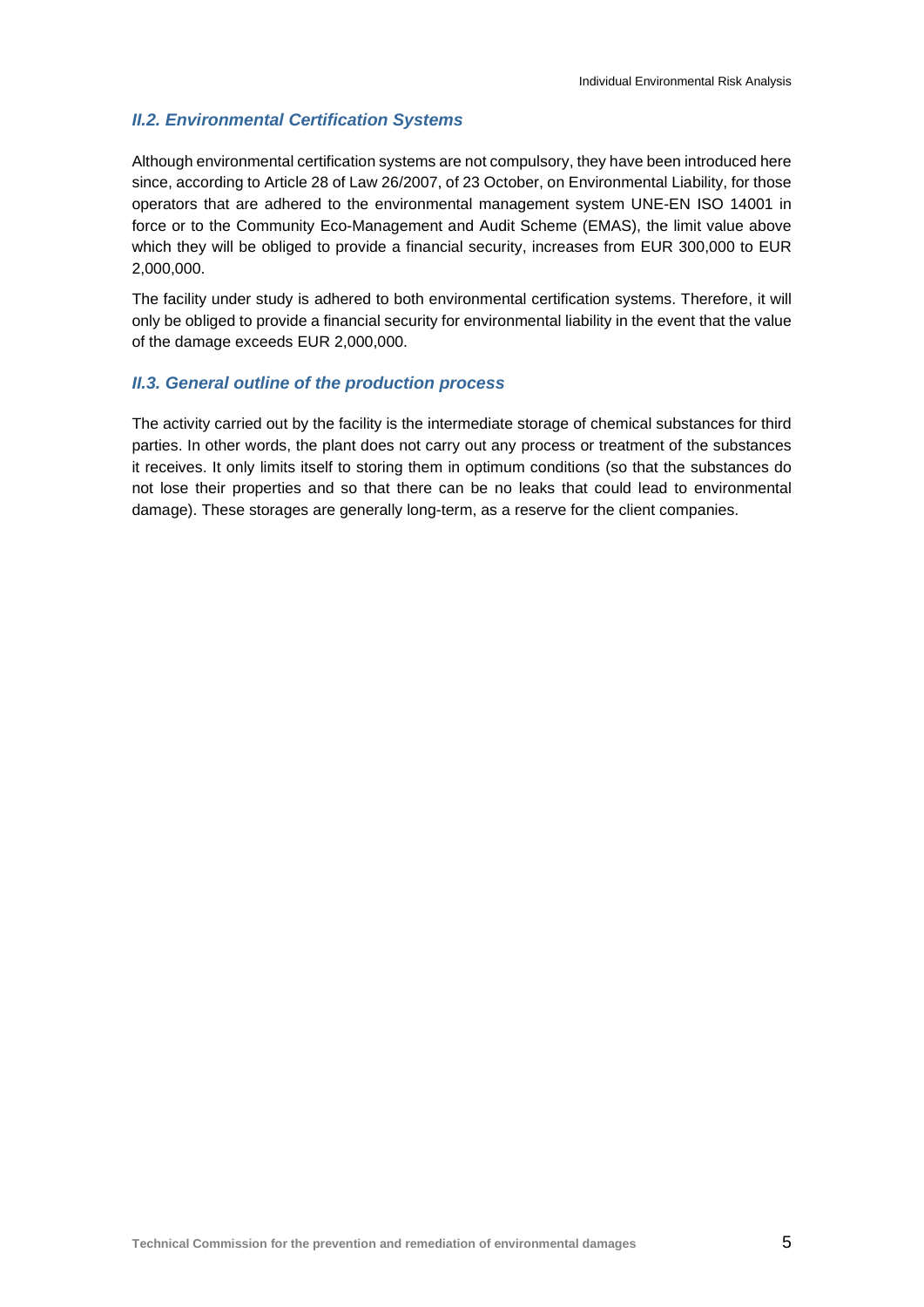### *II.2. Environmental Certification Systems*

Although environmental certification systems are not compulsory, they have been introduced here since, according to Article 28 of Law 26/2007, of 23 October, on Environmental Liability, for those operators that are adhered to the environmental management system UNE-EN ISO 14001 in force or to the Community Eco-Management and Audit Scheme (EMAS), the limit value above which they will be obliged to provide a financial security, increases from EUR 300,000 to EUR 2,000,000.

The facility under study is adhered to both environmental certification systems. Therefore, it will only be obliged to provide a financial security for environmental liability in the event that the value of the damage exceeds EUR 2,000,000.

### *II.3. General outline of the production process*

The activity carried out by the facility is the intermediate storage of chemical substances for third parties. In other words, the plant does not carry out any process or treatment of the substances it receives. It only limits itself to storing them in optimum conditions (so that the substances do not lose their properties and so that there can be no leaks that could lead to environmental damage). These storages are generally long-term, as a reserve for the client companies.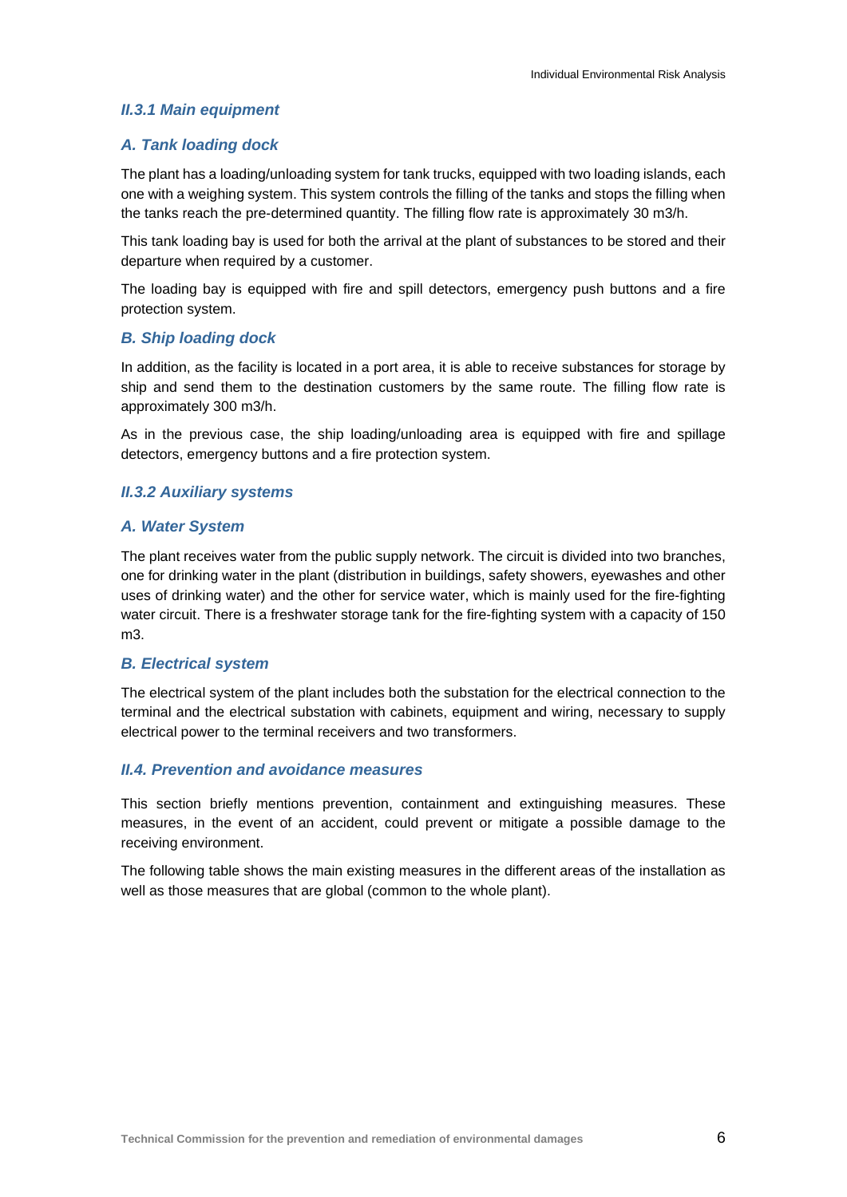### II.3.1 Main equipment

#### A. Tank loading dock

The plant has a loading/unloading system for tank trucks, equipped with two loading islands, each one with a weighing system. This system controls the filling of the tanks and stops the filling when the tanks reach the pre-determined quantity. The filling flow rate is approximately 30 m3/h.

This tank loading bay is used for both the arrival at the plant of substances to be stored and their departure when required by a customer.

The loading bay is equipped with fire and spill detectors, emergency push buttons and a fire protection system.

#### B. Ship loading dock

In addition, as the facility is located in a port area, it is able to receive substances for storage by ship and send them to the destination customers by the same route. The filling flow rate is approximately 300 m3/h.

As in the previous case, the ship loading/unloading area is equipped with fire and spillage detectors, emergency buttons and a fire protection system.

### II.3.2 Auxiliary systems

#### A. Water System

The plant receives water from the public supply network. The circuit is divided into two branches, one for drinking water in the plant (distribution in buildings, safety showers, eyewashes and other uses of drinking water) and the other for service water, which is mainly used for the fire-fighting water circuit. There is a freshwater storage tank for the fire-fighting system with a capacity of 150 m3.

#### B. Electrical system

The electrical system of the plant includes both the substation for the electrical connection to the terminal and the electrical substation with cabinets, equipment and wiring, necessary to supply electrical power to the terminal receivers and two transformers.

### II.4. Prevention and avoidance measures

This section briefly mentions prevention, containment and extinguishing measures. These measures, in the event of an accident, could prevent or mitigate a possible damage to the receiving environment.

The following table shows the main existing measures in the different areas of the installation as well as those measures that are global (common to the whole plant).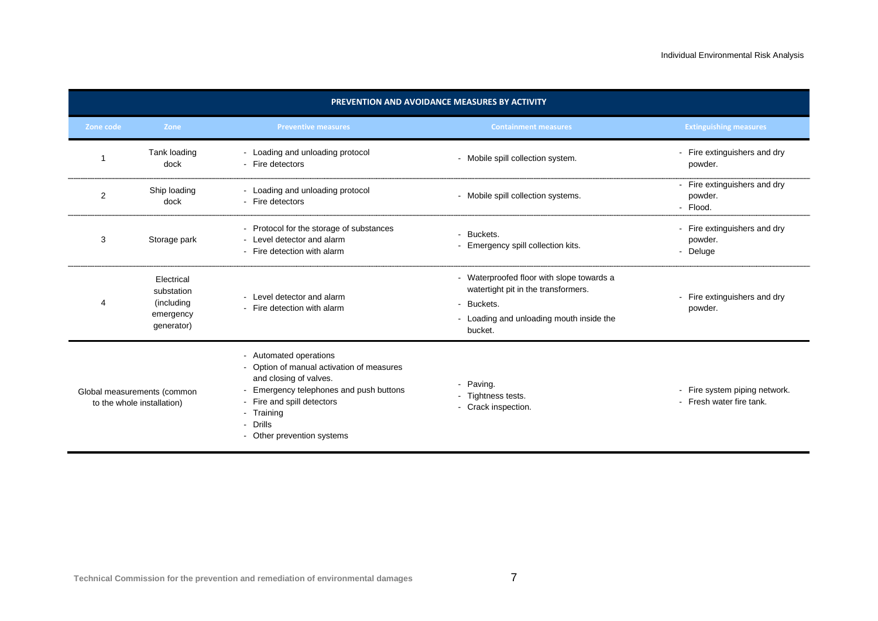| PREVENTION AND AVOIDANCE MEASURES BY ACTIVITY | | | | |
|---|---|---|---|---|
| **Zone code** | **Zone** | **Preventive measures** | **Containment measures** | **Extinguishing measures** |
| 1 | Tank loading dock | - Loading and unloading protocol<br>- Fire detectors | - Mobile spill collection system. | - Fire extinguishers and dry powder. |
| 2 | Ship loading dock | - Loading and unloading protocol<br>- Fire detectors | - Mobile spill collection systems. | - Fire extinguishers and dry powder.<br>- Flood. |
| 3 | Storage park | - Protocol for the storage of substances<br>- Level detector and alarm<br>- Fire detection with alarm | - Buckets.<br>- Emergency spill collection kits. | - Fire extinguishers and dry powder.<br>- Deluge |
| 4 | Electrical substation (including emergency generator) | - Level detector and alarm<br>- Fire detection with alarm | - Waterproofed floor with slope towards a watertight pit in the transformers.<br>- Buckets.<br>- Loading and unloading mouth inside the bucket. | - Fire extinguishers and dry powder. |
| Global measurements (common to the whole installation) | | - Automated operations<br>- Option of manual activation of measures and closing of valves.<br>- Emergency telephones and push buttons<br>- Fire and spill detectors<br>- Training<br>- Drills<br>- Other prevention systems | - Paving.<br>- Tightness tests.<br>- Crack inspection. | - Fire system piping network.<br>- Fresh water fire tank. |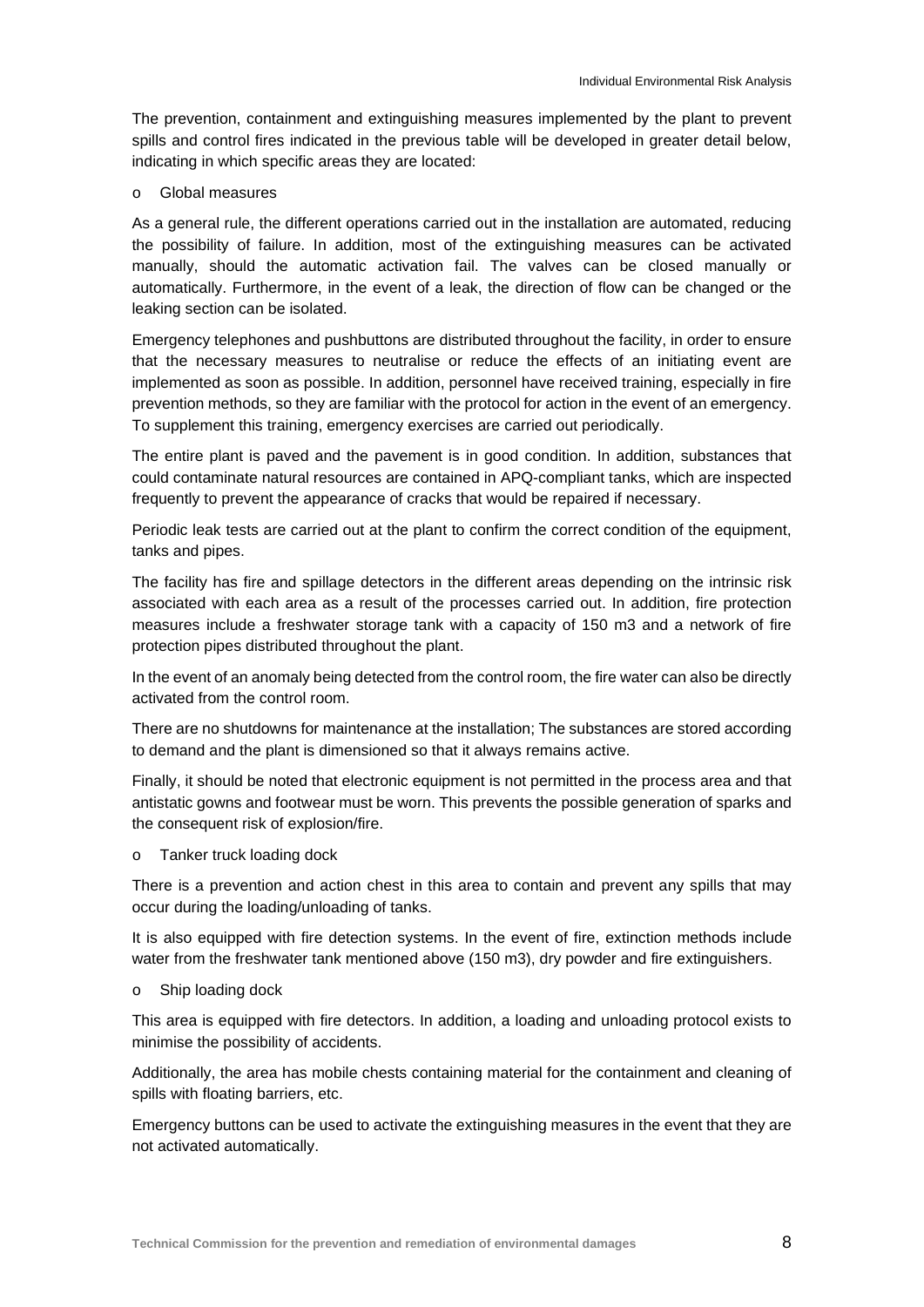The prevention, containment and extinguishing measures implemented by the plant to prevent spills and control fires indicated in the previous table will be developed in greater detail below, indicating in which specific areas they are located:

- Global measures

As a general rule, the different operations carried out in the installation are automated, reducing the possibility of failure. In addition, most of the extinguishing measures can be activated manually, should the automatic activation fail. The valves can be closed manually or automatically. Furthermore, in the event of a leak, the direction of flow can be changed or the leaking section can be isolated.

Emergency telephones and pushbuttons are distributed throughout the facility, in order to ensure that the necessary measures to neutralise or reduce the effects of an initiating event are implemented as soon as possible. In addition, personnel have received training, especially in fire prevention methods, so they are familiar with the protocol for action in the event of an emergency. To supplement this training, emergency exercises are carried out periodically.

The entire plant is paved and the pavement is in good condition. In addition, substances that could contaminate natural resources are contained in APQ-compliant tanks, which are inspected frequently to prevent the appearance of cracks that would be repaired if necessary.

Periodic leak tests are carried out at the plant to confirm the correct condition of the equipment, tanks and pipes.

The facility has fire and spillage detectors in the different areas depending on the intrinsic risk associated with each area as a result of the processes carried out. In addition, fire protection measures include a freshwater storage tank with a capacity of 150 m3 and a network of fire protection pipes distributed throughout the plant.

In the event of an anomaly being detected from the control room, the fire water can also be directly activated from the control room.

There are no shutdowns for maintenance at the installation; The substances are stored according to demand and the plant is dimensioned so that it always remains active.

Finally, it should be noted that electronic equipment is not permitted in the process area and that antistatic gowns and footwear must be worn. This prevents the possible generation of sparks and the consequent risk of explosion/fire.

- Tanker truck loading dock

There is a prevention and action chest in this area to contain and prevent any spills that may occur during the loading/unloading of tanks.

It is also equipped with fire detection systems. In the event of fire, extinction methods include water from the freshwater tank mentioned above (150 m3), dry powder and fire extinguishers.

- Ship loading dock

This area is equipped with fire detectors. In addition, a loading and unloading protocol exists to minimise the possibility of accidents.

Additionally, the area has mobile chests containing material for the containment and cleaning of spills with floating barriers, etc.

Emergency buttons can be used to activate the extinguishing measures in the event that they are not activated automatically.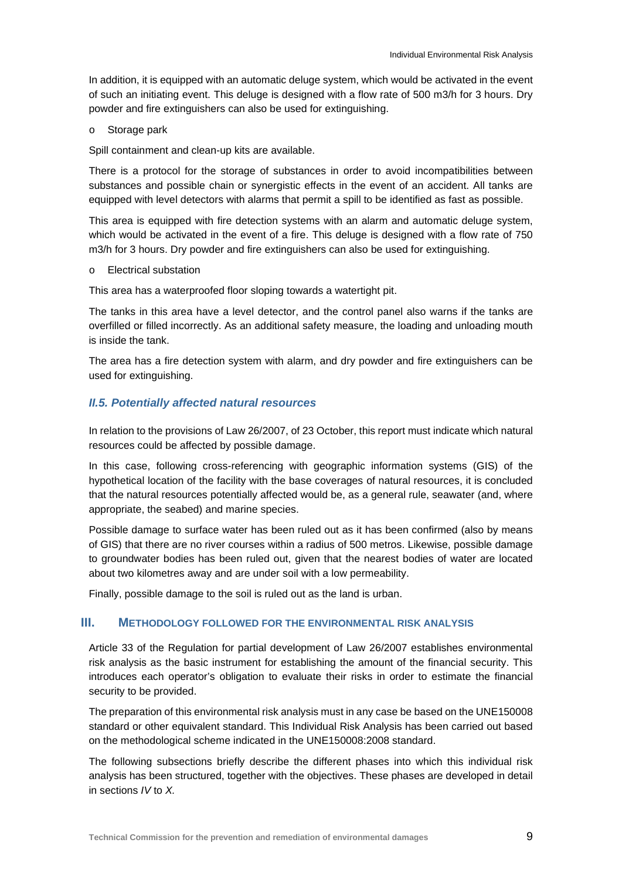In addition, it is equipped with an automatic deluge system, which would be activated in the event of such an initiating event. This deluge is designed with a flow rate of 500 m3/h for 3 hours. Dry powder and fire extinguishers can also be used for extinguishing.

- Storage park

Spill containment and clean-up kits are available.

There is a protocol for the storage of substances in order to avoid incompatibilities between substances and possible chain or synergistic effects in the event of an accident. All tanks are equipped with level detectors with alarms that permit a spill to be identified as fast as possible.

This area is equipped with fire detection systems with an alarm and automatic deluge system, which would be activated in the event of a fire. This deluge is designed with a flow rate of 750 m3/h for 3 hours. Dry powder and fire extinguishers can also be used for extinguishing.

- Electrical substation

This area has a waterproofed floor sloping towards a watertight pit.

The tanks in this area have a level detector, and the control panel also warns if the tanks are overfilled or filled incorrectly. As an additional safety measure, the loading and unloading mouth is inside the tank.

The area has a fire detection system with alarm, and dry powder and fire extinguishers can be used for extinguishing.

### *II.5. Potentially affected natural resources*

In relation to the provisions of Law 26/2007, of 23 October, this report must indicate which natural resources could be affected by possible damage.

In this case, following cross-referencing with geographic information systems (GIS) of the hypothetical location of the facility with the base coverages of natural resources, it is concluded that the natural resources potentially affected would be, as a general rule, seawater (and, where appropriate, the seabed) and marine species.

Possible damage to surface water has been ruled out as it has been confirmed (also by means of GIS) that there are no river courses within a radius of 500 metros. Likewise, possible damage to groundwater bodies has been ruled out, given that the nearest bodies of water are located about two kilometres away and are under soil with a low permeability.

Finally, possible damage to the soil is ruled out as the land is urban.

## III. METHODOLOGY FOLLOWED FOR THE ENVIRONMENTAL RISK ANALYSIS

Article 33 of the Regulation for partial development of Law 26/2007 establishes environmental risk analysis as the basic instrument for establishing the amount of the financial security. This introduces each operator's obligation to evaluate their risks in order to estimate the financial security to be provided.

The preparation of this environmental risk analysis must in any case be based on the UNE150008 standard or other equivalent standard. This Individual Risk Analysis has been carried out based on the methodological scheme indicated in the UNE150008:2008 standard.

The following subsections briefly describe the different phases into which this individual risk analysis has been structured, together with the objectives. These phases are developed in detail in sections *IV* to *X.*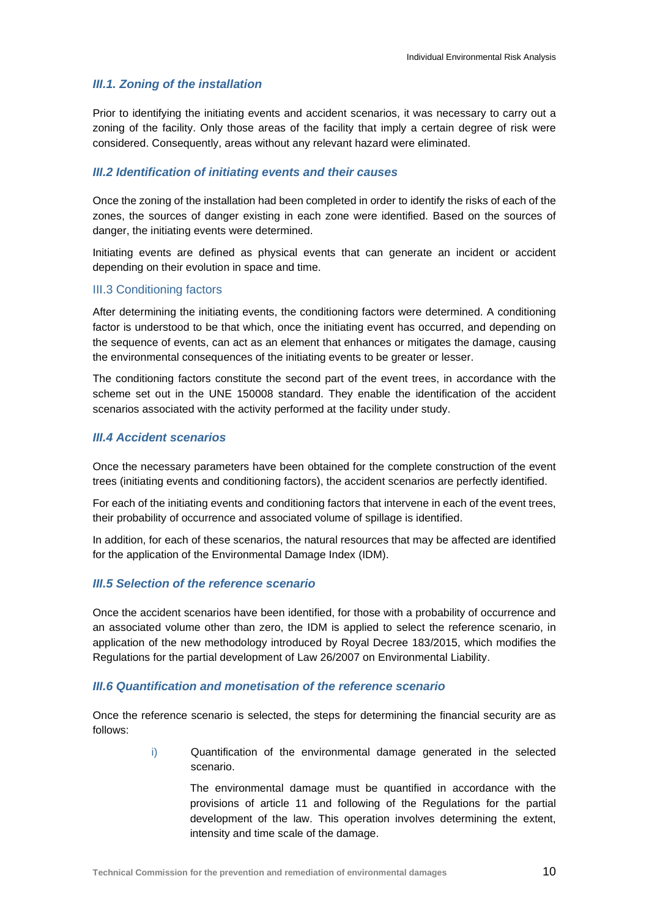### *III.1. Zoning of the installation*

Prior to identifying the initiating events and accident scenarios, it was necessary to carry out a zoning of the facility. Only those areas of the facility that imply a certain degree of risk were considered. Consequently, areas without any relevant hazard were eliminated.

### *III.2 Identification of initiating events and their causes*

Once the zoning of the installation had been completed in order to identify the risks of each of the zones, the sources of danger existing in each zone were identified. Based on the sources of danger, the initiating events were determined.

Initiating events are defined as physical events that can generate an incident or accident depending on their evolution in space and time.

### III.3 Conditioning factors

After determining the initiating events, the conditioning factors were determined. A conditioning factor is understood to be that which, once the initiating event has occurred, and depending on the sequence of events, can act as an element that enhances or mitigates the damage, causing the environmental consequences of the initiating events to be greater or lesser.

The conditioning factors constitute the second part of the event trees, in accordance with the scheme set out in the UNE 150008 standard. They enable the identification of the accident scenarios associated with the activity performed at the facility under study.

### *III.4 Accident scenarios*

Once the necessary parameters have been obtained for the complete construction of the event trees (initiating events and conditioning factors), the accident scenarios are perfectly identified.

For each of the initiating events and conditioning factors that intervene in each of the event trees, their probability of occurrence and associated volume of spillage is identified.

In addition, for each of these scenarios, the natural resources that may be affected are identified for the application of the Environmental Damage Index (IDM).

### *III.5 Selection of the reference scenario*

Once the accident scenarios have been identified, for those with a probability of occurrence and an associated volume other than zero, the IDM is applied to select the reference scenario, in application of the new methodology introduced by Royal Decree 183/2015, which modifies the Regulations for the partial development of Law 26/2007 on Environmental Liability.

### *III.6 Quantification and monetisation of the reference scenario*

Once the reference scenario is selected, the steps for determining the financial security are as follows:

i) Quantification of the environmental damage generated in the selected scenario.

   The environmental damage must be quantified in accordance with the provisions of article 11 and following of the Regulations for the partial development of the law. This operation involves determining the extent, intensity and time scale of the damage.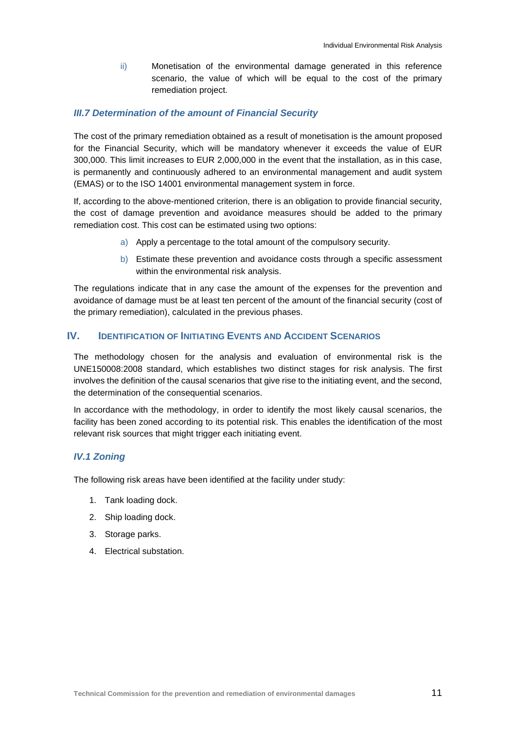ii) Monetisation of the environmental damage generated in this reference scenario, the value of which will be equal to the cost of the primary remediation project.

### *III.7 Determination of the amount of Financial Security*

The cost of the primary remediation obtained as a result of monetisation is the amount proposed for the Financial Security, which will be mandatory whenever it exceeds the value of EUR 300,000. This limit increases to EUR 2,000,000 in the event that the installation, as in this case, is permanently and continuously adhered to an environmental management and audit system (EMAS) or to the ISO 14001 environmental management system in force.

If, according to the above-mentioned criterion, there is an obligation to provide financial security, the cost of damage prevention and avoidance measures should be added to the primary remediation cost. This cost can be estimated using two options:

a) Apply a percentage to the total amount of the compulsory security.

b) Estimate these prevention and avoidance costs through a specific assessment within the environmental risk analysis.

The regulations indicate that in any case the amount of the expenses for the prevention and avoidance of damage must be at least ten percent of the amount of the financial security (cost of the primary remediation), calculated in the previous phases.

## IV. Identification of Initiating Events and Accident Scenarios

The methodology chosen for the analysis and evaluation of environmental risk is the UNE150008:2008 standard, which establishes two distinct stages for risk analysis. The first involves the definition of the causal scenarios that give rise to the initiating event, and the second, the determination of the consequential scenarios.

In accordance with the methodology, in order to identify the most likely causal scenarios, the facility has been zoned according to its potential risk. This enables the identification of the most relevant risk sources that might trigger each initiating event.

### *IV.1 Zoning*

The following risk areas have been identified at the facility under study:

1. Tank loading dock.
2. Ship loading dock.
3. Storage parks.
4. Electrical substation.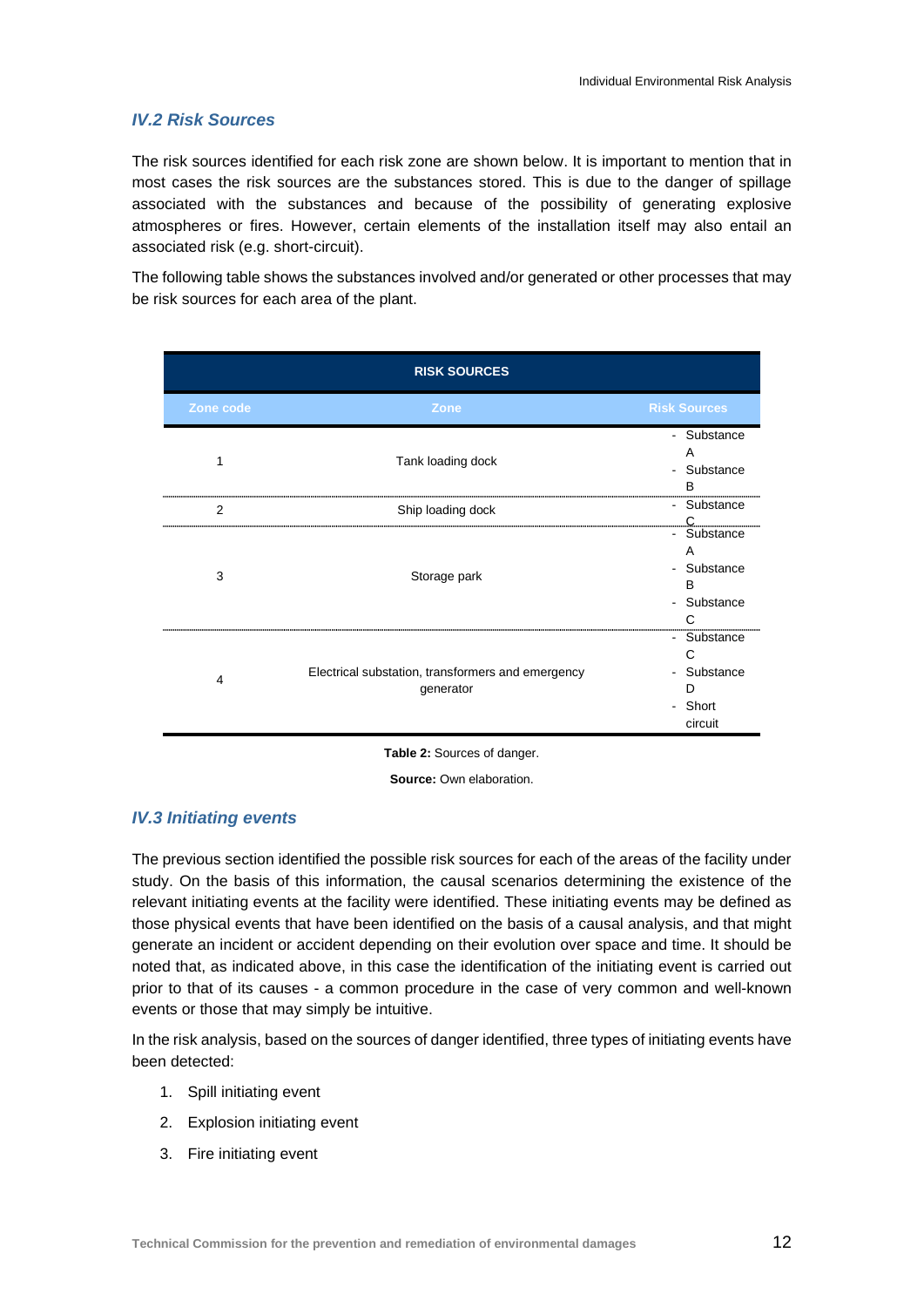### IV.2 Risk Sources

The risk sources identified for each risk zone are shown below. It is important to mention that in most cases the risk sources are the substances stored. This is due to the danger of spillage associated with the substances and because of the possibility of generating explosive atmospheres or fires. However, certain elements of the installation itself may also entail an associated risk (e.g. short-circuit).

The following table shows the substances involved and/or generated or other processes that may be risk sources for each area of the plant.

| RISK SOURCES | | |
|---|---|---|
| **Zone code** | **Zone** | **Risk Sources** |
| 1 | Tank loading dock | - Substance A<br>- Substance B |
| 2 | Ship loading dock | - Substance C |
| 3 | Storage park | - Substance A<br>- Substance B<br>- Substance C |
| 4 | Electrical substation, transformers and emergency generator | - Substance C<br>- Substance D<br>- Short circuit |

**Table 2:** Sources of danger.

**Source:** Own elaboration.

### IV.3 Initiating events

The previous section identified the possible risk sources for each of the areas of the facility under study. On the basis of this information, the causal scenarios determining the existence of the relevant initiating events at the facility were identified. These initiating events may be defined as those physical events that have been identified on the basis of a causal analysis, and that might generate an incident or accident depending on their evolution over space and time. It should be noted that, as indicated above, in this case the identification of the initiating event is carried out prior to that of its causes - a common procedure in the case of very common and well-known events or those that may simply be intuitive.

In the risk analysis, based on the sources of danger identified, three types of initiating events have been detected:

1. Spill initiating event
2. Explosion initiating event
3. Fire initiating event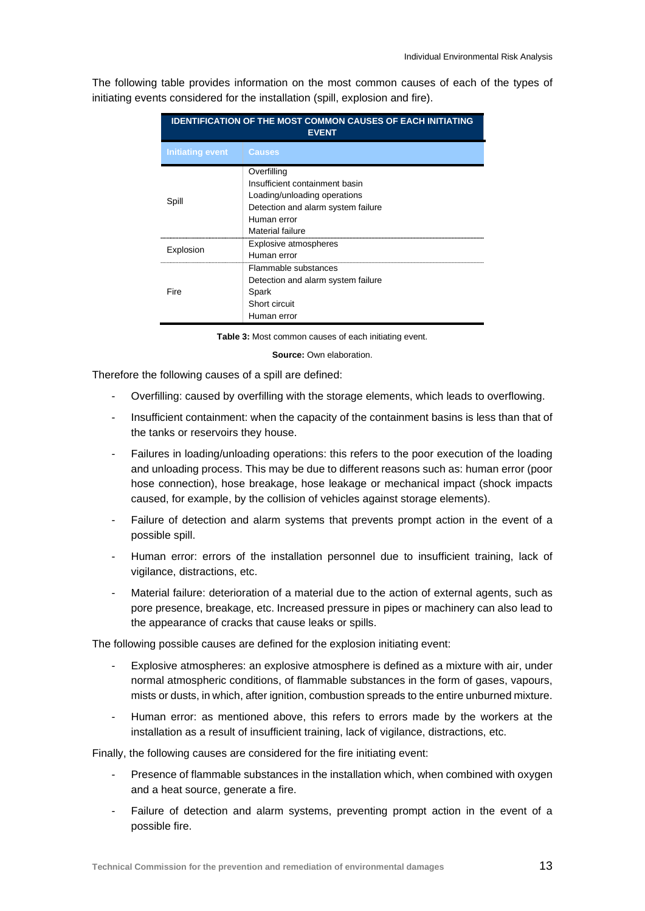The following table provides information on the most common causes of each of the types of initiating events considered for the installation (spill, explosion and fire).

| IDENTIFICATION OF THE MOST COMMON CAUSES OF EACH INITIATING EVENT | |
|---|---|
| **Initiating event** | **Causes** |
| Spill | Overfilling<br>Insufficient containment basin<br>Loading/unloading operations<br>Detection and alarm system failure<br>Human error<br>Material failure |
| Explosion | Explosive atmospheres<br>Human error |
| Fire | Flammable substances<br>Detection and alarm system failure<br>Spark<br>Short circuit<br>Human error |

**Table 3:** Most common causes of each initiating event.

**Source:** Own elaboration.

Therefore the following causes of a spill are defined:

- Overfilling: caused by overfilling with the storage elements, which leads to overflowing.
- Insufficient containment: when the capacity of the containment basins is less than that of the tanks or reservoirs they house.
- Failures in loading/unloading operations: this refers to the poor execution of the loading and unloading process. This may be due to different reasons such as: human error (poor hose connection), hose breakage, hose leakage or mechanical impact (shock impacts caused, for example, by the collision of vehicles against storage elements).
- Failure of detection and alarm systems that prevents prompt action in the event of a possible spill.
- Human error: errors of the installation personnel due to insufficient training, lack of vigilance, distractions, etc.
- Material failure: deterioration of a material due to the action of external agents, such as pore presence, breakage, etc. Increased pressure in pipes or machinery can also lead to the appearance of cracks that cause leaks or spills.

The following possible causes are defined for the explosion initiating event:

- Explosive atmospheres: an explosive atmosphere is defined as a mixture with air, under normal atmospheric conditions, of flammable substances in the form of gases, vapours, mists or dusts, in which, after ignition, combustion spreads to the entire unburned mixture.
- Human error: as mentioned above, this refers to errors made by the workers at the installation as a result of insufficient training, lack of vigilance, distractions, etc.

Finally, the following causes are considered for the fire initiating event:

- Presence of flammable substances in the installation which, when combined with oxygen and a heat source, generate a fire.
- Failure of detection and alarm systems, preventing prompt action in the event of a possible fire.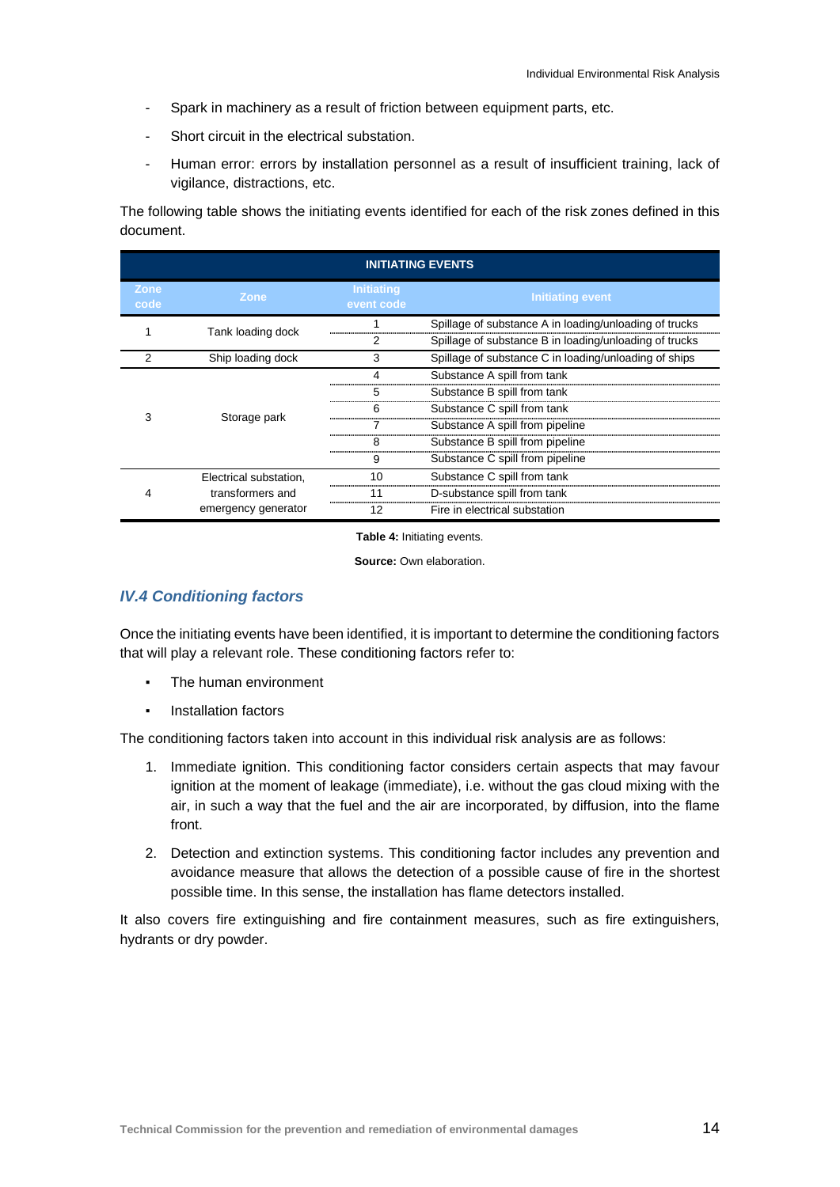- Spark in machinery as a result of friction between equipment parts, etc.
- Short circuit in the electrical substation.
- Human error: errors by installation personnel as a result of insufficient training, lack of vigilance, distractions, etc.

The following table shows the initiating events identified for each of the risk zones defined in this document.

| INITIATING EVENTS | | | |
|---|---|---|---|
| Zone code | Zone | Initiating event code | Initiating event |
| 1 | Tank loading dock | 1 | Spillage of substance A in loading/unloading of trucks |
| | | 2 | Spillage of substance B in loading/unloading of trucks |
| 2 | Ship loading dock | 3 | Spillage of substance C in loading/unloading of ships |
| 3 | Storage park | 4 | Substance A spill from tank |
| | | 5 | Substance B spill from tank |
| | | 6 | Substance C spill from tank |
| | | 7 | Substance A spill from pipeline |
| | | 8 | Substance B spill from pipeline |
| | | 9 | Substance C spill from pipeline |
| 4 | Electrical substation, transformers and emergency generator | 10 | Substance C spill from tank |
| | | 11 | D-substance spill from tank |
| | | 12 | Fire in electrical substation |

**Table 4:** Initiating events.

**Source:** Own elaboration.

### *IV.4 Conditioning factors*

Once the initiating events have been identified, it is important to determine the conditioning factors that will play a relevant role. These conditioning factors refer to:

- The human environment
- Installation factors

The conditioning factors taken into account in this individual risk analysis are as follows:

1. Immediate ignition. This conditioning factor considers certain aspects that may favour ignition at the moment of leakage (immediate), i.e. without the gas cloud mixing with the air, in such a way that the fuel and the air are incorporated, by diffusion, into the flame front.
2. Detection and extinction systems. This conditioning factor includes any prevention and avoidance measure that allows the detection of a possible cause of fire in the shortest possible time. In this sense, the installation has flame detectors installed.

It also covers fire extinguishing and fire containment measures, such as fire extinguishers, hydrants or dry powder.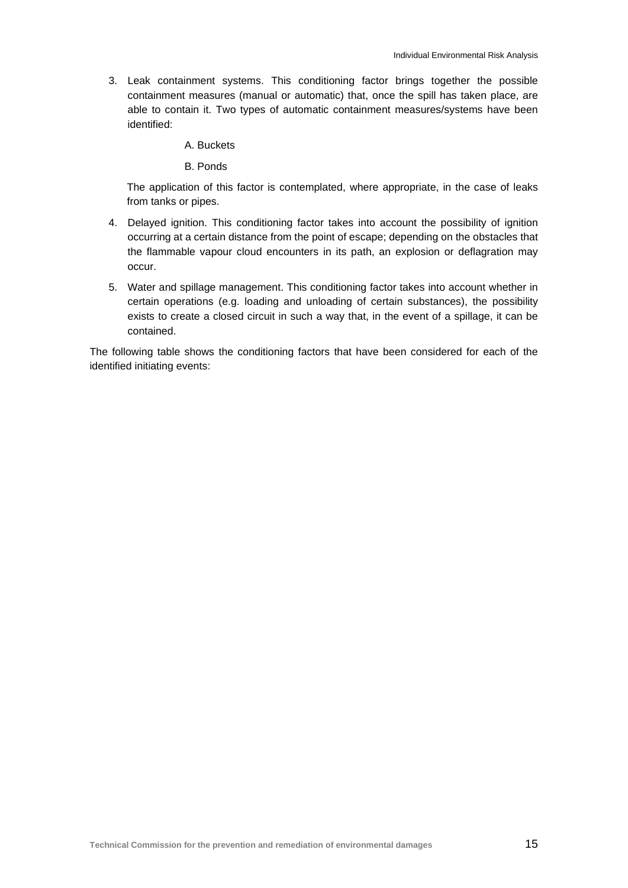3. Leak containment systems. This conditioning factor brings together the possible containment measures (manual or automatic) that, once the spill has taken place, are able to contain it. Two types of automatic containment measures/systems have been identified:

   A. Buckets

   B. Ponds

   The application of this factor is contemplated, where appropriate, in the case of leaks from tanks or pipes.

4. Delayed ignition. This conditioning factor takes into account the possibility of ignition occurring at a certain distance from the point of escape; depending on the obstacles that the flammable vapour cloud encounters in its path, an explosion or deflagration may occur.

5. Water and spillage management. This conditioning factor takes into account whether in certain operations (e.g. loading and unloading of certain substances), the possibility exists to create a closed circuit in such a way that, in the event of a spillage, it can be contained.

The following table shows the conditioning factors that have been considered for each of the identified initiating events: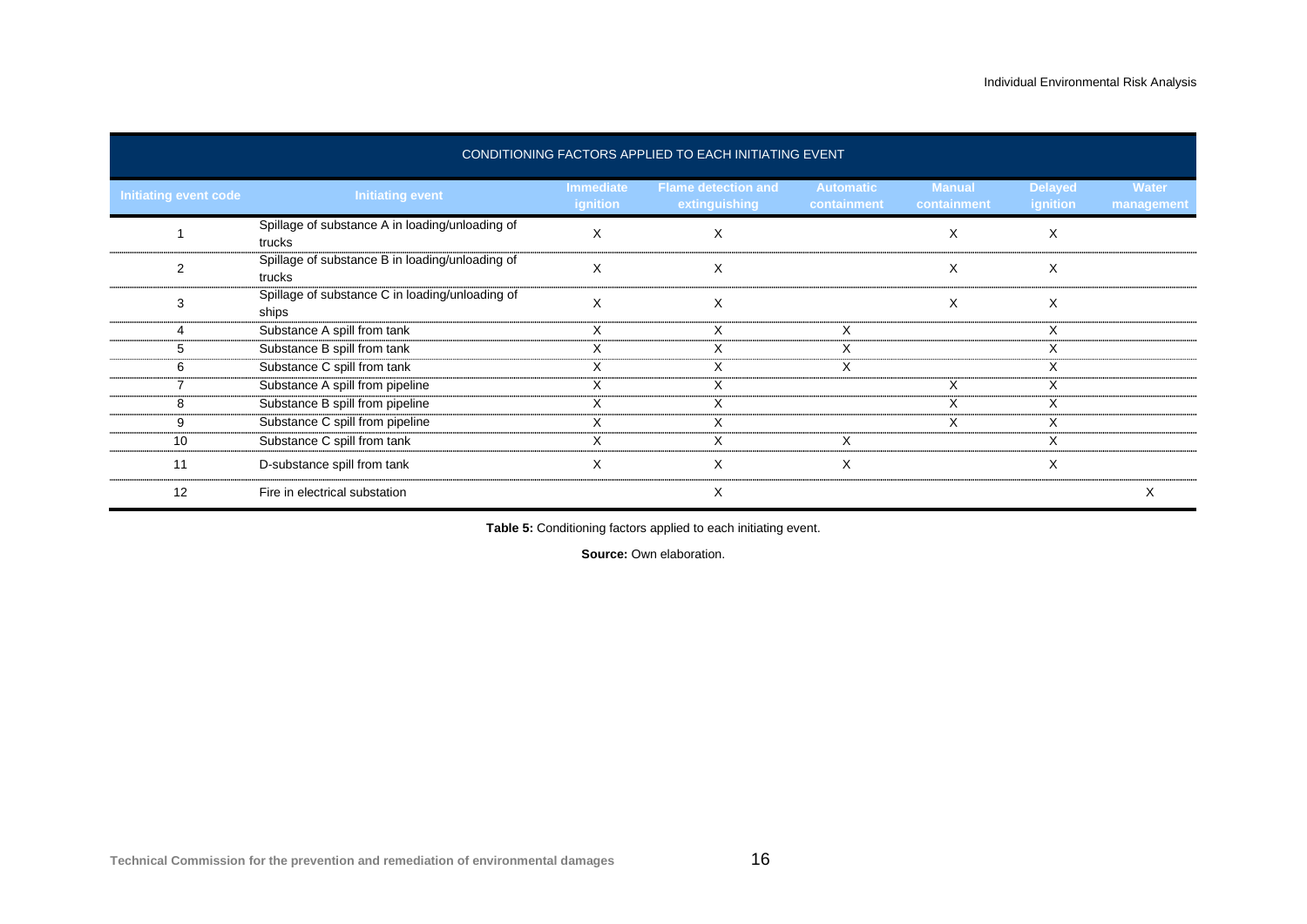| CONDITIONING FACTORS APPLIED TO EACH INITIATING EVENT | | | | | | | |
|---|---|---|---|---|---|---|---|
| **Initiating event code** | **Initiating event** | **Immediate ignition** | **Flame detection and extinguishing** | **Automatic containment** | **Manual containment** | **Delayed ignition** | **Water management** |
| 1 | Spillage of substance A in loading/unloading of trucks | X | X | | X | X | |
| 2 | Spillage of substance B in loading/unloading of trucks | X | X | | X | X | |
| 3 | Spillage of substance C in loading/unloading of ships | X | X | | X | X | |
| 4 | Substance A spill from tank | X | X | X | | X | |
| 5 | Substance B spill from tank | X | X | X | | X | |
| 6 | Substance C spill from tank | X | X | X | | X | |
| 7 | Substance A spill from pipeline | X | X | | X | X | |
| 8 | Substance B spill from pipeline | X | X | | X | X | |
| 9 | Substance C spill from pipeline | X | X | | X | X | |
| 10 | Substance C spill from tank | X | X | X | | X | |
| 11 | D-substance spill from tank | X | X | X | | X | |
| 12 | Fire in electrical substation | | X | | | | X |

**Table 5:** Conditioning factors applied to each initiating event.

**Source:** Own elaboration.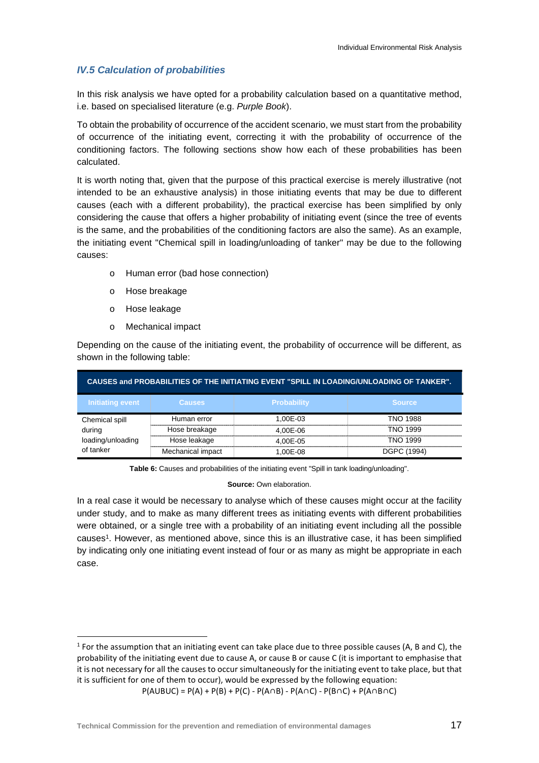### IV.5 Calculation of probabilities

In this risk analysis we have opted for a probability calculation based on a quantitative method, i.e. based on specialised literature (e.g. *Purple Book*).

To obtain the probability of occurrence of the accident scenario, we must start from the probability of occurrence of the initiating event, correcting it with the probability of occurrence of the conditioning factors. The following sections show how each of these probabilities has been calculated.

It is worth noting that, given that the purpose of this practical exercise is merely illustrative (not intended to be an exhaustive analysis) in those initiating events that may be due to different causes (each with a different probability), the practical exercise has been simplified by only considering the cause that offers a higher probability of initiating event (since the tree of events is the same, and the probabilities of the conditioning factors are also the same). As an example, the initiating event "Chemical spill in loading/unloading of tanker" may be due to the following causes:

- Human error (bad hose connection)
- Hose breakage
- Hose leakage
- Mechanical impact

Depending on the cause of the initiating event, the probability of occurrence will be different, as shown in the following table:

| CAUSES and PROBABILITIES OF THE INITIATING EVENT "SPILL IN LOADING/UNLOADING OF TANKER". | | | |
|---|---|---|---|
| **Initiating event** | **Causes** | **Probability** | **Source** |
| Chemical spill during loading/unloading of tanker | Human error | 1,00E-03 | TNO 1988 |
| | Hose breakage | 4,00E-06 | TNO 1999 |
| | Hose leakage | 4,00E-05 | TNO 1999 |
| | Mechanical impact | 1,00E-08 | DGPC (1994) |

**Table 6:** Causes and probabilities of the initiating event "Spill in tank loading/unloading".

**Source:** Own elaboration.

In a real case it would be necessary to analyse which of these causes might occur at the facility under study, and to make as many different trees as initiating events with different probabilities were obtained, or a single tree with a probability of an initiating event including all the possible causes[1]. However, as mentioned above, since this is an illustrative case, it has been simplified by indicating only one initiating event instead of four or as many as might be appropriate in each case.

---

[1] For the assumption that an initiating event can take place due to three possible causes (A, B and C), the probability of the initiating event due to cause A, or cause B or cause C (it is important to emphasise that it is not necessary for all the causes to occur simultaneously for the initiating event to take place, but that it is sufficient for one of them to occur), would be expressed by the following equation:

$$P(A \cup B \cup C) = P(A) + P(B) + P(C) - P(A \cap B) - P(A \cap C) - P(B \cap C) + P(A \cap B \cap C)$$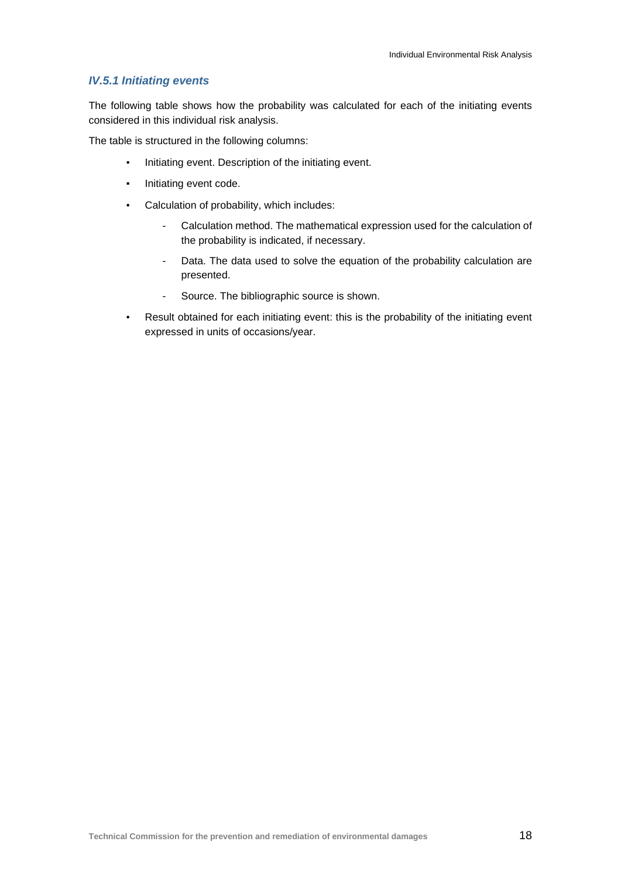### *IV.5.1 Initiating events*

The following table shows how the probability was calculated for each of the initiating events considered in this individual risk analysis.

The table is structured in the following columns:

- Initiating event. Description of the initiating event.
- Initiating event code.
- Calculation of probability, which includes:
  - Calculation method. The mathematical expression used for the calculation of the probability is indicated, if necessary.
  - Data. The data used to solve the equation of the probability calculation are presented.
  - Source. The bibliographic source is shown.
- Result obtained for each initiating event: this is the probability of the initiating event expressed in units of occasions/year.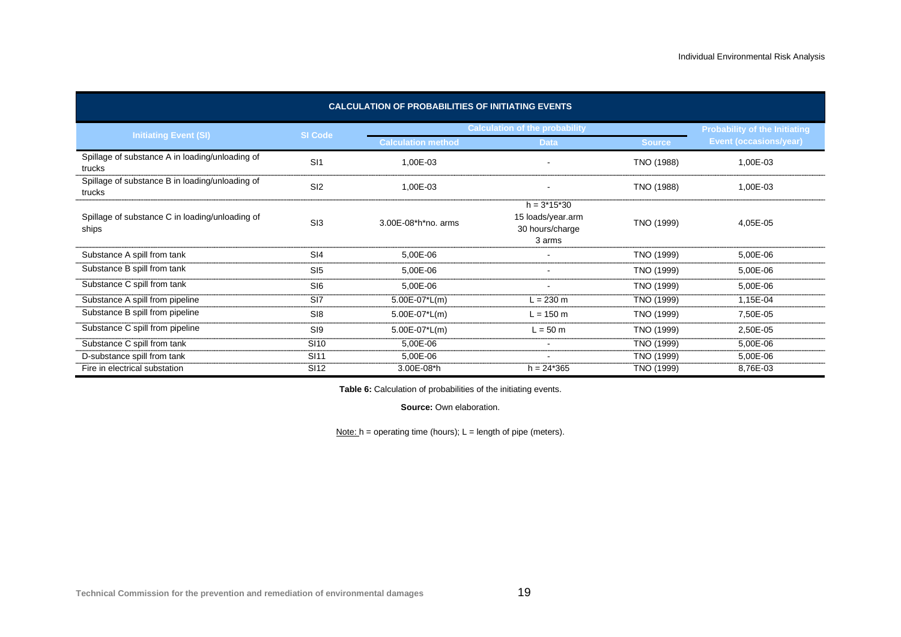| CALCULATION OF PROBABILITIES OF INITIATING EVENTS | | | | | |
|---|---|---|---|---|---|
| **Initiating Event (SI)** | **SI Code** | **Calculation of the probability** | | | **Probability of the Initiating Event (occasions/year)** |
| | | **Calculation method** | **Data** | **Source** | |
| Spillage of substance A in loading/unloading of trucks | SI1 | 1,00E-03 | - | TNO (1988) | 1,00E-03 |
| Spillage of substance B in loading/unloading of trucks | SI2 | 1,00E-03 | - | TNO (1988) | 1,00E-03 |
| Spillage of substance C in loading/unloading of ships | SI3 | 3.00E-08*h*no. arms | h = 3*15*30<br>15 loads/year.arm<br>30 hours/charge<br>3 arms | TNO (1999) | 4,05E-05 |
| Substance A spill from tank | SI4 | 5,00E-06 | - | TNO (1999) | 5,00E-06 |
| Substance B spill from tank | SI5 | 5,00E-06 | - | TNO (1999) | 5,00E-06 |
| Substance C spill from tank | SI6 | 5,00E-06 | - | TNO (1999) | 5,00E-06 |
| Substance A spill from pipeline | SI7 | 5.00E-07*L(m) | L = 230 m | TNO (1999) | 1,15E-04 |
| Substance B spill from pipeline | SI8 | 5.00E-07*L(m) | L = 150 m | TNO (1999) | 7,50E-05 |
| Substance C spill from pipeline | SI9 | 5.00E-07*L(m) | L = 50 m | TNO (1999) | 2,50E-05 |
| Substance C spill from tank | SI10 | 5,00E-06 | - | TNO (1999) | 5,00E-06 |
| D-substance spill from tank | SI11 | 5,00E-06 | - | TNO (1999) | 5,00E-06 |
| Fire in electrical substation | SI12 | 3.00E-08*h | h = 24*365 | TNO (1999) | 8,76E-03 |

**Table 6:** Calculation of probabilities of the initiating events.

**Source:** Own elaboration.

Note: h = operating time (hours); L = length of pipe (meters).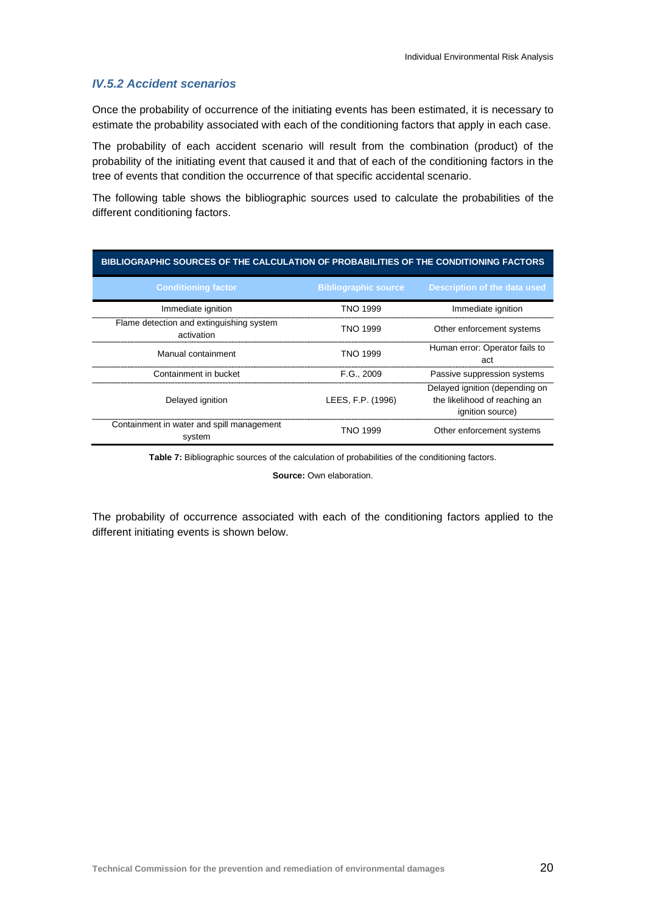### *IV.5.2 Accident scenarios*

Once the probability of occurrence of the initiating events has been estimated, it is necessary to estimate the probability associated with each of the conditioning factors that apply in each case.

The probability of each accident scenario will result from the combination (product) of the probability of the initiating event that caused it and that of each of the conditioning factors in the tree of events that condition the occurrence of that specific accidental scenario.

The following table shows the bibliographic sources used to calculate the probabilities of the different conditioning factors.

| BIBLIOGRAPHIC SOURCES OF THE CALCULATION OF PROBABILITIES OF THE CONDITIONING FACTORS | | |
|---|---|---|
| **Conditioning factor** | **Bibliographic source** | **Description of the data used** |
| Immediate ignition | TNO 1999 | Immediate ignition |
| Flame detection and extinguishing system activation | TNO 1999 | Other enforcement systems |
| Manual containment | TNO 1999 | Human error: Operator fails to act |
| Containment in bucket | F.G., 2009 | Passive suppression systems |
| Delayed ignition | LEES, F.P. (1996) | Delayed ignition (depending on the likelihood of reaching an ignition source) |
| Containment in water and spill management system | TNO 1999 | Other enforcement systems |

**Table 7:** Bibliographic sources of the calculation of probabilities of the conditioning factors.

**Source:** Own elaboration.

The probability of occurrence associated with each of the conditioning factors applied to the different initiating events is shown below.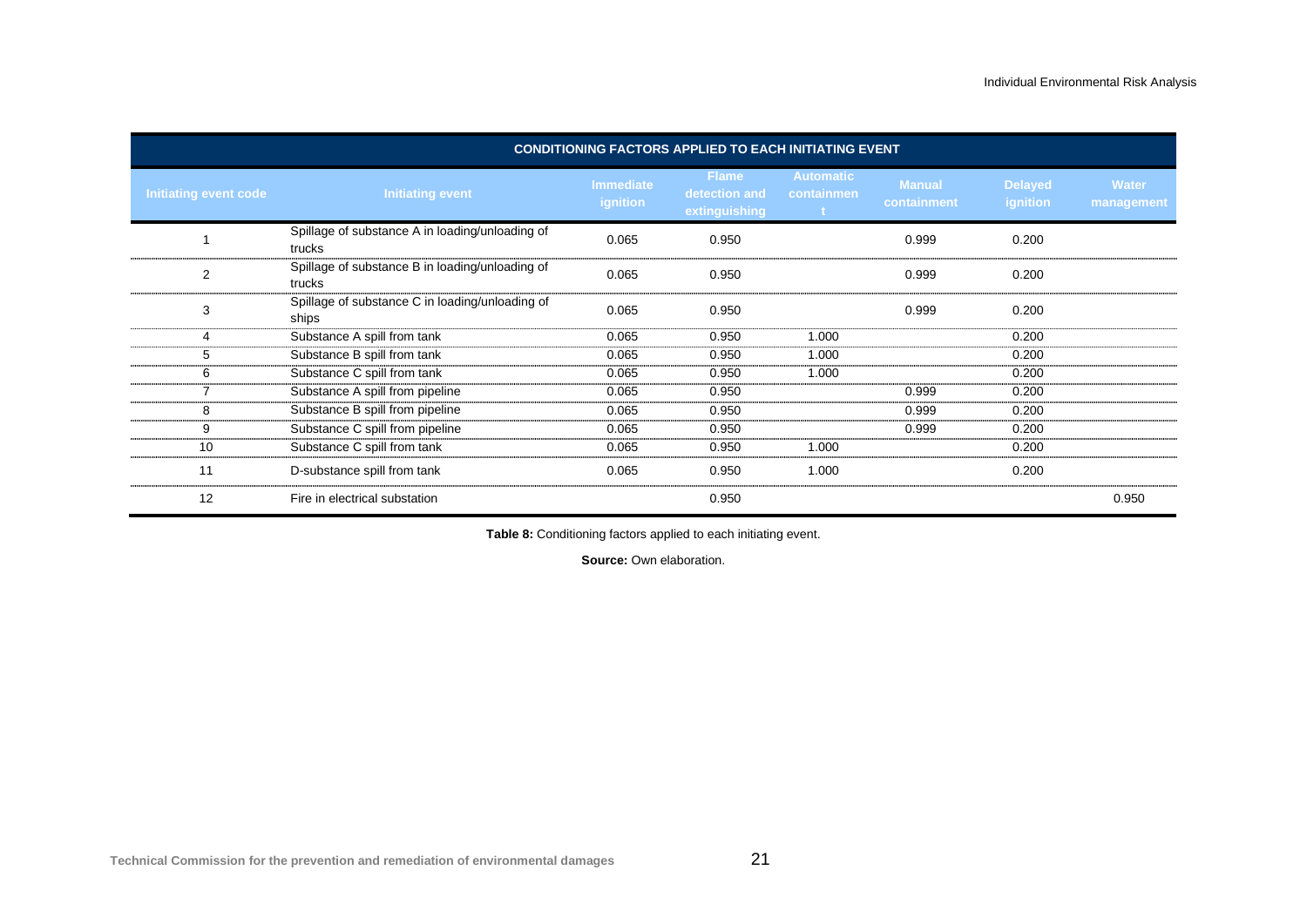| CONDITIONING FACTORS APPLIED TO EACH INITIATING EVENT | | | | | | | |
|---|---|---|---|---|---|---|---|
| **Initiating event code** | **Initiating event** | **Immediate ignition** | **Flame detection and extinguishing** | **Automatic containment** | **Manual containment** | **Delayed ignition** | **Water management** |
| 1 | Spillage of substance A in loading/unloading of trucks | 0.065 | 0.950 | | 0.999 | 0.200 | |
| 2 | Spillage of substance B in loading/unloading of trucks | 0.065 | 0.950 | | 0.999 | 0.200 | |
| 3 | Spillage of substance C in loading/unloading of ships | 0.065 | 0.950 | | 0.999 | 0.200 | |
| 4 | Substance A spill from tank | 0.065 | 0.950 | 1.000 | | 0.200 | |
| 5 | Substance B spill from tank | 0.065 | 0.950 | 1.000 | | 0.200 | |
| 6 | Substance C spill from tank | 0.065 | 0.950 | 1.000 | | 0.200 | |
| 7 | Substance A spill from pipeline | 0.065 | 0.950 | | 0.999 | 0.200 | |
| 8 | Substance B spill from pipeline | 0.065 | 0.950 | | 0.999 | 0.200 | |
| 9 | Substance C spill from pipeline | 0.065 | 0.950 | | 0.999 | 0.200 | |
| 10 | Substance C spill from tank | 0.065 | 0.950 | 1.000 | | 0.200 | |
| 11 | D-substance spill from tank | 0.065 | 0.950 | 1.000 | | 0.200 | |
| 12 | Fire in electrical substation | | 0.950 | | | | 0.950 |

**Table 8:** Conditioning factors applied to each initiating event.

**Source:** Own elaboration.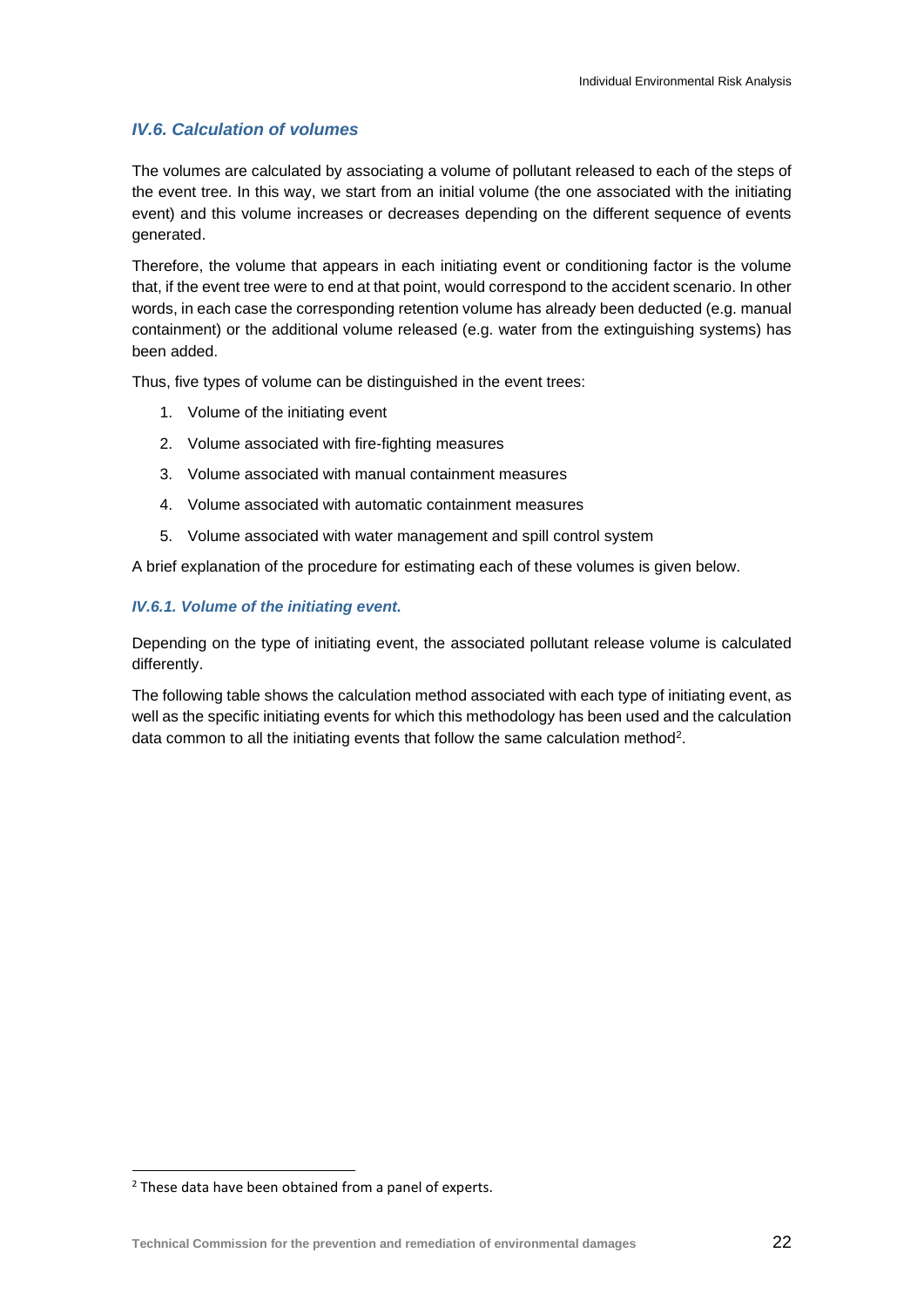### *IV.6. Calculation of volumes*

The volumes are calculated by associating a volume of pollutant released to each of the steps of the event tree. In this way, we start from an initial volume (the one associated with the initiating event) and this volume increases or decreases depending on the different sequence of events generated.

Therefore, the volume that appears in each initiating event or conditioning factor is the volume that, if the event tree were to end at that point, would correspond to the accident scenario. In other words, in each case the corresponding retention volume has already been deducted (e.g. manual containment) or the additional volume released (e.g. water from the extinguishing systems) has been added.

Thus, five types of volume can be distinguished in the event trees:

1. Volume of the initiating event
2. Volume associated with fire-fighting measures
3. Volume associated with manual containment measures
4. Volume associated with automatic containment measures
5. Volume associated with water management and spill control system

A brief explanation of the procedure for estimating each of these volumes is given below.

#### *IV.6.1. Volume of the initiating event.*

Depending on the type of initiating event, the associated pollutant release volume is calculated differently.

The following table shows the calculation method associated with each type of initiating event, as well as the specific initiating events for which this methodology has been used and the calculation data common to all the initiating events that follow the same calculation method[2].

[2] These data have been obtained from a panel of experts.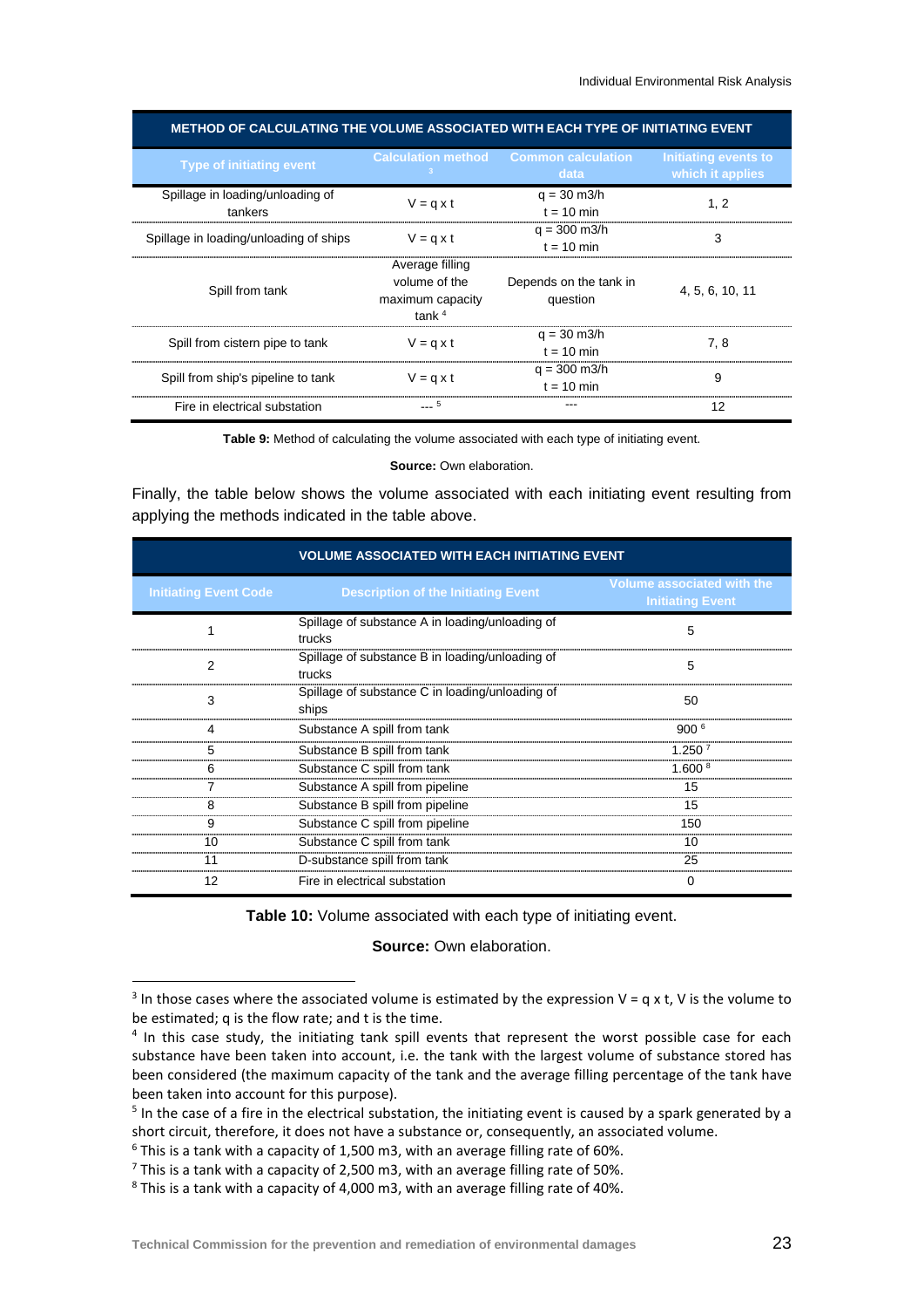| METHOD OF CALCULATING THE VOLUME ASSOCIATED WITH EACH TYPE OF INITIATING EVENT | | | |
|---|---|---|---|
| Type of initiating event | Calculation method [3] | Common calculation data | Initiating events to which it applies |
| Spillage in loading/unloading of tankers | V = q x t | q = 30 m3/h t = 10 min | 1, 2 |
| Spillage in loading/unloading of ships | V = q x t | q = 300 m3/h t = 10 min | 3 |
| Spill from tank | Average filling volume of the maximum capacity tank [4] | Depends on the tank in question | 4, 5, 6, 10, 11 |
| Spill from cistern pipe to tank | V = q x t | q = 30 m3/h t = 10 min | 7, 8 |
| Spill from ship's pipeline to tank | V = q x t | q = 300 m3/h t = 10 min | 9 |
| Fire in electrical substation | --- [5] | --- | 12 |

**Table 9:** Method of calculating the volume associated with each type of initiating event.

**Source:** Own elaboration.

Finally, the table below shows the volume associated with each initiating event resulting from applying the methods indicated in the table above.

| VOLUME ASSOCIATED WITH EACH INITIATING EVENT | | |
|---|---|---|
| Initiating Event Code | Description of the Initiating Event | Volume associated with the Initiating Event |
| 1 | Spillage of substance A in loading/unloading of trucks | 5 |
| 2 | Spillage of substance B in loading/unloading of trucks | 5 |
| 3 | Spillage of substance C in loading/unloading of ships | 50 |
| 4 | Substance A spill from tank | 900 [6] |
| 5 | Substance B spill from tank | 1.250 [7] |
| 6 | Substance C spill from tank | 1.600 [8] |
| 7 | Substance A spill from pipeline | 15 |
| 8 | Substance B spill from pipeline | 15 |
| 9 | Substance C spill from pipeline | 150 |
| 10 | Substance C spill from tank | 10 |
| 11 | D-substance spill from tank | 25 |
| 12 | Fire in electrical substation | 0 |

**Table 10:** Volume associated with each type of initiating event.

**Source:** Own elaboration.

---

[3] In those cases where the associated volume is estimated by the expression V = q x t, V is the volume to be estimated; q is the flow rate; and t is the time.

[4] In this case study, the initiating tank spill events that represent the worst possible case for each substance have been taken into account, i.e. the tank with the largest volume of substance stored has been considered (the maximum capacity of the tank and the average filling percentage of the tank have been taken into account for this purpose).

[5] In the case of a fire in the electrical substation, the initiating event is caused by a spark generated by a short circuit, therefore, it does not have a substance or, consequently, an associated volume.

[6] This is a tank with a capacity of 1,500 m3, with an average filling rate of 60%.

[7] This is a tank with a capacity of 2,500 m3, with an average filling rate of 50%.

[8] This is a tank with a capacity of 4,000 m3, with an average filling rate of 40%.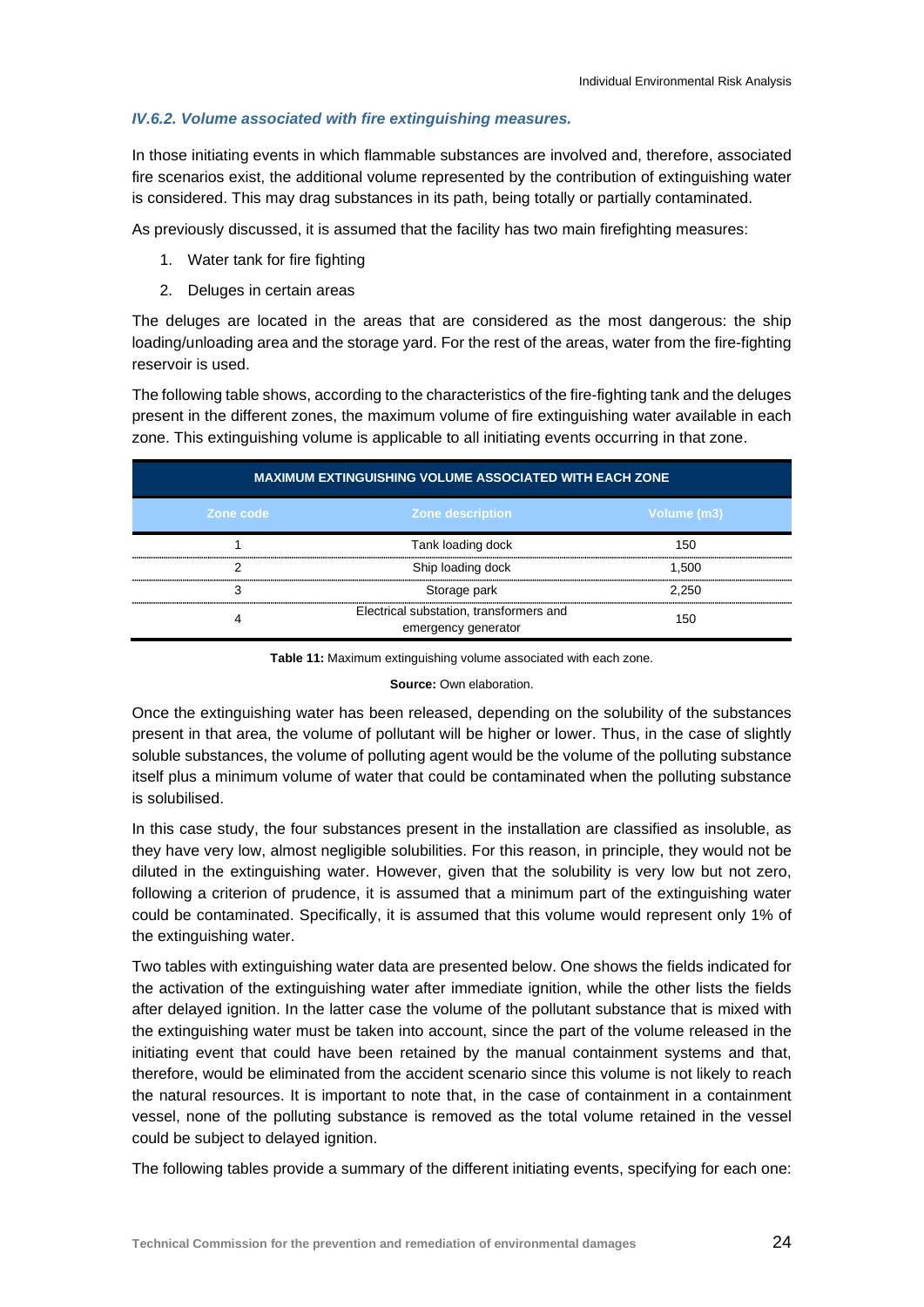### *IV.6.2. Volume associated with fire extinguishing measures.*

In those initiating events in which flammable substances are involved and, therefore, associated fire scenarios exist, the additional volume represented by the contribution of extinguishing water is considered. This may drag substances in its path, being totally or partially contaminated.

As previously discussed, it is assumed that the facility has two main firefighting measures:

1. Water tank for fire fighting
2. Deluges in certain areas

The deluges are located in the areas that are considered as the most dangerous: the ship loading/unloading area and the storage yard. For the rest of the areas, water from the fire-fighting reservoir is used.

The following table shows, according to the characteristics of the fire-fighting tank and the deluges present in the different zones, the maximum volume of fire extinguishing water available in each zone. This extinguishing volume is applicable to all initiating events occurring in that zone.

| MAXIMUM EXTINGUISHING VOLUME ASSOCIATED WITH EACH ZONE | | |
|---|---|---|
| **Zone code** | **Zone description** | **Volume (m3)** |
| 1 | Tank loading dock | 150 |
| 2 | Ship loading dock | 1,500 |
| 3 | Storage park | 2,250 |
| 4 | Electrical substation, transformers and emergency generator | 150 |

**Table 11:** Maximum extinguishing volume associated with each zone.

**Source:** Own elaboration.

Once the extinguishing water has been released, depending on the solubility of the substances present in that area, the volume of pollutant will be higher or lower. Thus, in the case of slightly soluble substances, the volume of polluting agent would be the volume of the polluting substance itself plus a minimum volume of water that could be contaminated when the polluting substance is solubilised.

In this case study, the four substances present in the installation are classified as insoluble, as they have very low, almost negligible solubilities. For this reason, in principle, they would not be diluted in the extinguishing water. However, given that the solubility is very low but not zero, following a criterion of prudence, it is assumed that a minimum part of the extinguishing water could be contaminated. Specifically, it is assumed that this volume would represent only 1% of the extinguishing water.

Two tables with extinguishing water data are presented below. One shows the fields indicated for the activation of the extinguishing water after immediate ignition, while the other lists the fields after delayed ignition. In the latter case the volume of the pollutant substance that is mixed with the extinguishing water must be taken into account, since the part of the volume released in the initiating event that could have been retained by the manual containment systems and that, therefore, would be eliminated from the accident scenario since this volume is not likely to reach the natural resources. It is important to note that, in the case of containment in a containment vessel, none of the polluting substance is removed as the total volume retained in the vessel could be subject to delayed ignition.

The following tables provide a summary of the different initiating events, specifying for each one: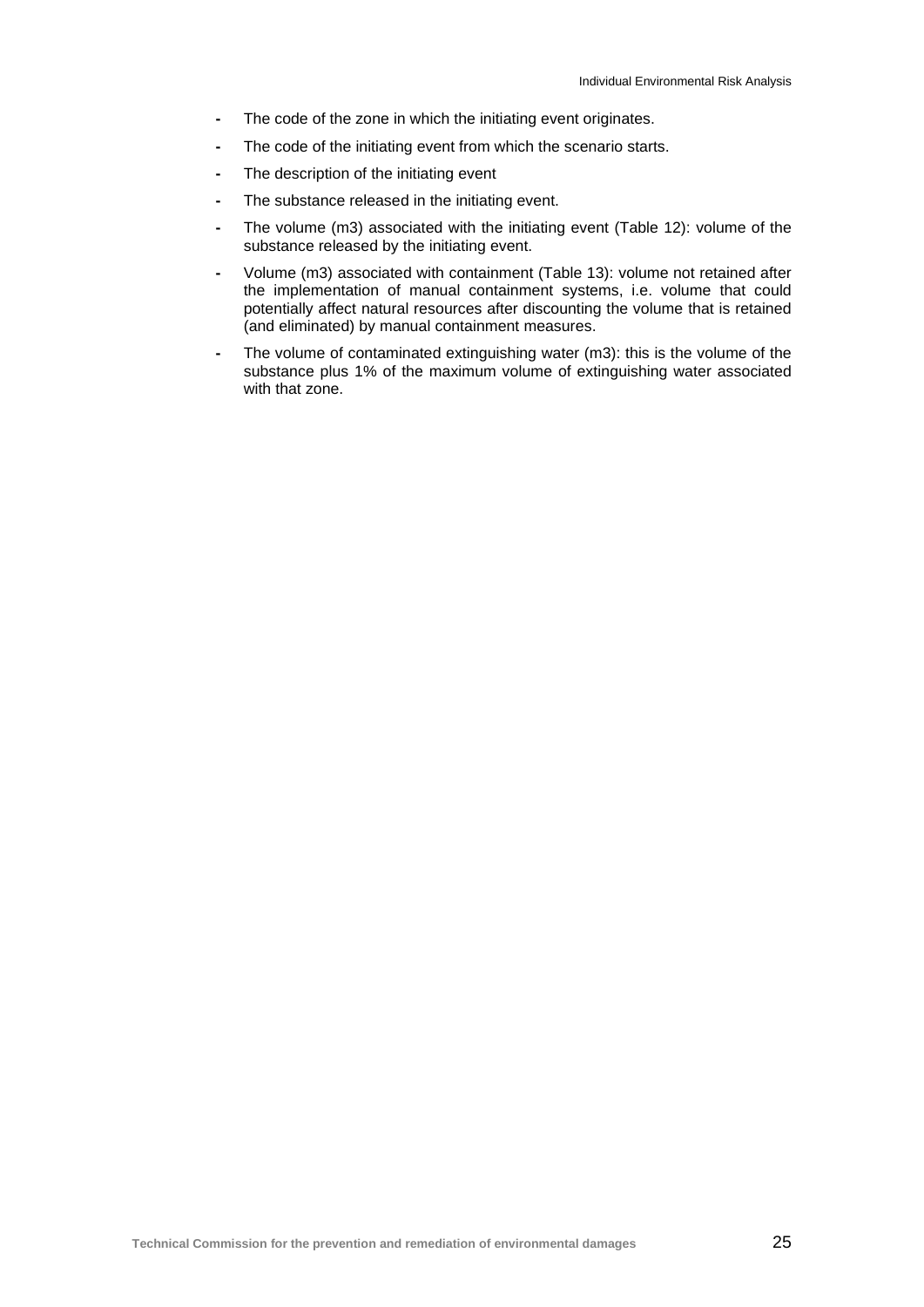- The code of the zone in which the initiating event originates.
- The code of the initiating event from which the scenario starts.
- The description of the initiating event
- The substance released in the initiating event.
- The volume (m3) associated with the initiating event (Table 12): volume of the substance released by the initiating event.
- Volume (m3) associated with containment (Table 13): volume not retained after the implementation of manual containment systems, i.e. volume that could potentially affect natural resources after discounting the volume that is retained (and eliminated) by manual containment measures.
- The volume of contaminated extinguishing water (m3): this is the volume of the substance plus 1% of the maximum volume of extinguishing water associated with that zone.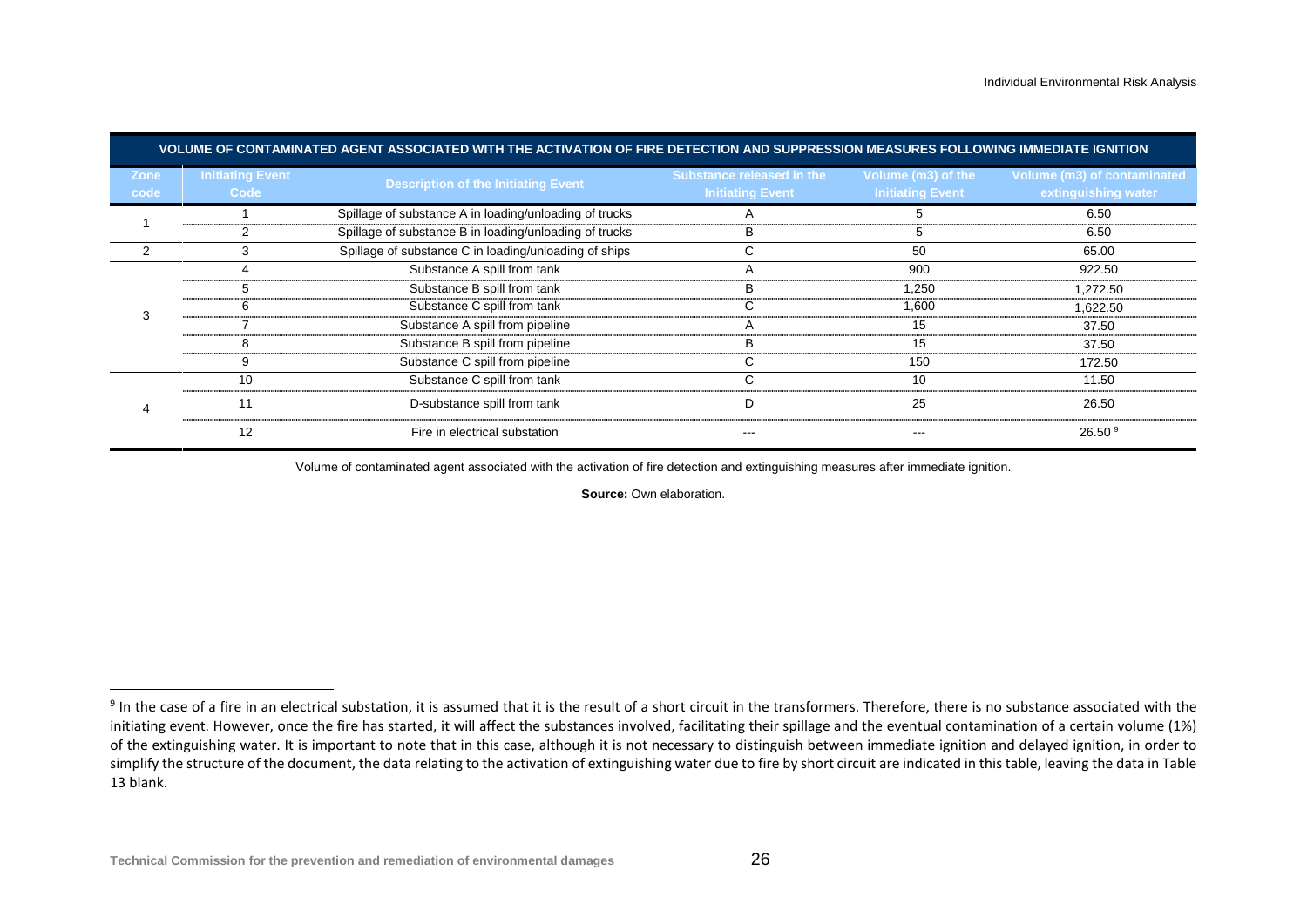| VOLUME OF CONTAMINATED AGENT ASSOCIATED WITH THE ACTIVATION OF FIRE DETECTION AND SUPPRESSION MEASURES FOLLOWING IMMEDIATE IGNITION | | | | | |
|---|---|---|---|---|---|
| **Zone code** | **Initiating Event Code** | **Description of the Initiating Event** | **Substance released in the Initiating Event** | **Volume (m3) of the Initiating Event** | **Volume (m3) of contaminated extinguishing water** |
| 1 | 1 | Spillage of substance A in loading/unloading of trucks | A | 5 | 6.50 |
| | 2 | Spillage of substance B in loading/unloading of trucks | B | 5 | 6.50 |
| 2 | 3 | Spillage of substance C in loading/unloading of ships | C | 50 | 65.00 |
| 3 | 4 | Substance A spill from tank | A | 900 | 922.50 |
| | 5 | Substance B spill from tank | B | 1,250 | 1,272.50 |
| | 6 | Substance C spill from tank | C | 1,600 | 1,622.50 |
| | 7 | Substance A spill from pipeline | A | 15 | 37.50 |
| | 8 | Substance B spill from pipeline | B | 15 | 37.50 |
| | 9 | Substance C spill from pipeline | C | 150 | 172.50 |
| 4 | 10 | Substance C spill from tank | C | 10 | 11.50 |
| | 11 | D-substance spill from tank | D | 25 | 26.50 |
| | 12 | Fire in electrical substation | --- | --- | 26.50 [9] |

Volume of contaminated agent associated with the activation of fire detection and extinguishing measures after immediate ignition.

**Source:** Own elaboration.

[9] In the case of a fire in an electrical substation, it is assumed that it is the result of a short circuit in the transformers. Therefore, there is no substance associated with the initiating event. However, once the fire has started, it will affect the substances involved, facilitating their spillage and the eventual contamination of a certain volume (1%) of the extinguishing water. It is important to note that in this case, although it is not necessary to distinguish between immediate ignition and delayed ignition, in order to simplify the structure of the document, the data relating to the activation of extinguishing water due to fire by short circuit are indicated in this table, leaving the data in Table 13 blank.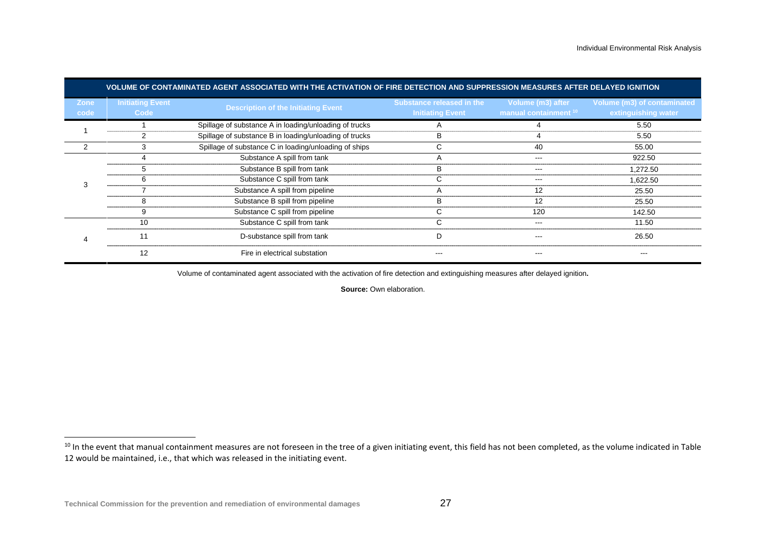| VOLUME OF CONTAMINATED AGENT ASSOCIATED WITH THE ACTIVATION OF FIRE DETECTION AND SUPPRESSION MEASURES AFTER DELAYED IGNITION | | | | | |
|---|---|---|---|---|---|
| Zone code | Initiating Event Code | Description of the Initiating Event | Substance released in the Initiating Event | Volume (m3) after manual containment [10] | Volume (m3) of contaminated extinguishing water |
| 1 | 1 | Spillage of substance A in loading/unloading of trucks | A | 4 | 5.50 |
| | 2 | Spillage of substance B in loading/unloading of trucks | B | 4 | 5.50 |
| 2 | 3 | Spillage of substance C in loading/unloading of ships | C | 40 | 55.00 |
| 3 | 4 | Substance A spill from tank | A | --- | 922.50 |
| | 5 | Substance B spill from tank | B | --- | 1,272.50 |
| | 6 | Substance C spill from tank | C | --- | 1,622.50 |
| | 7 | Substance A spill from pipeline | A | 12 | 25.50 |
| | 8 | Substance B spill from pipeline | B | 12 | 25.50 |
| | 9 | Substance C spill from pipeline | C | 120 | 142.50 |
| 4 | 10 | Substance C spill from tank | C | --- | 11.50 |
| | 11 | D-substance spill from tank | D | --- | 26.50 |
| | 12 | Fire in electrical substation | --- | --- | --- |

Volume of contaminated agent associated with the activation of fire detection and extinguishing measures after delayed ignition**.**

**Source:** Own elaboration.

[10] In the event that manual containment measures are not foreseen in the tree of a given initiating event, this field has not been completed, as the volume indicated in Table 12 would be maintained, i.e., that which was released in the initiating event.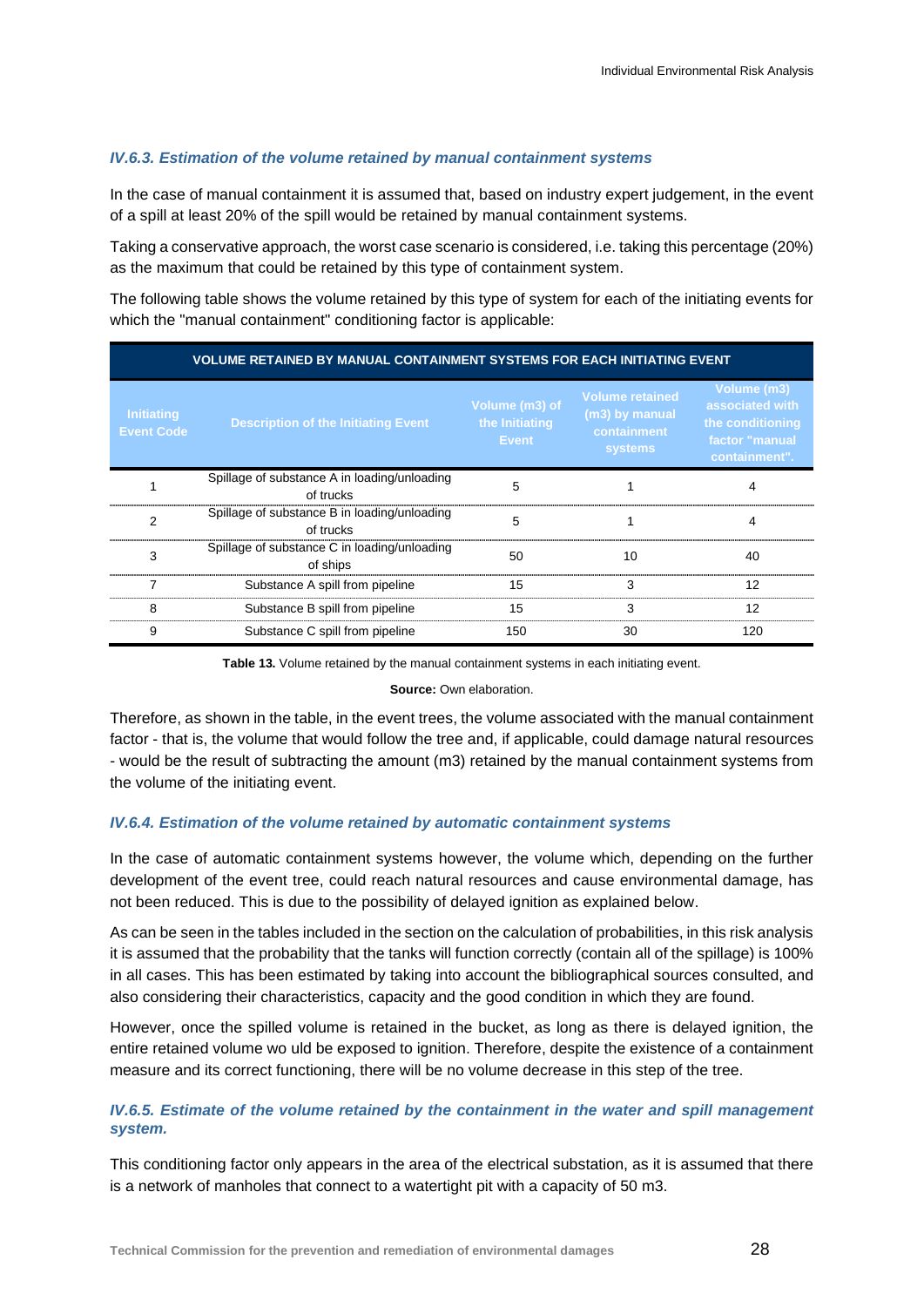### *IV.6.3. Estimation of the volume retained by manual containment systems*

In the case of manual containment it is assumed that, based on industry expert judgement, in the event of a spill at least 20% of the spill would be retained by manual containment systems.

Taking a conservative approach, the worst case scenario is considered, i.e. taking this percentage (20%) as the maximum that could be retained by this type of containment system.

The following table shows the volume retained by this type of system for each of the initiating events for which the "manual containment" conditioning factor is applicable:

| VOLUME RETAINED BY MANUAL CONTAINMENT SYSTEMS FOR EACH INITIATING EVENT | | | | |
|---|---|---|---|---|
| Initiating Event Code | Description of the Initiating Event | Volume (m3) of the Initiating Event | Volume retained (m3) by manual containment systems | Volume (m3) associated with the conditioning factor "manual containment". |
| 1 | Spillage of substance A in loading/unloading of trucks | 5 | 1 | 4 |
| 2 | Spillage of substance B in loading/unloading of trucks | 5 | 1 | 4 |
| 3 | Spillage of substance C in loading/unloading of ships | 50 | 10 | 40 |
| 7 | Substance A spill from pipeline | 15 | 3 | 12 |
| 8 | Substance B spill from pipeline | 15 | 3 | 12 |
| 9 | Substance C spill from pipeline | 150 | 30 | 120 |

**Table 13.** Volume retained by the manual containment systems in each initiating event.

**Source:** Own elaboration.

Therefore, as shown in the table, in the event trees, the volume associated with the manual containment factor - that is, the volume that would follow the tree and, if applicable, could damage natural resources - would be the result of subtracting the amount (m3) retained by the manual containment systems from the volume of the initiating event.

### *IV.6.4. Estimation of the volume retained by automatic containment systems*

In the case of automatic containment systems however, the volume which, depending on the further development of the event tree, could reach natural resources and cause environmental damage, has not been reduced. This is due to the possibility of delayed ignition as explained below.

As can be seen in the tables included in the section on the calculation of probabilities, in this risk analysis it is assumed that the probability that the tanks will function correctly (contain all of the spillage) is 100% in all cases. This has been estimated by taking into account the bibliographical sources consulted, and also considering their characteristics, capacity and the good condition in which they are found.

However, once the spilled volume is retained in the bucket, as long as there is delayed ignition, the entire retained volume wo uld be exposed to ignition. Therefore, despite the existence of a containment measure and its correct functioning, there will be no volume decrease in this step of the tree.

### *IV.6.5. Estimate of the volume retained by the containment in the water and spill management system.*

This conditioning factor only appears in the area of the electrical substation, as it is assumed that there is a network of manholes that connect to a watertight pit with a capacity of 50 m3.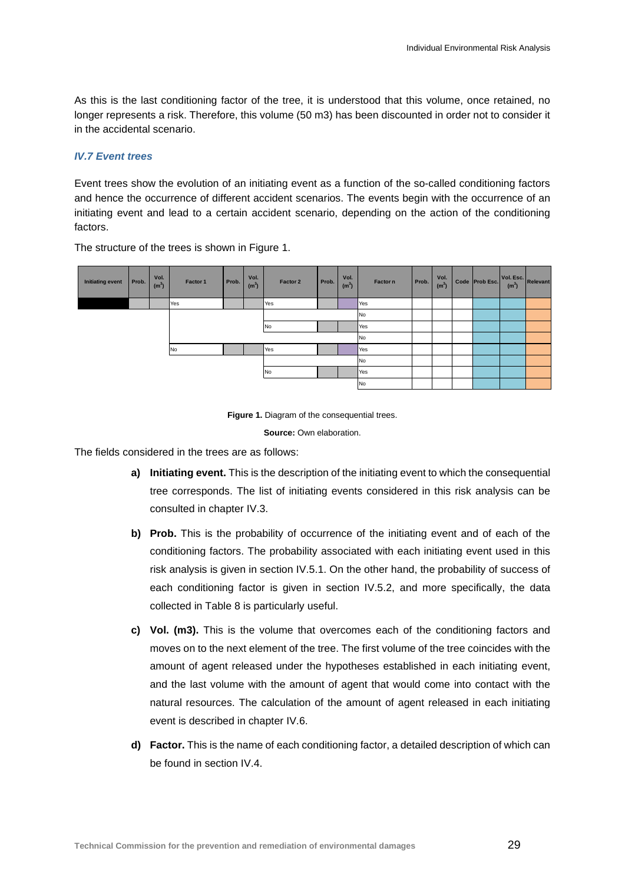As this is the last conditioning factor of the tree, it is understood that this volume, once retained, no longer represents a risk. Therefore, this volume (50 m3) has been discounted in order not to consider it in the accidental scenario.

### *IV.7 Event trees*

Event trees show the evolution of an initiating event as a function of the so-called conditioning factors and hence the occurrence of different accident scenarios. The events begin with the occurrence of an initiating event and lead to a certain accident scenario, depending on the action of the conditioning factors.

The structure of the trees is shown in Figure 1.

| Initiating event | Prob. | Vol. ($m^3$) | Factor 1 | Prob. | Vol. ($m^3$) | Factor 2 | Prob. | Vol. ($m^3$) | Factor n | Prob. | Vol. ($m^3$) | Code | Prob Esc. | Vol. Esc. ($m^3$) | Relevant |
|---|---|---|---|---|---|---|---|---|---|---|---|---|---|---|---|
| | | | Yes | | | Yes | | | Yes | | | | | | |
| | | | | | | | | | No | | | | | | |
| | | | | | | No | | | Yes | | | | | | |
| | | | | | | | | | No | | | | | | |
| | | | No | | | Yes | | | Yes | | | | | | |
| | | | | | | | | | No | | | | | | |
| | | | | | | No | | | Yes | | | | | | |
| | | | | | | | | | No | | | | | | |

**Figure 1.** Diagram of the consequential trees.

**Source:** Own elaboration.

The fields considered in the trees are as follows:

a) **Initiating event.** This is the description of the initiating event to which the consequential tree corresponds. The list of initiating events considered in this risk analysis can be consulted in chapter IV.3.

b) **Prob.** This is the probability of occurrence of the initiating event and of each of the conditioning factors. The probability associated with each initiating event used in this risk analysis is given in section IV.5.1. On the other hand, the probability of success of each conditioning factor is given in section IV.5.2, and more specifically, the data collected in Table 8 is particularly useful.

c) **Vol. (m3).** This is the volume that overcomes each of the conditioning factors and moves on to the next element of the tree. The first volume of the tree coincides with the amount of agent released under the hypotheses established in each initiating event, and the last volume with the amount of agent that would come into contact with the natural resources. The calculation of the amount of agent released in each initiating event is described in chapter IV.6.

d) **Factor.** This is the name of each conditioning factor, a detailed description of which can be found in section IV.4.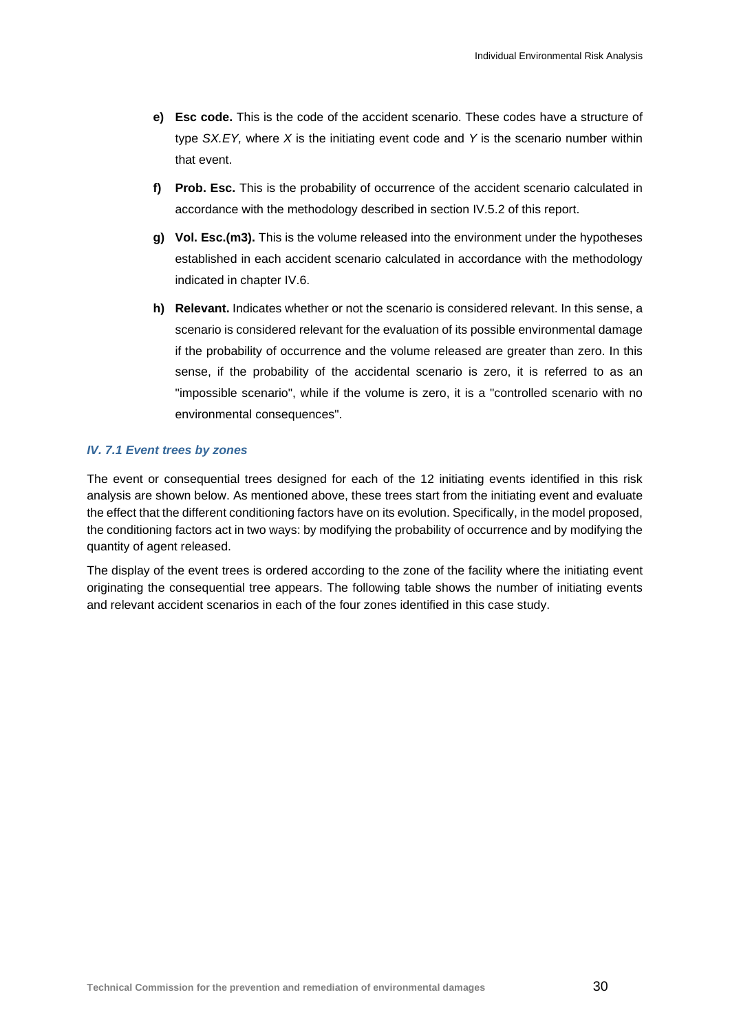- **e) Esc code.** This is the code of the accident scenario. These codes have a structure of type *SX.EY,* where *X* is the initiating event code and *Y* is the scenario number within that event.
- **f) Prob. Esc.** This is the probability of occurrence of the accident scenario calculated in accordance with the methodology described in section IV.5.2 of this report.
- **g) Vol. Esc.(m3).** This is the volume released into the environment under the hypotheses established in each accident scenario calculated in accordance with the methodology indicated in chapter IV.6.
- **h) Relevant.** Indicates whether or not the scenario is considered relevant. In this sense, a scenario is considered relevant for the evaluation of its possible environmental damage if the probability of occurrence and the volume released are greater than zero. In this sense, if the probability of the accidental scenario is zero, it is referred to as an "impossible scenario", while if the volume is zero, it is a "controlled scenario with no environmental consequences".

### *IV. 7.1 Event trees by zones*

The event or consequential trees designed for each of the 12 initiating events identified in this risk analysis are shown below. As mentioned above, these trees start from the initiating event and evaluate the effect that the different conditioning factors have on its evolution. Specifically, in the model proposed, the conditioning factors act in two ways: by modifying the probability of occurrence and by modifying the quantity of agent released.

The display of the event trees is ordered according to the zone of the facility where the initiating event originating the consequential tree appears. The following table shows the number of initiating events and relevant accident scenarios in each of the four zones identified in this case study.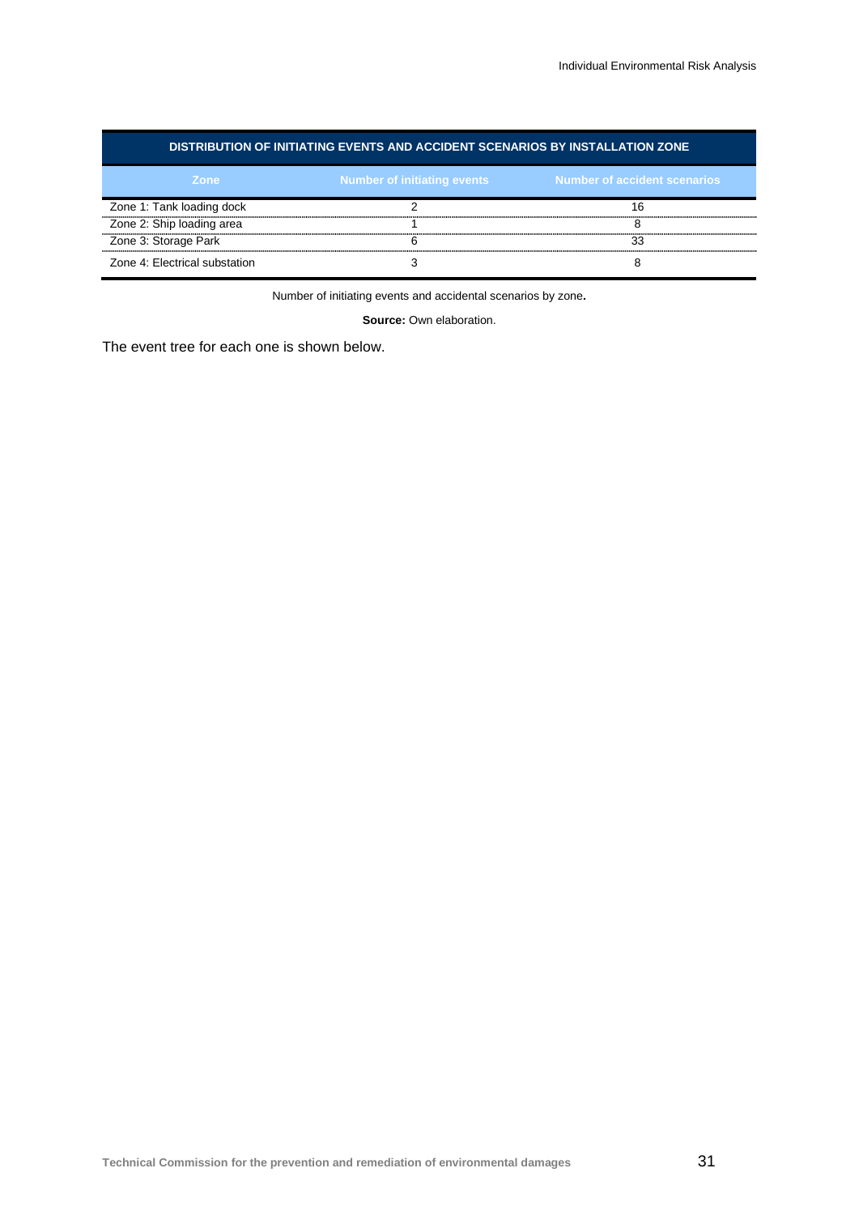| DISTRIBUTION OF INITIATING EVENTS AND ACCIDENT SCENARIOS BY INSTALLATION ZONE | | |
|---|---|---|
| **Zone** | **Number of initiating events** | **Number of accident scenarios** |
| Zone 1: Tank loading dock | 2 | 16 |
| Zone 2: Ship loading area | 1 | 8 |
| Zone 3: Storage Park | 6 | 33 |
| Zone 4: Electrical substation | 3 | 8 |

Number of initiating events and accidental scenarios by zone.

**Source:** Own elaboration.

The event tree for each one is shown below.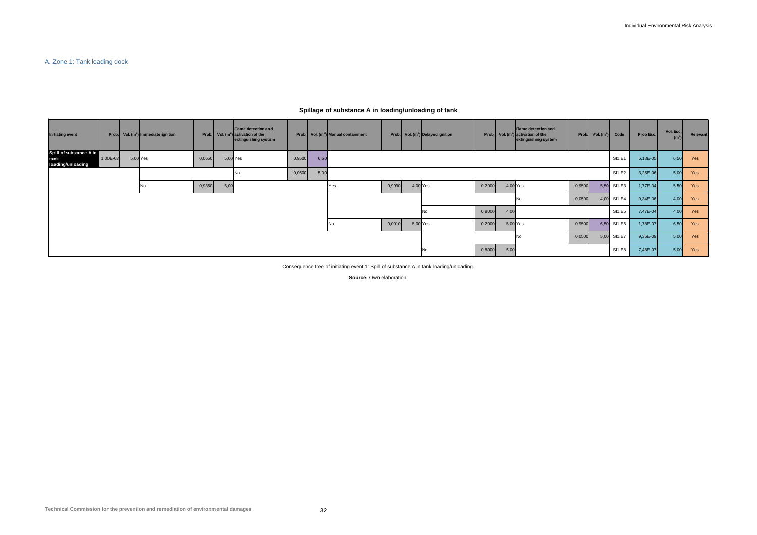A. Zone 1: Tank loading dock

**Spillage of substance A in loading/unloading of tank**

| Initiating event | Prob. | Vol. ($m^3$) | Immediate ignition | Prob. | Vol. ($m^3$) | Flame detection and activation of the extinguishing system | Prob. | Vol. ($m^3$) | Manual containment | Prob. | Vol. ($m^3$) | Delayed ignition | Prob. | Vol. ($m^3$) | Flame detection and activation of the extinguishing system | Prob. | Vol. ($m^3$) | Code | Prob Esc. | Vol. Esc. ($m^3$) | Relevant |
|---|---|---|---|---|---|---|---|---|---|---|---|---|---|---|---|---|---|---|---|---|---|
| Spill of substance A in tank loading/unloading | 1,00E-03 | 5,00 | Yes | 0,0650 | 5,00 | Yes | 0,9500 | 6,50 | | | | | | | | | | SI1.E1 | 6,18E-05 | 6,50 | Yes |
| | | | | | | No | 0,0500 | 5,00 | | | | | | | | | | SI1.E2 | 3,25E-06 | 5,00 | Yes |
| | | | No | 0,9350 | 5,00 | | | | Yes | 0,9990 | 4,00 | Yes | 0,2000 | 4,00 | Yes | 0,9500 | 5,50 | SI1.E3 | 1,77E-04 | 5,50 | Yes |
| | | | | | | | | | | | | | | | No | 0,0500 | 4,00 | SI1.E4 | 9,34E-06 | 4,00 | Yes |
| | | | | | | | | | | | | No | 0,8000 | 4,00 | | | | SI1.E5 | 7,47E-04 | 4,00 | Yes |
| | | | | | | | | | No | 0,0010 | 5,00 | Yes | 0,2000 | 5,00 | Yes | 0,9500 | 6,50 | SI1.E6 | 1,78E-07 | 6,50 | Yes |
| | | | | | | | | | | | | | | | No | 0,0500 | 5,00 | SI1.E7 | 9,35E-09 | 5,00 | Yes |
| | | | | | | | | | | | | No | 0,8000 | 5,00 | | | | SI1.E8 | 7,48E-07 | 5,00 | Yes |

Consequence tree of initiating event 1: Spill of substance A in tank loading/unloading.

**Source:** Own elaboration.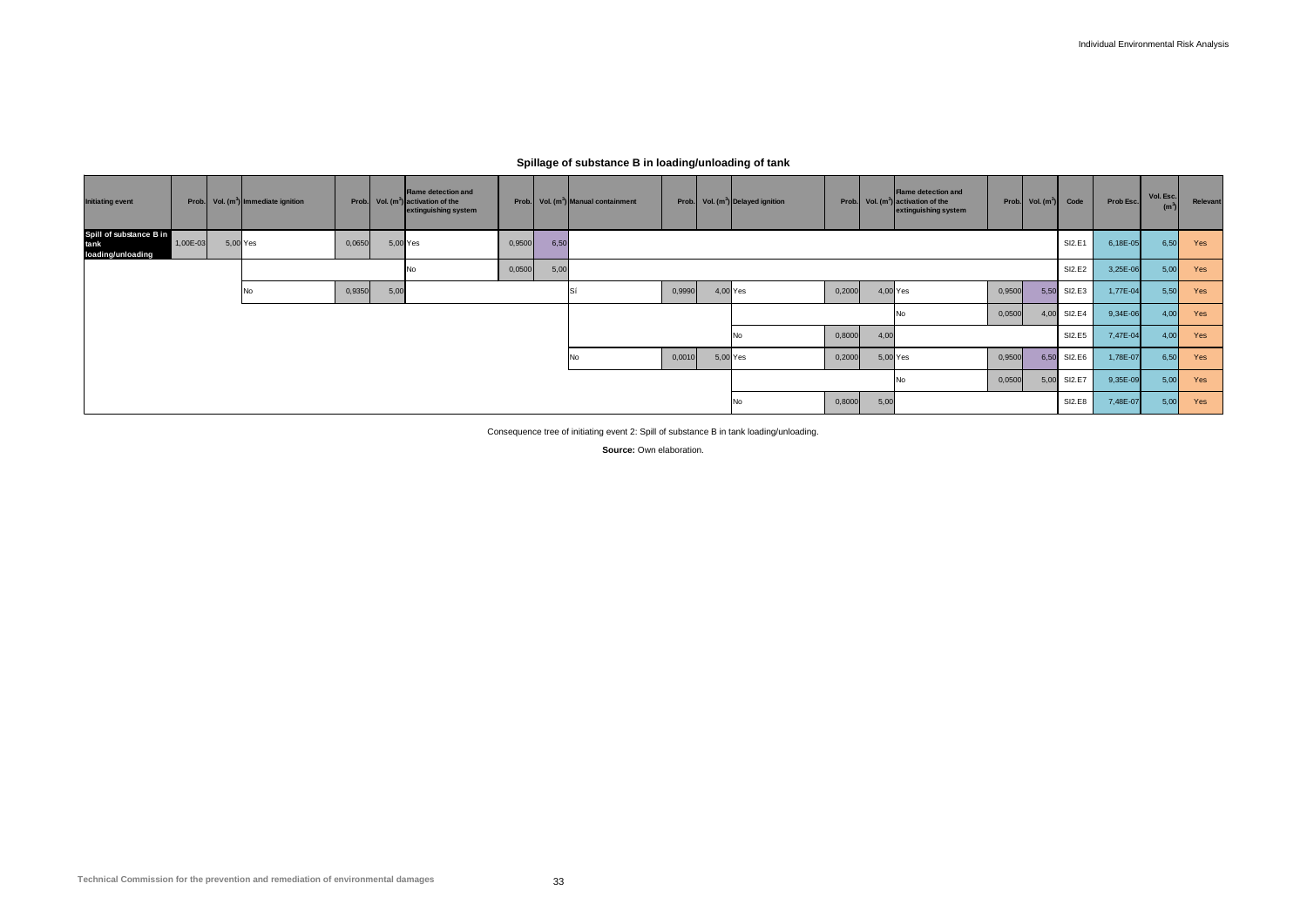## Spillage of substance B in loading/unloading of tank

| Initiating event | Prob. | Vol. (m$^3$) | Immediate ignition | Prob. | Vol. (m$^3$) | Flame detection and activation of the extinguishing system | Prob. | Vol. (m$^3$) | Manual containment | Prob. | Vol. (m$^3$) | Delayed ignition | Prob. | Vol. (m$^3$) | Flame detection and activation of the extinguishing system | Prob. | Vol. (m$^3$) | Code | Prob Esc. | Vol. Esc. (m$^3$) | Relevant |
|---|---|---|---|---|---|---|---|---|---|---|---|---|---|---|---|---|---|---|---|---|---|
| Spill of substance B in tank loading/unloading | 1,00E-03 | 5,00 | Yes | 0,0650 | 5,00 | Yes | 0,9500 | 6,50 | | | | | | | | | | SI2.E1 | 6,18E-05 | 6,50 | Yes |
| | | | | | | No | 0,0500 | 5,00 | | | | | | | | | | SI2.E2 | 3,25E-06 | 5,00 | Yes |
| | | | No | 0,9350 | 5,00 | | | | Sí | 0,9990 | 4,00 | Yes | 0,2000 | 4,00 | Yes | 0,9500 | 5,50 | SI2.E3 | 1,77E-04 | 5,50 | Yes |
| | | | | | | | | | | | | | | | No | 0,0500 | 4,00 | SI2.E4 | 9,34E-06 | 4,00 | Yes |
| | | | | | | | | | | | | No | 0,8000 | 4,00 | | | | SI2.E5 | 7,47E-04 | 4,00 | Yes |
| | | | | | | | | | No | 0,0010 | 5,00 | Yes | 0,2000 | 5,00 | Yes | 0,9500 | 6,50 | SI2.E6 | 1,78E-07 | 6,50 | Yes |
| | | | | | | | | | | | | | | | No | 0,0500 | 5,00 | SI2.E7 | 9,35E-09 | 5,00 | Yes |
| | | | | | | | | | | | | No | 0,8000 | 5,00 | | | | SI2.E8 | 7,48E-07 | 5,00 | Yes |

Consequence tree of initiating event 2: Spill of substance B in tank loading/unloading.

**Source:** Own elaboration.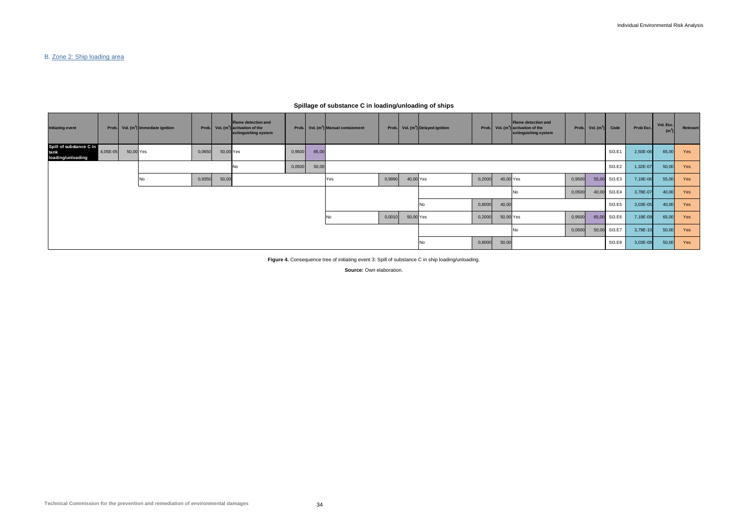B. Zone 2: Ship loading area

**Spillage of substance C in loading/unloading of ships**

| Initiating event | Prob. | Vol. ($m^3$) | Immediate ignition | Prob. | Vol. ($m^3$) | Flame detection and activation of the extinguishing system | Prob. | Vol. ($m^3$) | Manual containment | Prob. | Vol. ($m^3$) | Delayed ignition | Prob. | Vol. ($m^3$) | Flame detection and activation of the extinguishing system | Prob. | Vol. ($m^3$) | Code | Prob Esc. | Vol. Esc. ($m^3$) | Relevant |
|---|---|---|---|---|---|---|---|---|---|---|---|---|---|---|---|---|---|---|---|---|---|
| Spill of substance C in tank loading/unloading | 4,05E-05 | 50,00 | Yes | 0,0650 | 50,00 | Yes | 0,9500 | 65,00 | | | | | | | | | | SI3.E1 | 2,50E-06 | 65,00 | Yes |
| | | | | | | No | 0,0500 | 50,00 | | | | | | | | | | SI3.E2 | 1,32E-07 | 50,00 | Yes |
| | | | No | 0,9350 | 50,00 | | | | Yes | 0,9990 | 40,00 | Yes | 0,2000 | 40,00 | Yes | 0,9500 | 55,00 | SI3.E3 | 7,19E-06 | 55,00 | Yes |
| | | | | | | | | | | | | | | | No | 0,0500 | 40,00 | SI3.E4 | 3,78E-07 | 40,00 | Yes |
| | | | | | | | | | | | | No | 0,8000 | 40,00 | | | | SI3.E5 | 3,03E-05 | 40,00 | Yes |
| | | | | | | | | | No | 0,0010 | 50,00 | Yes | 0,2000 | 50,00 | Yes | 0,9500 | 65,00 | SI3.E6 | 7,19E-09 | 65,00 | Yes |
| | | | | | | | | | | | | | | | No | 0,0500 | 50,00 | SI3.E7 | 3,79E-10 | 50,00 | Yes |
| | | | | | | | | | | | | No | 0,8000 | 50,00 | | | | SI3.E8 | 3,03E-08 | 50,00 | Yes |

**Figure 4.** Consequence tree of initiating event 3: Spill of substance C in ship loading/unloading.

**Source:** Own elaboration.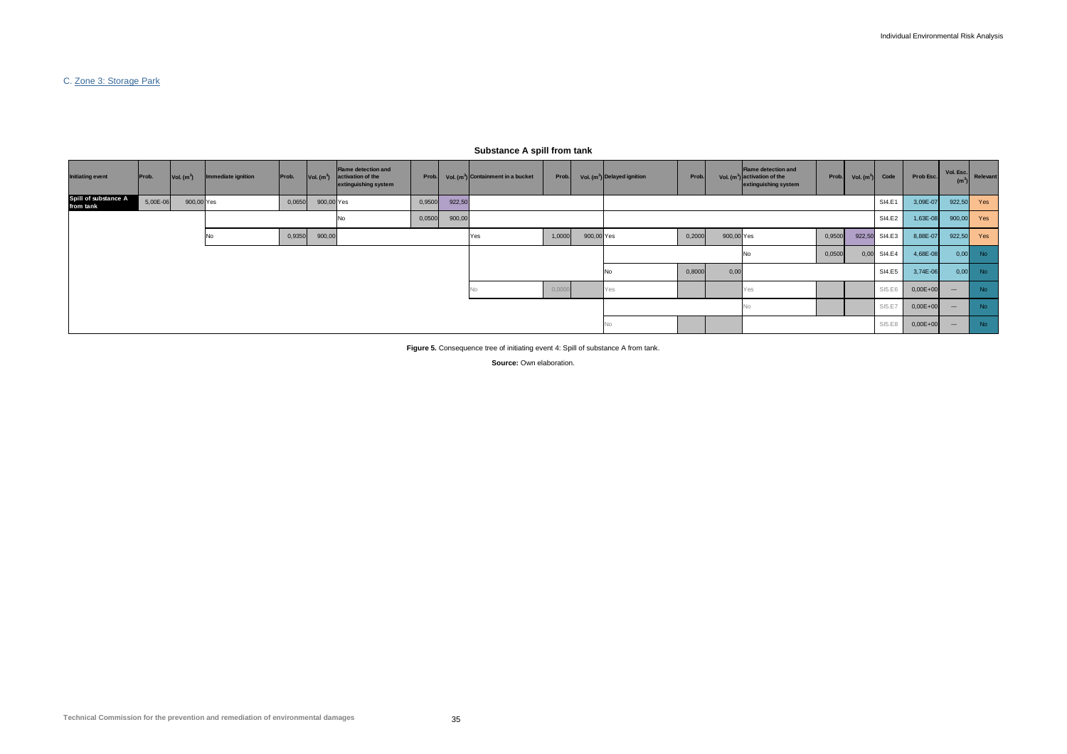C. Zone 3: Storage Park

**Substance A spill from tank**

| Initiating event | Prob. | Vol. ($m^3$) | Immediate ignition | Prob. | Vol. ($m^3$) | Flame detection and activation of the extinguishing system | Prob. | Vol. ($m^3$) | Containment in a bucket | Prob. | Vol. ($m^3$) | Delayed ignition | Prob. | Vol. ($m^3$) | Flame detection and activation of the extinguishing system | Prob. | Vol. ($m^3$) | Code | Prob Esc. | Vol. Esc. ($m^3$) | Relevant |
|---|---|---|---|---|---|---|---|---|---|---|---|---|---|---|---|---|---|---|---|---|---|
| Spill of substance A from tank | 5,00E-06 | 900,00 | Yes | 0,0650 | 900,00 | Yes | 0,9500 | 922,50 | | | | | | | | | | SI4.E1 | 3,09E-07 | 922,50 | Yes |
| | | | | | | No | 0,0500 | 900,00 | | | | | | | | | | SI4.E2 | 1,63E-08 | 900,00 | Yes |
| | | | No | 0,9350 | 900,00 | | | | Yes | 1,0000 | 900,00 | Yes | 0,2000 | 900,00 | Yes | 0,9500 | 922,50 | SI4.E3 | 8,88E-07 | 922,50 | Yes |
| | | | | | | | | | | | | | | | No | 0,0500 | 0,00 | SI4.E4 | 4,68E-08 | 0,00 | No |
| | | | | | | | | | | | | No | 0,8000 | 0,00 | | | | SI4.E5 | 3,74E-06 | 0,00 | No |
| | | | | | | | | | No | 0,0000 | | Yes | | | Yes | | | SI5.E6 | 0,00E+00 | --- | No |
| | | | | | | | | | | | | | | | No | | | SI5.E7 | 0,00E+00 | --- | No |
| | | | | | | | | | | | | No | | | | | | SI5.E8 | 0,00E+00 | --- | No |

**Figure 5.** Consequence tree of initiating event 4: Spill of substance A from tank.

**Source:** Own elaboration.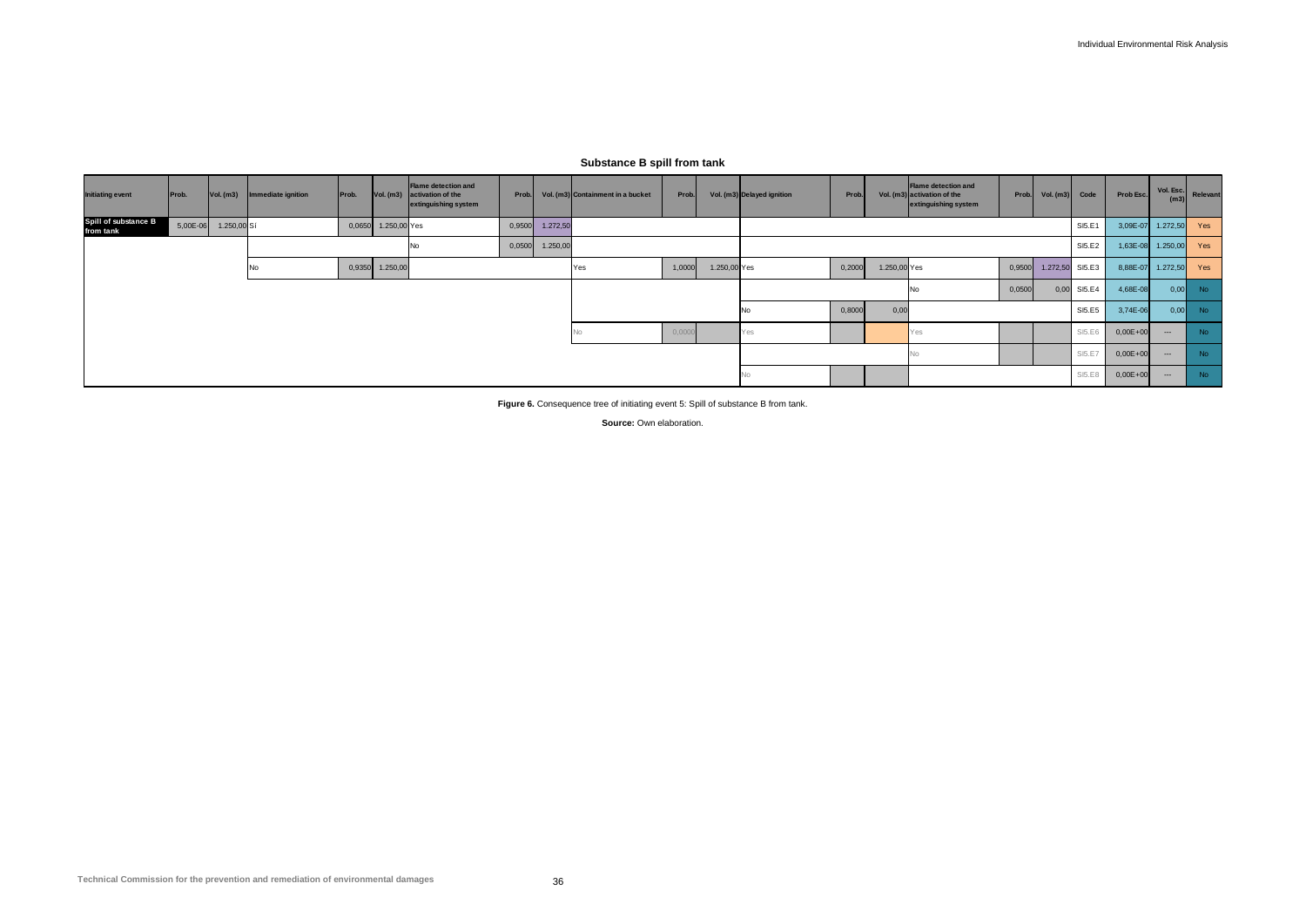## Substance B spill from tank

| Initiating event | Prob. | Vol. (m3) | Immediate ignition | Prob. | Vol. (m3) | Flame detection and activation of the extinguishing system | Prob. | Vol. (m3) | Containment in a bucket | Prob. | Vol. (m3) | Delayed ignition | Prob. | Vol. (m3) | Flame detection and activation of the extinguishing system | Prob. | Vol. (m3) | Code | Prob Esc. | Vol. Esc. (m3) | Relevant |
|---|---|---|---|---|---|---|---|---|---|---|---|---|---|---|---|---|---|---|---|---|---|
| Spill of substance B from tank | 5,00E-06 | 1.250,00 | Sí | 0,0650 | 1.250,00 | Yes | 0,9500 | 1.272,50 | | | | | | | | | | SI5.E1 | 3,09E-07 | 1.272,50 | Yes |
| | | | | | | No | 0,0500 | 1.250,00 | | | | | | | | | | SI5.E2 | 1,63E-08 | 1.250,00 | Yes |
| | | | No | 0,9350 | 1.250,00 | | | | Yes | 1,0000 | 1.250,00 | Yes | 0,2000 | 1.250,00 | Yes | 0,9500 | 1.272,50 | SI5.E3 | 8,88E-07 | 1.272,50 | Yes |
| | | | | | | | | | | | | | | | No | 0,0500 | 0,00 | SI5.E4 | 4,68E-08 | 0,00 | No |
| | | | | | | | | | | | | No | 0,8000 | 0,00 | | | | SI5.E5 | 3,74E-06 | 0,00 | No |
| | | | | | | | | | No | 0,0000 | | Yes | | | Yes | | | SI5.E6 | 0,00E+00 | --- | No |
| | | | | | | | | | | | | | | | No | | | SI5.E7 | 0,00E+00 | --- | No |
| | | | | | | | | | | | | No | | | | | | SI5.E8 | 0,00E+00 | --- | No |

**Figure 6.** Consequence tree of initiating event 5: Spill of substance B from tank.

**Source:** Own elaboration.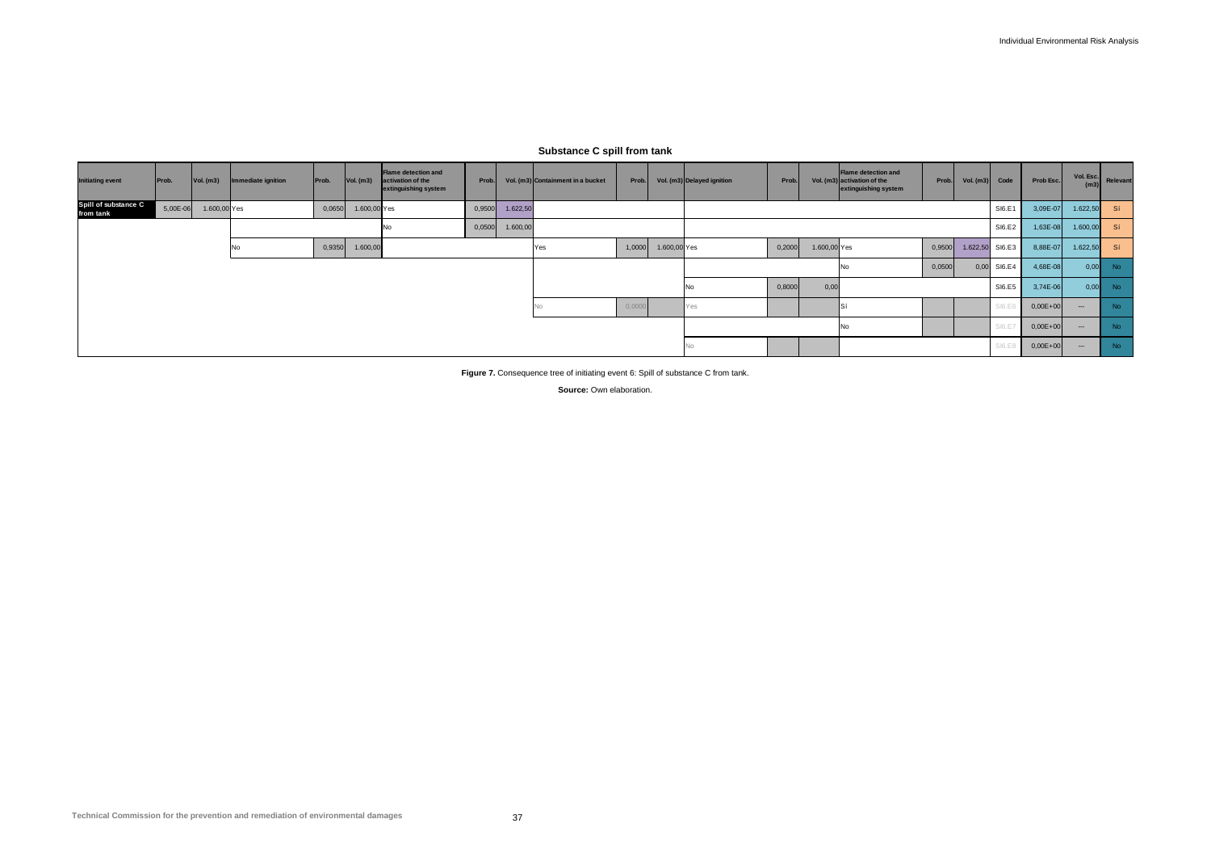## Substance C spill from tank

| Initiating event | Prob. | Vol. (m3) | Immediate ignition | Prob. | Vol. (m3) | Flame detection and activation of the extinguishing system | Prob. | Vol. (m3) | Containment in a bucket | Prob. | Vol. (m3) | Delayed ignition | Prob. | Vol. (m3) | Flame detection and activation of the extinguishing system | Prob. | Vol. (m3) | Code | Prob Esc. | Vol. Esc. (m3) | Relevant |
|---|---|---|---|---|---|---|---|---|---|---|---|---|---|---|---|---|---|---|---|---|---|
| Spill of substance C from tank | 5,00E-06 | 1.600,00 | Yes | 0,0650 | 1.600,00 | Yes | 0,9500 | 1.622,50 | | | | | | | | | | SI6.E1 | 3,09E-07 | 1.622,50 | Sí |
| | | | | | | No | 0,0500 | 1.600,00 | | | | | | | | | | SI6.E2 | 1,63E-08 | 1.600,00 | Sí |
| | | | No | 0,9350 | 1.600,00 | | | | Yes | 1,0000 | 1.600,00 | Yes | 0,2000 | 1.600,00 | Yes | 0,9500 | 1.622,50 | SI6.E3 | 8,88E-07 | 1.622,50 | Sí |
| | | | | | | | | | | | | | | | No | 0,0500 | 0,00 | SI6.E4 | 4,68E-08 | 0,00 | No |
| | | | | | | | | | | | | No | 0,8000 | 0,00 | | | | SI6.E5 | 3,74E-06 | 0,00 | No |
| | | | | | | | | | No | 0,0000 | | Yes | | | Sí | | | SI6.E6 | 0,00E+00 | --- | No |
| | | | | | | | | | | | | | | | No | | | SI6.E7 | 0,00E+00 | --- | No |
| | | | | | | | | | | | | No | | | | | | SI6.E8 | 0,00E+00 | --- | No |

**Figure 7.** Consequence tree of initiating event 6: Spill of substance C from tank.

**Source:** Own elaboration.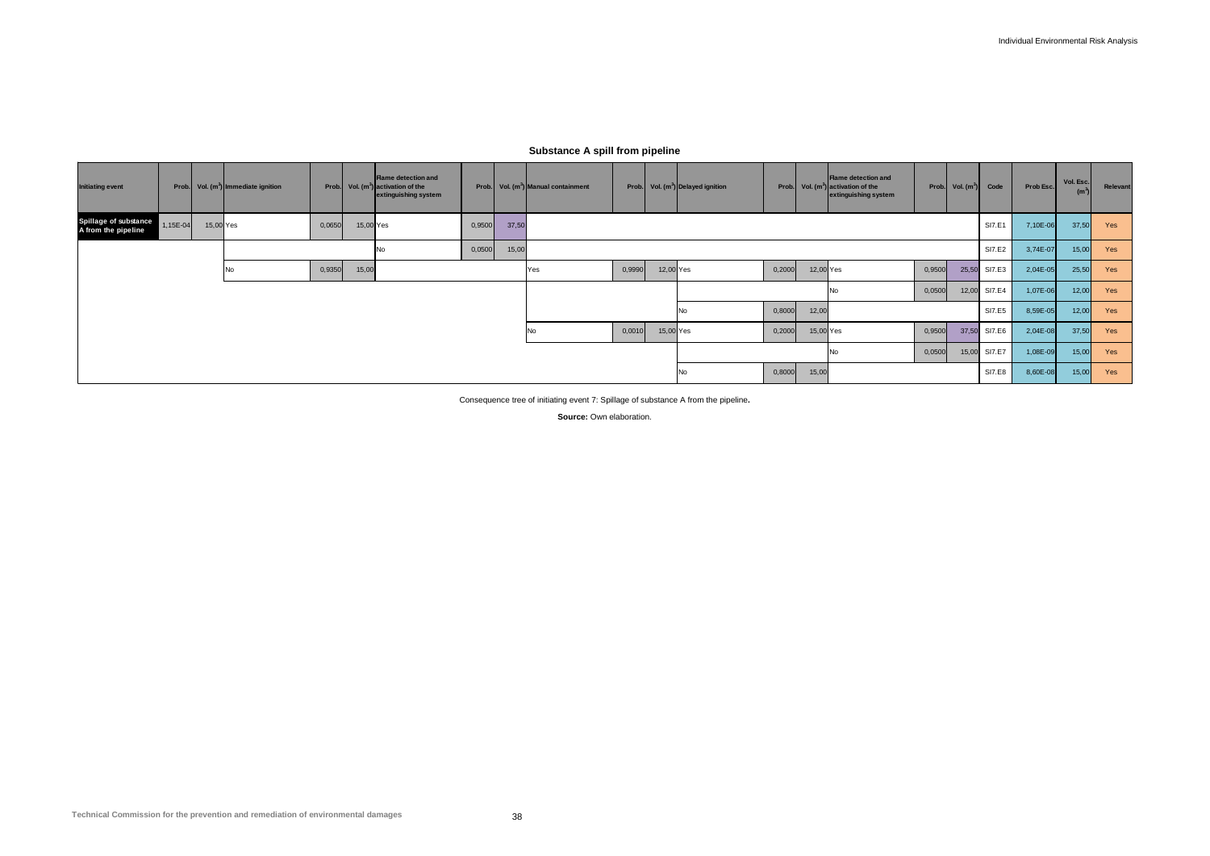## Substance A spill from pipeline

| Initiating event | Prob. | Vol. ($m^3$) | Immediate ignition | Prob. | Vol. ($m^3$) | Flame detection and activation of the extinguishing system | Prob. | Vol. ($m^3$) | Manual containment | Prob. | Vol. ($m^3$) | Delayed ignition | Prob. | Vol. ($m^3$) | Flame detection and activation of the extinguishing system | Prob. | Vol. ($m^3$) | Code | Prob Esc. | Vol. Esc. ($m^3$) | Relevant |
|---|---|---|---|---|---|---|---|---|---|---|---|---|---|---|---|---|---|---|---|---|---|
| Spillage of substance A from the pipeline | 1,15E-04 | 15,00 | Yes | 0,0650 | 15,00 | Yes | 0,9500 | 37,50 | | | | | | | | | | SI7.E1 | 7,10E-06 | 37,50 | Yes |
| | | | | | | No | 0,0500 | 15,00 | | | | | | | | | | SI7.E2 | 3,74E-07 | 15,00 | Yes |
| | | | No | 0,9350 | 15,00 | | | | Yes | 0,9990 | 12,00 | Yes | 0,2000 | 12,00 | Yes | 0,9500 | 25,50 | SI7.E3 | 2,04E-05 | 25,50 | Yes |
| | | | | | | | | | | | | | | | No | 0,0500 | 12,00 | SI7.E4 | 1,07E-06 | 12,00 | Yes |
| | | | | | | | | | | | | No | 0,8000 | 12,00 | | | | SI7.E5 | 8,59E-05 | 12,00 | Yes |
| | | | | | | | | | No | 0,0010 | 15,00 | Yes | 0,2000 | 15,00 | Yes | 0,9500 | 37,50 | SI7.E6 | 2,04E-08 | 37,50 | Yes |
| | | | | | | | | | | | | | | | No | 0,0500 | 15,00 | SI7.E7 | 1,08E-09 | 15,00 | Yes |
| | | | | | | | | | | | | No | 0,8000 | 15,00 | | | | SI7.E8 | 8,60E-08 | 15,00 | Yes |

Consequence tree of initiating event 7: Spillage of substance A from the pipeline**.**

**Source:** Own elaboration.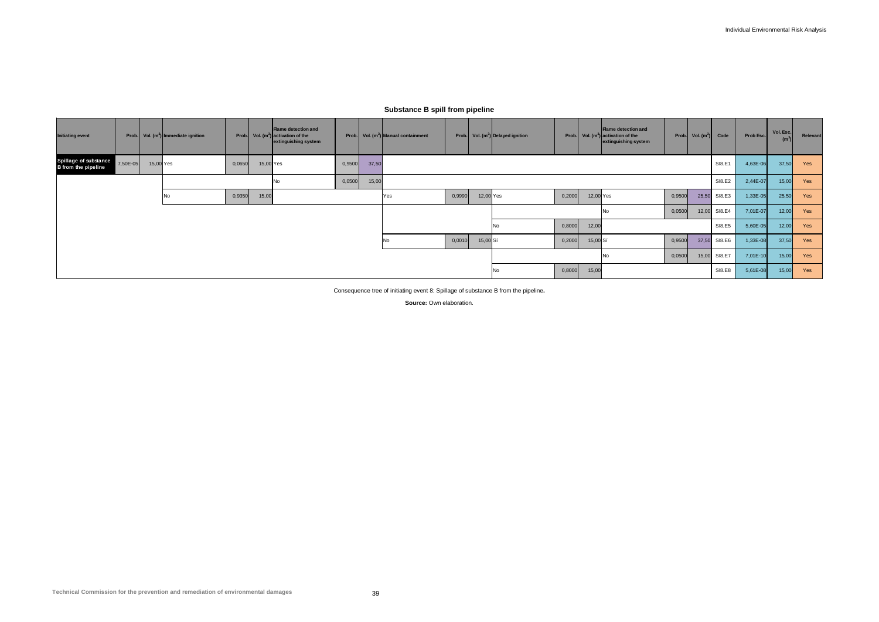## Substance B spill from pipeline

| Initiating event | Prob. | Vol. (m$^3$) | Immediate ignition | Prob. | Vol. (m$^3$) | Flame detection and activation of the extinguishing system | Prob. | Vol. (m$^3$) | Manual containment | Prob. | Vol. (m$^3$) | Delayed ignition | Prob. | Vol. (m$^3$) | Flame detection and activation of the extinguishing system | Prob. | Vol. (m$^3$) | Code | Prob Esc. | Vol. Esc. (m$^3$) | Relevant |
|---|---|---|---|---|---|---|---|---|---|---|---|---|---|---|---|---|---|---|---|---|---|
| Spillage of substance B from the pipeline | 7,50E-05 | 15,00 | Yes | 0,0650 | 15,00 | Yes | 0,9500 | 37,50 | | | | | | | | | | SI8.E1 | 4,63E-06 | 37,50 | Yes |
| | | | | | | No | 0,0500 | 15,00 | | | | | | | | | | SI8.E2 | 2,44E-07 | 15,00 | Yes |
| | | | No | 0,9350 | 15,00 | | | | Yes | 0,9990 | 12,00 | Yes | 0,2000 | 12,00 | Yes | 0,9500 | 25,50 | SI8.E3 | 1,33E-05 | 25,50 | Yes |
| | | | | | | | | | | | | | | | No | 0,0500 | 12,00 | SI8.E4 | 7,01E-07 | 12,00 | Yes |
| | | | | | | | | | | | | No | 0,8000 | 12,00 | | | | SI8.E5 | 5,60E-05 | 12,00 | Yes |
| | | | | | | | | | No | 0,0010 | 15,00 | Sí | 0,2000 | 15,00 | Sí | 0,9500 | 37,50 | SI8.E6 | 1,33E-08 | 37,50 | Yes |
| | | | | | | | | | | | | | | | No | 0,0500 | 15,00 | SI8.E7 | 7,01E-10 | 15,00 | Yes |
| | | | | | | | | | | | | No | 0,8000 | 15,00 | | | | SI8.E8 | 5,61E-08 | 15,00 | Yes |

Consequence tree of initiating event 8: Spillage of substance B from the pipeline.

**Source:** Own elaboration.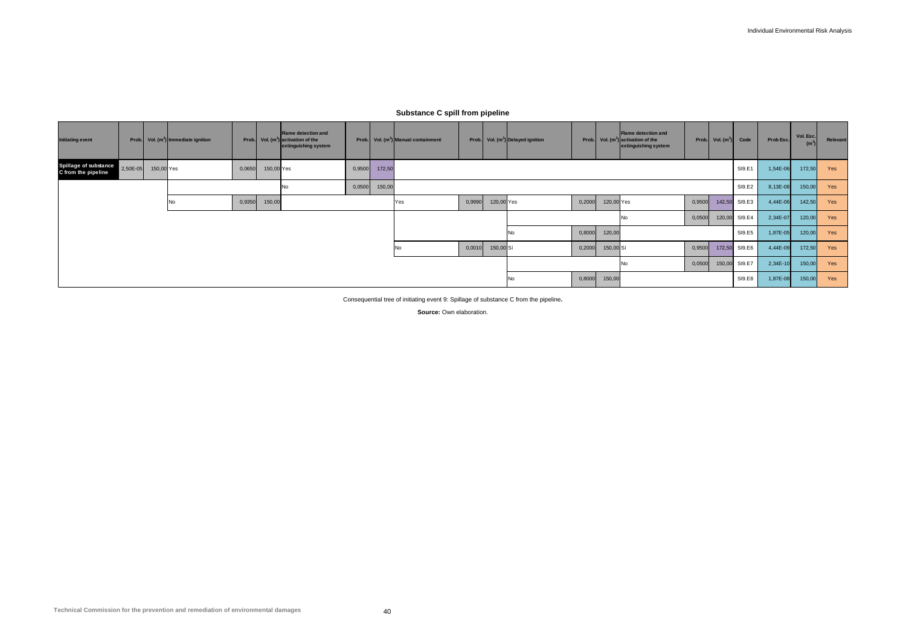## Substance C spill from pipeline

| Initiating event | Prob. | Vol. ($m^3$) | Immediate ignition | Prob. | Vol. ($m^3$) | Flame detection and activation of the extinguishing system | Prob. | Vol. ($m^3$) | Manual containment | Prob. | Vol. ($m^3$) | Delayed ignition | Prob. | Vol. ($m^3$) | Flame detection and activation of the extinguishing system | Prob. | Vol. ($m^3$) | Code | Prob Esc. | Vol. Esc. ($m^3$) | Relevant |
|---|---|---|---|---|---|---|---|---|---|---|---|---|---|---|---|---|---|---|---|---|---|
| Spillage of substance C from the pipeline | 2,50E-05 | 150,00 | Yes | 0,0650 | 150,00 | Yes | 0,9500 | 172,50 | | | | | | | | | | SI9.E1 | 1,54E-06 | 172,50 | Yes |
| | | | | | | No | 0,0500 | 150,00 | | | | | | | | | | SI9.E2 | 8,13E-08 | 150,00 | Yes |
| | | | No | 0,9350 | 150,00 | | | | Yes | 0,9990 | 120,00 | Yes | 0,2000 | 120,00 | Yes | 0,9500 | 142,50 | SI9.E3 | 4,44E-06 | 142,50 | Yes |
| | | | | | | | | | | | | | | | No | 0,0500 | 120,00 | SI9.E4 | 2,34E-07 | 120,00 | Yes |
| | | | | | | | | | | | | No | 0,8000 | 120,00 | | | | SI9.E5 | 1,87E-05 | 120,00 | Yes |
| | | | | | | | | | No | 0,0010 | 150,00 | Sí | 0,2000 | 150,00 | Sí | 0,9500 | 172,50 | SI9.E6 | 4,44E-09 | 172,50 | Yes |
| | | | | | | | | | | | | | | | No | 0,0500 | 150,00 | SI9.E7 | 2,34E-10 | 150,00 | Yes |
| | | | | | | | | | | | | No | 0,8000 | 150,00 | | | | SI9.E8 | 1,87E-08 | 150,00 | Yes |

Consequential tree of initiating event 9: Spillage of substance C from the pipeline.

**Source:** Own elaboration.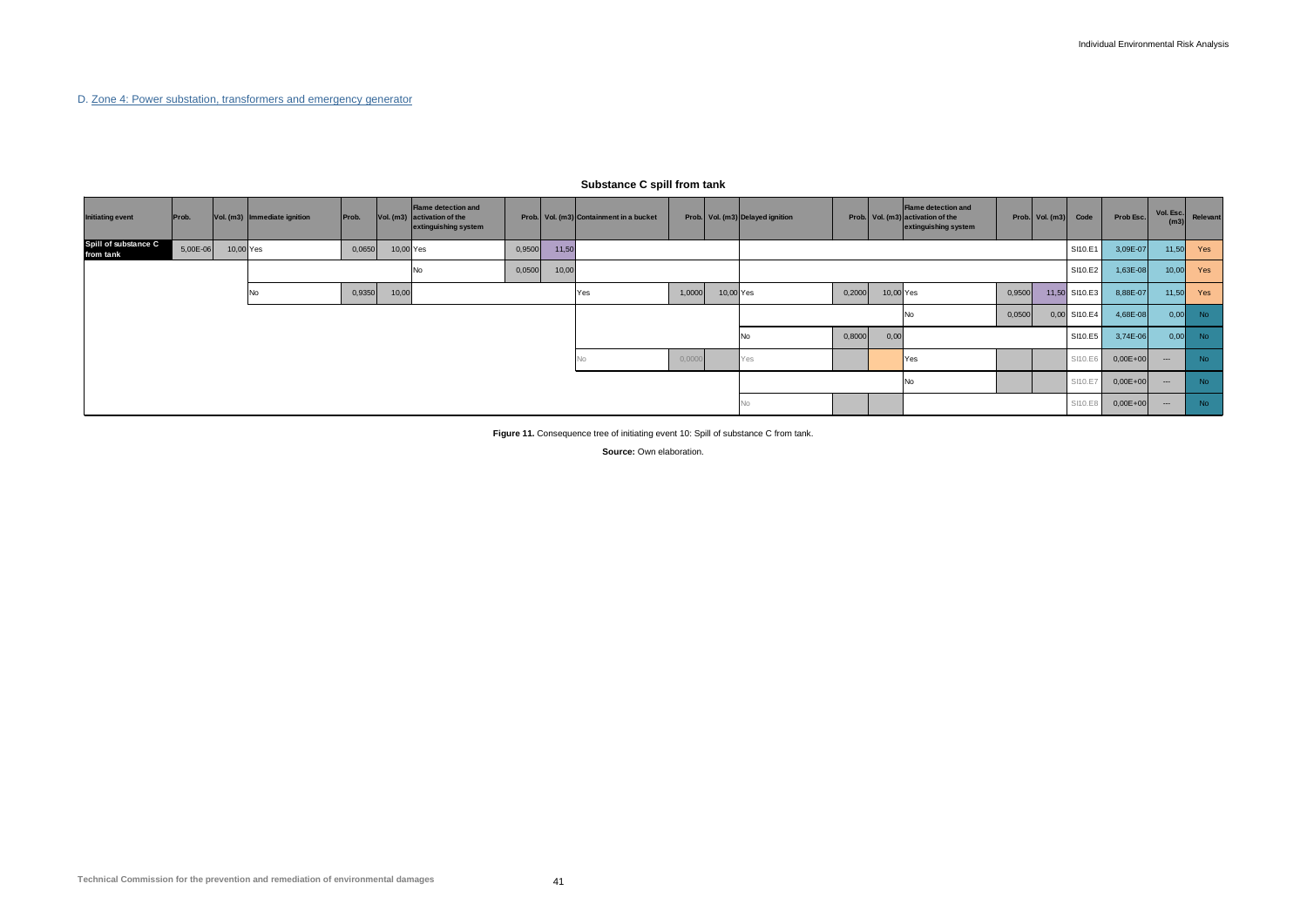D. Zone 4: Power substation, transformers and emergency generator

**Substance C spill from tank**

| Initiating event | Prob. | Vol. (m3) | Immediate ignition | Prob. | Vol. (m3) | Flame detection and activation of the extinguishing system | Prob. | Vol. (m3) | Containment in a bucket | Prob. | Vol. (m3) | Delayed ignition | Prob. | Vol. (m3) | Flame detection and activation of the extinguishing system | Prob. | Vol. (m3) | Code | Prob Esc. | Vol. Esc. (m3) | Relevant |
|---|---|---|---|---|---|---|---|---|---|---|---|---|---|---|---|---|---|---|---|---|---|
| Spill of substance C from tank | 5,00E-06 | 10,00 | Yes | 0,0650 | 10,00 | Yes | 0,9500 | 11,50 | | | | | | | | | | SI10.E1 | 3,09E-07 | 11,50 | Yes |
| | | | | | | No | 0,0500 | 10,00 | | | | | | | | | | SI10.E2 | 1,63E-08 | 10,00 | Yes |
| | | | No | 0,9350 | 10,00 | | | | Yes | 1,0000 | 10,00 | Yes | 0,2000 | 10,00 | Yes | 0,9500 | 11,50 | SI10.E3 | 8,88E-07 | 11,50 | Yes |
| | | | | | | | | | | | | | | | No | 0,0500 | 0,00 | SI10.E4 | 4,68E-08 | 0,00 | No |
| | | | | | | | | | | | | No | 0,8000 | 0,00 | | | | SI10.E5 | 3,74E-06 | 0,00 | No |
| | | | | | | | | | No | 0,0000 | | Yes | | | Yes | | | SI10.E6 | 0,00E+00 | --- | No |
| | | | | | | | | | | | | | | | No | | | SI10.E7 | 0,00E+00 | --- | No |
| | | | | | | | | | | | | No | | | | | | SI10.E8 | 0,00E+00 | --- | No |

**Figure 11.** Consequence tree of initiating event 10: Spill of substance C from tank.

**Source:** Own elaboration.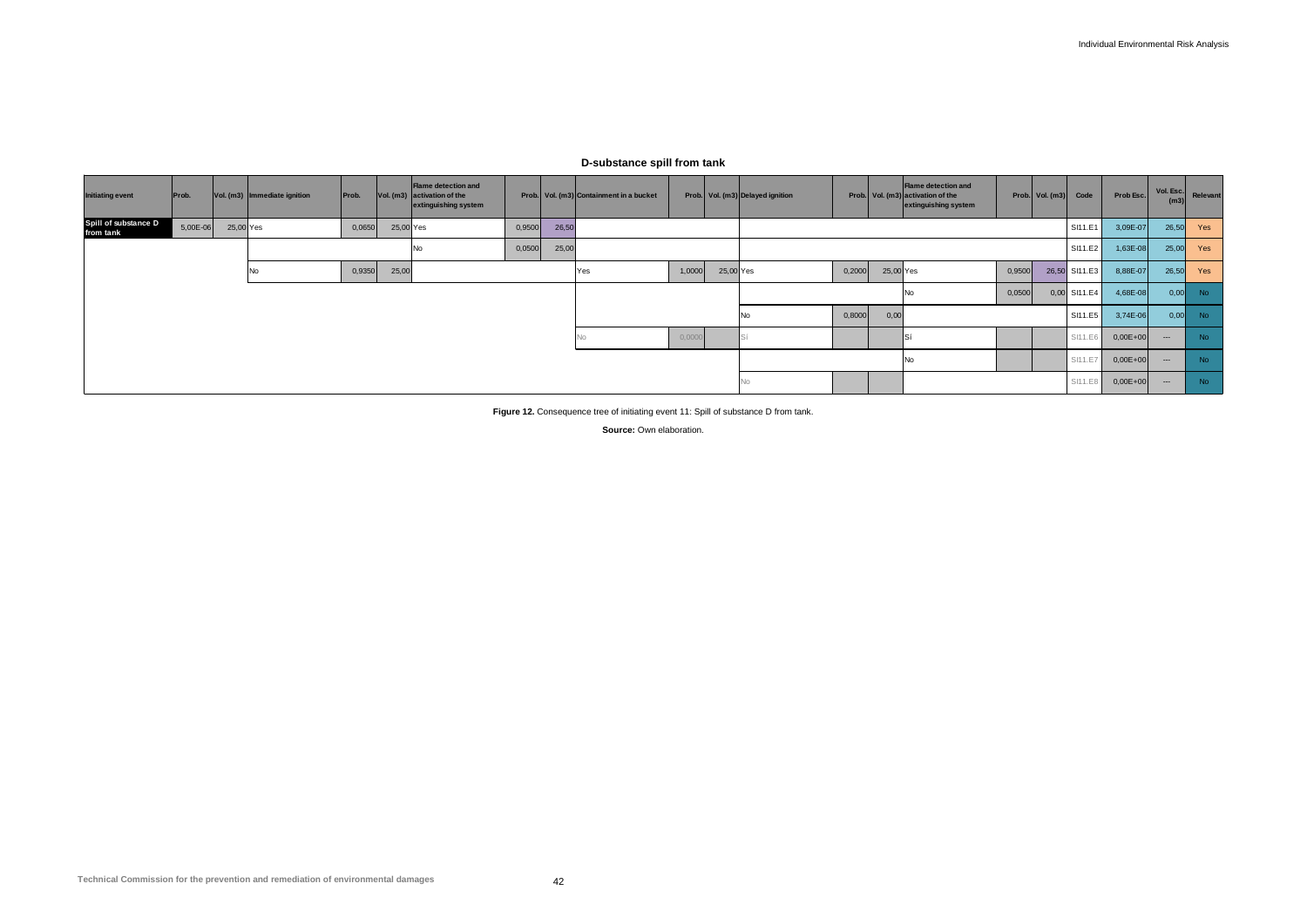## D-substance spill from tank

| Initiating event | Prob. | Vol. (m3) | Immediate ignition | Prob. | Vol. (m3) | Flame detection and activation of the extinguishing system | Prob. | Vol. (m3) | Containment in a bucket | Prob. | Vol. (m3) | Delayed ignition | Prob. | Vol. (m3) | Flame detection and activation of the extinguishing system | Prob. | Vol. (m3) | Code | Prob Esc. | Vol. Esc. (m3) | Relevant |
|---|---|---|---|---|---|---|---|---|---|---|---|---|---|---|---|---|---|---|---|---|---|
| Spill of substance D from tank | 5,00E-06 | 25,00 | Yes | 0,0650 | 25,00 | Yes | 0,9500 | 26,50 | | | | | | | | | | SI11.E1 | 3,09E-07 | 26,50 | Yes |
| | | | | | | No | 0,0500 | 25,00 | | | | | | | | | | SI11.E2 | 1,63E-08 | 25,00 | Yes |
| | | | No | 0,9350 | 25,00 | | | | Yes | 1,0000 | 25,00 | Yes | 0,2000 | 25,00 | Yes | 0,9500 | 26,50 | SI11.E3 | 8,88E-07 | 26,50 | Yes |
| | | | | | | | | | | | | | | | No | 0,0500 | 0,00 | SI11.E4 | 4,68E-08 | 0,00 | No |
| | | | | | | | | | | | | No | 0,8000 | 0,00 | | | | SI11.E5 | 3,74E-06 | 0,00 | No |
| | | | | | | | | | No | 0,0000 | | Sí | | | Sí | | | SI11.E6 | 0,00E+00 | --- | No |
| | | | | | | | | | | | | | | | No | | | SI11.E7 | 0,00E+00 | --- | No |
| | | | | | | | | | | | | No | | | | | | SI11.E8 | 0,00E+00 | --- | No |

**Figure 12.** Consequence tree of initiating event 11: Spill of substance D from tank.

**Source:** Own elaboration.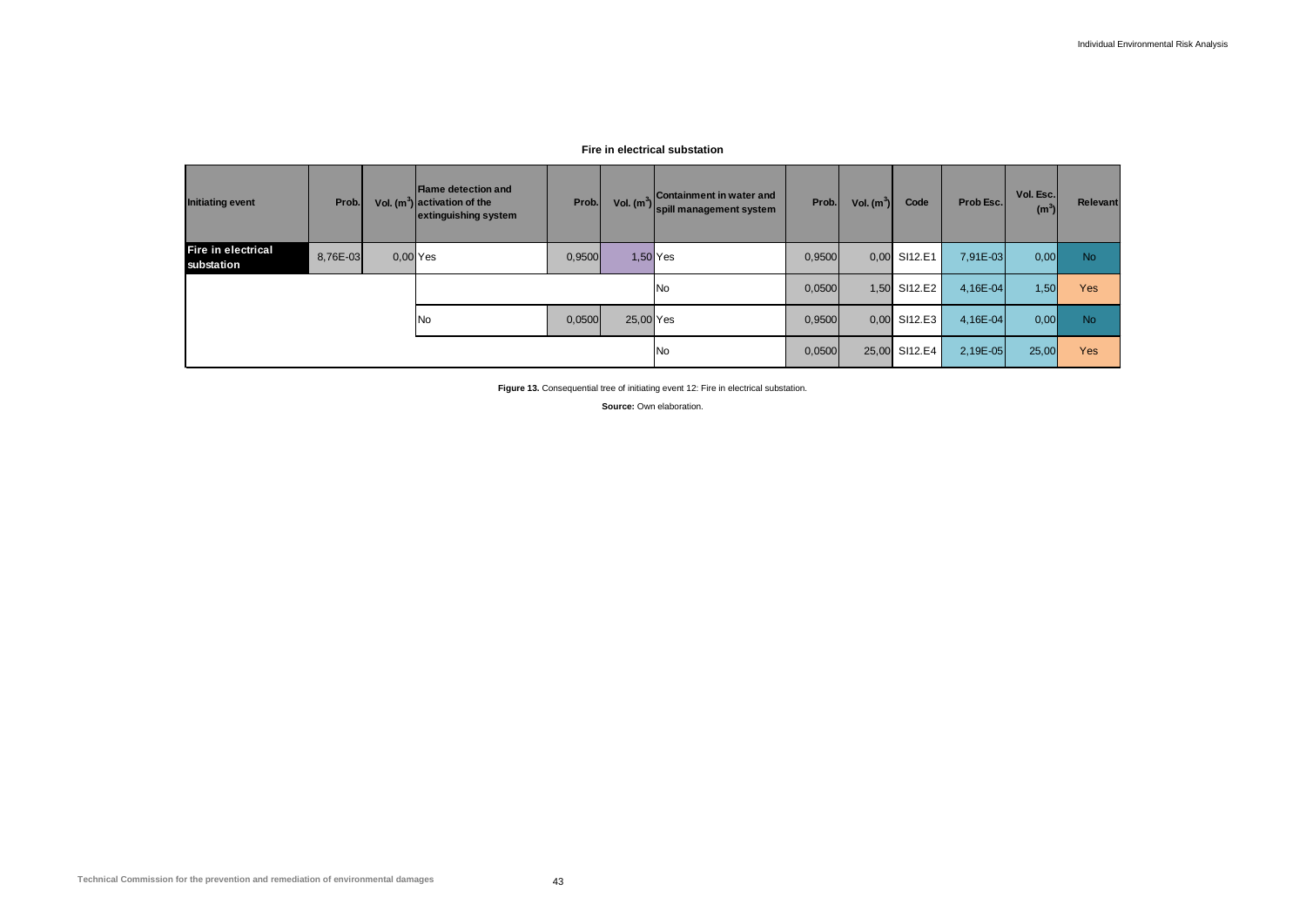**Fire in electrical substation**

| Initiating event | Prob. | Vol. ($m^3$) | Flame detection and activation of the extinguishing system | Prob. | Vol. ($m^3$) | Containment in water and spill management system | Prob. | Vol. ($m^3$) | Code | Prob Esc. | Vol. Esc. ($m^3$) | Relevant |
|---|---|---|---|---|---|---|---|---|---|---|---|---|
| Fire in electrical substation | 8,76E-03 | 0,00 | Yes | 0,9500 | 1,50 | Yes | 0,9500 | 0,00 | SI12.E1 | 7,91E-03 | 0,00 | No |
| | | | | | | No | 0,0500 | 1,50 | SI12.E2 | 4,16E-04 | 1,50 | Yes |
| | | | No | 0,0500 | 25,00 | Yes | 0,9500 | 0,00 | SI12.E3 | 4,16E-04 | 0,00 | No |
| | | | | | | No | 0,0500 | 25,00 | SI12.E4 | 2,19E-05 | 25,00 | Yes |

**Figure 13.** Consequential tree of initiating event 12: Fire in electrical substation.

**Source:** Own elaboration.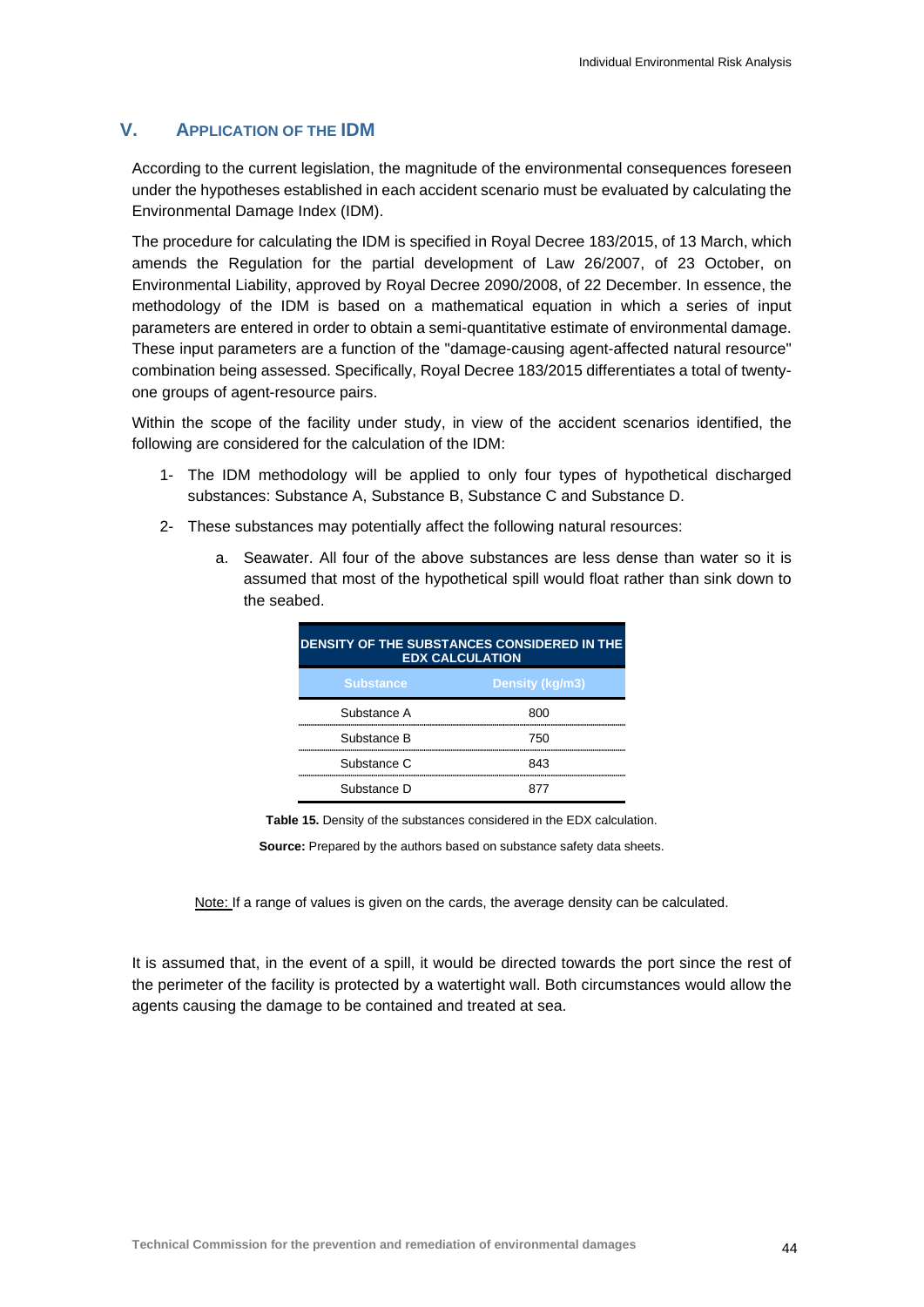## V. APPLICATION OF THE IDM

According to the current legislation, the magnitude of the environmental consequences foreseen under the hypotheses established in each accident scenario must be evaluated by calculating the Environmental Damage Index (IDM).

The procedure for calculating the IDM is specified in Royal Decree 183/2015, of 13 March, which amends the Regulation for the partial development of Law 26/2007, of 23 October, on Environmental Liability, approved by Royal Decree 2090/2008, of 22 December. In essence, the methodology of the IDM is based on a mathematical equation in which a series of input parameters are entered in order to obtain a semi-quantitative estimate of environmental damage. These input parameters are a function of the "damage-causing agent-affected natural resource" combination being assessed. Specifically, Royal Decree 183/2015 differentiates a total of twenty-one groups of agent-resource pairs.

Within the scope of the facility under study, in view of the accident scenarios identified, the following are considered for the calculation of the IDM:

1- The IDM methodology will be applied to only four types of hypothetical discharged substances: Substance A, Substance B, Substance C and Substance D.

2- These substances may potentially affect the following natural resources:

   a. Seawater. All four of the above substances are less dense than water so it is assumed that most of the hypothetical spill would float rather than sink down to the seabed.

| DENSITY OF THE SUBSTANCES CONSIDERED IN THE EDX CALCULATION | |
|---|---|
| **Substance** | **Density (kg/m3)** |
| Substance A | 800 |
| Substance B | 750 |
| Substance C | 843 |
| Substance D | 877 |

**Table 15.** Density of the substances considered in the EDX calculation.

**Source:** Prepared by the authors based on substance safety data sheets.

Note: If a range of values is given on the cards, the average density can be calculated.

It is assumed that, in the event of a spill, it would be directed towards the port since the rest of the perimeter of the facility is protected by a watertight wall. Both circumstances would allow the agents causing the damage to be contained and treated at sea.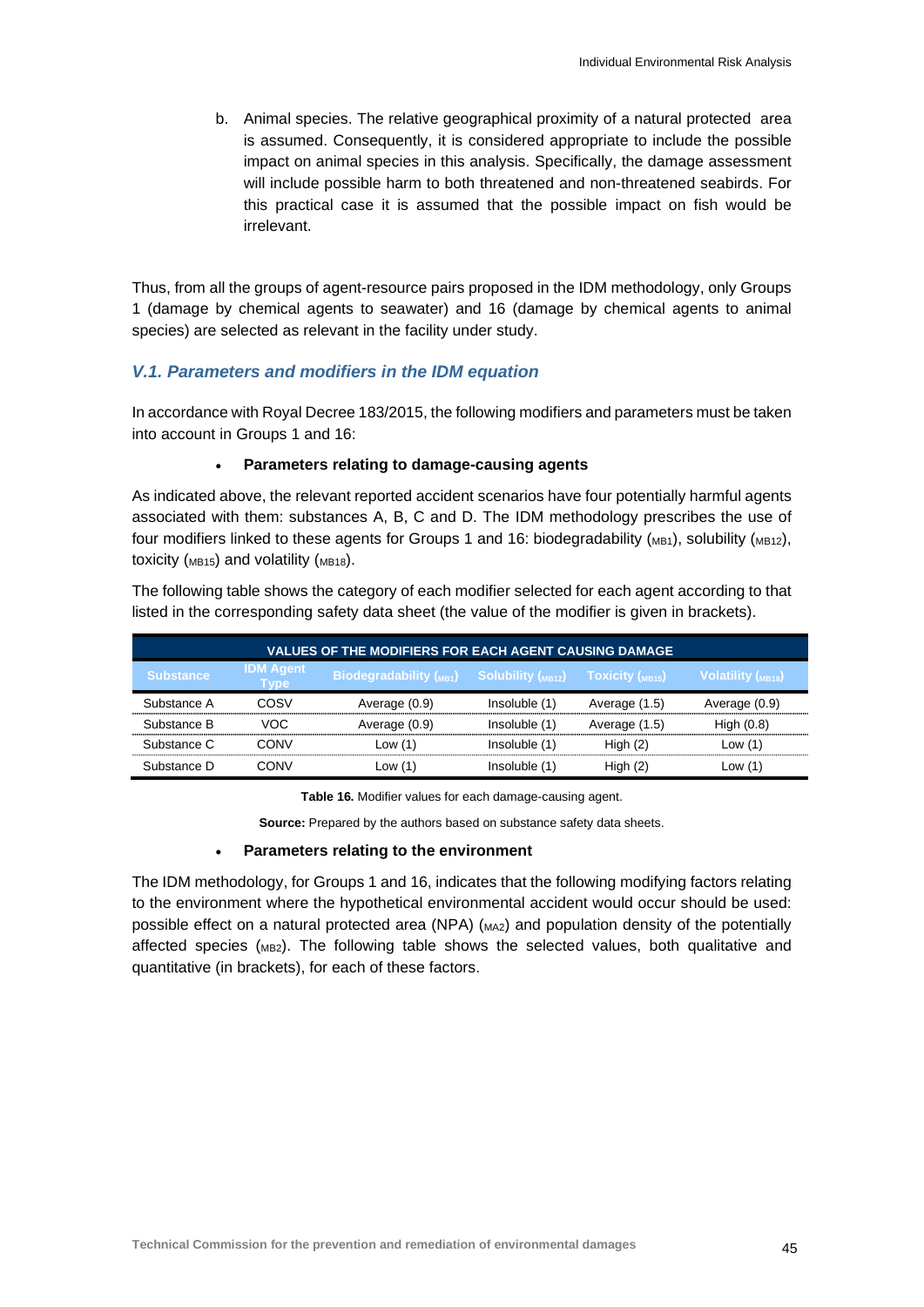b. Animal species. The relative geographical proximity of a natural protected area is assumed. Consequently, it is considered appropriate to include the possible impact on animal species in this analysis. Specifically, the damage assessment will include possible harm to both threatened and non-threatened seabirds. For this practical case it is assumed that the possible impact on fish would be irrelevant.

Thus, from all the groups of agent-resource pairs proposed in the IDM methodology, only Groups 1 (damage by chemical agents to seawater) and 16 (damage by chemical agents to animal species) are selected as relevant in the facility under study.

### *V.1. Parameters and modifiers in the IDM equation*

In accordance with Royal Decree 183/2015, the following modifiers and parameters must be taken into account in Groups 1 and 16:

- **Parameters relating to damage-causing agents**

As indicated above, the relevant reported accident scenarios have four potentially harmful agents associated with them: substances A, B, C and D. The IDM methodology prescribes the use of four modifiers linked to these agents for Groups 1 and 16: biodegradability ($_{MB1}$), solubility ($_{MB12}$), toxicity ($_{MB15}$) and volatility ($_{MB18}$).

The following table shows the category of each modifier selected for each agent according to that listed in the corresponding safety data sheet (the value of the modifier is given in brackets).

| VALUES OF THE MODIFIERS FOR EACH AGENT CAUSING DAMAGE | | | | | |
|---|---|---|---|---|---|
| Substance | IDM Agent Type | Biodegradability ($_{MB1}$) | Solubility ($_{MB12}$) | Toxicity ($_{MB15}$) | Volatility ($_{MB18}$) |
| Substance A | COSV | Average (0.9) | Insoluble (1) | Average (1.5) | Average (0.9) |
| Substance B | VOC | Average (0.9) | Insoluble (1) | Average (1.5) | High (0.8) |
| Substance C | CONV | Low (1) | Insoluble (1) | High (2) | Low (1) |
| Substance D | CONV | Low (1) | Insoluble (1) | High (2) | Low (1) |

**Table 16.** Modifier values for each damage-causing agent.

**Source:** Prepared by the authors based on substance safety data sheets.

- **Parameters relating to the environment**

The IDM methodology, for Groups 1 and 16, indicates that the following modifying factors relating to the environment where the hypothetical environmental accident would occur should be used: possible effect on a natural protected area (NPA) ($_{MA2}$) and population density of the potentially affected species ($_{MB2}$). The following table shows the selected values, both qualitative and quantitative (in brackets), for each of these factors.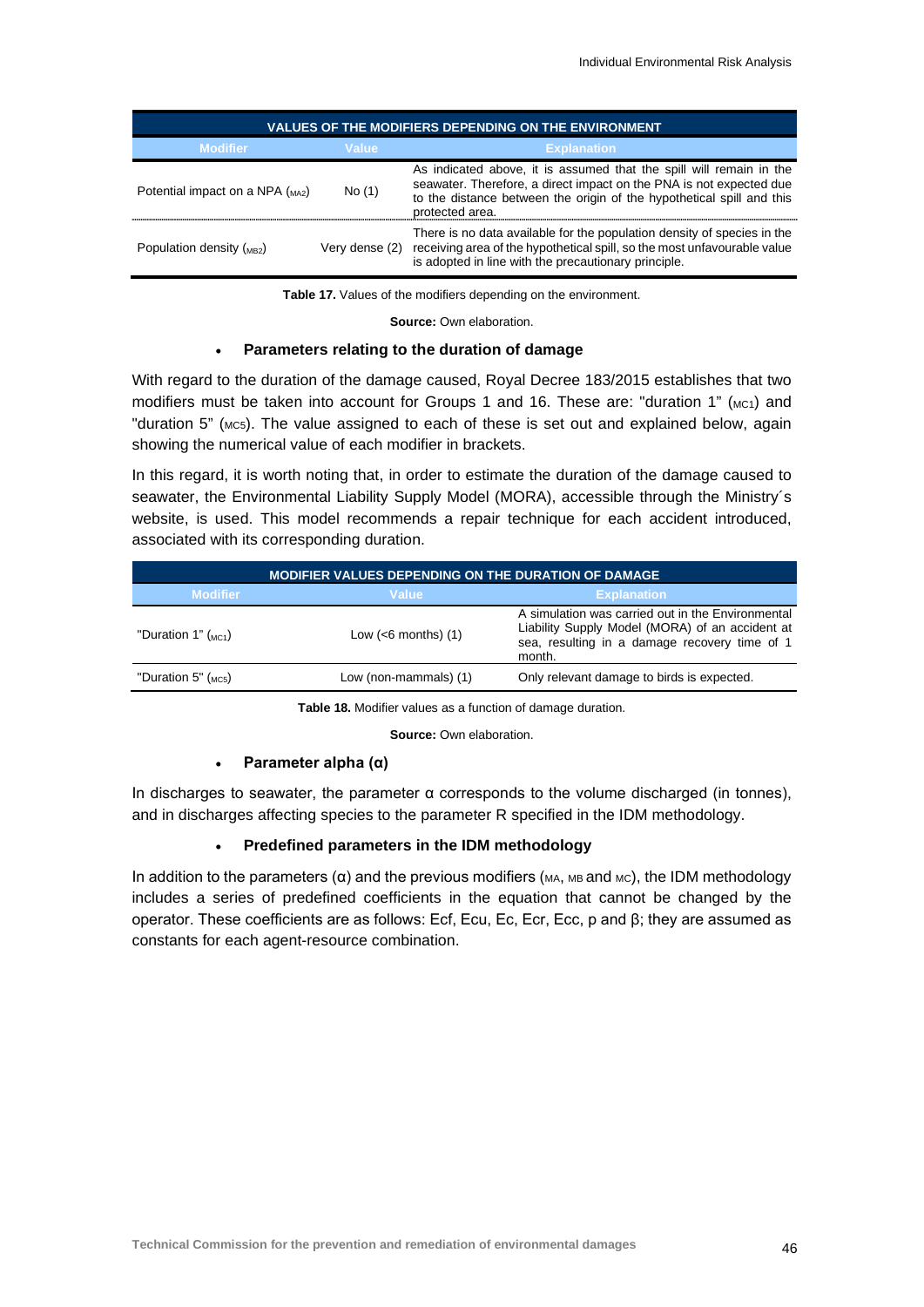| VALUES OF THE MODIFIERS DEPENDING ON THE ENVIRONMENT | | |
|---|---|---|
| **Modifier** | **Value** | **Explanation** |
| Potential impact on a NPA ($_{MA2}$) | No (1) | As indicated above, it is assumed that the spill will remain in the seawater. Therefore, a direct impact on the PNA is not expected due to the distance between the origin of the hypothetical spill and this protected area. |
| Population density ($_{MB2}$) | Very dense (2) | There is no data available for the population density of species in the receiving area of the hypothetical spill, so the most unfavourable value is adopted in line with the precautionary principle. |

**Table 17.** Values of the modifiers depending on the environment.

**Source:** Own elaboration.

- **Parameters relating to the duration of damage**

With regard to the duration of the damage caused, Royal Decree 183/2015 establishes that two modifiers must be taken into account for Groups 1 and 16. These are: "duration 1" ($_{MC1}$) and "duration 5" ($_{MC5}$). The value assigned to each of these is set out and explained below, again showing the numerical value of each modifier in brackets.

In this regard, it is worth noting that, in order to estimate the duration of the damage caused to seawater, the Environmental Liability Supply Model (MORA), accessible through the Ministry´s website, is used. This model recommends a repair technique for each accident introduced, associated with its corresponding duration.

| MODIFIER VALUES DEPENDING ON THE DURATION OF DAMAGE | | |
|---|---|---|
| **Modifier** | **Value** | **Explanation** |
| "Duration 1" ($_{MC1}$) | Low (<6 months) (1) | A simulation was carried out in the Environmental Liability Supply Model (MORA) of an accident at sea, resulting in a damage recovery time of 1 month. |
| "Duration 5" ($_{MC5}$) | Low (non-mammals) (1) | Only relevant damage to birds is expected. |

**Table 18.** Modifier values as a function of damage duration.

**Source:** Own elaboration.

- **Parameter alpha (α)**

In discharges to seawater, the parameter α corresponds to the volume discharged (in tonnes), and in discharges affecting species to the parameter R specified in the IDM methodology.

- **Predefined parameters in the IDM methodology**

In addition to the parameters (α) and the previous modifiers ($_{MA}$, $_{MB}$ and $_{MC}$), the IDM methodology includes a series of predefined coefficients in the equation that cannot be changed by the operator. These coefficients are as follows: Ecf, Ecu, Ec, Ecr, Ecc, p and β; they are assumed as constants for each agent-resource combination.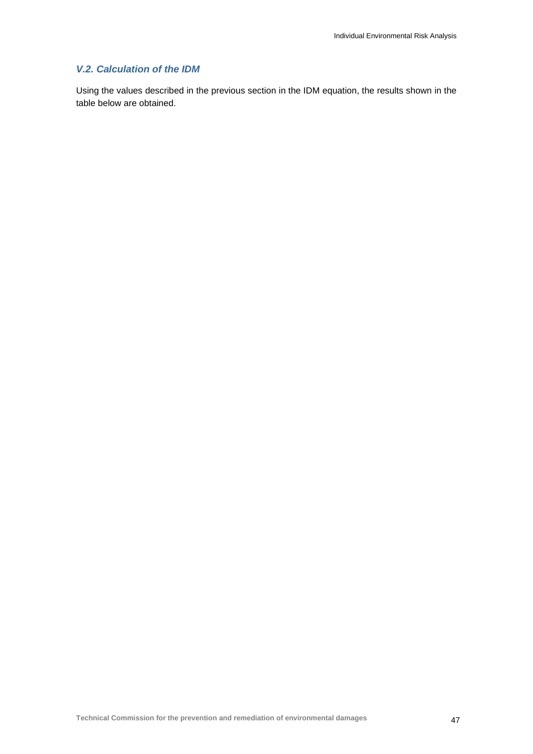### *V.2. Calculation of the IDM*

Using the values described in the previous section in the IDM equation, the results shown in the table below are obtained.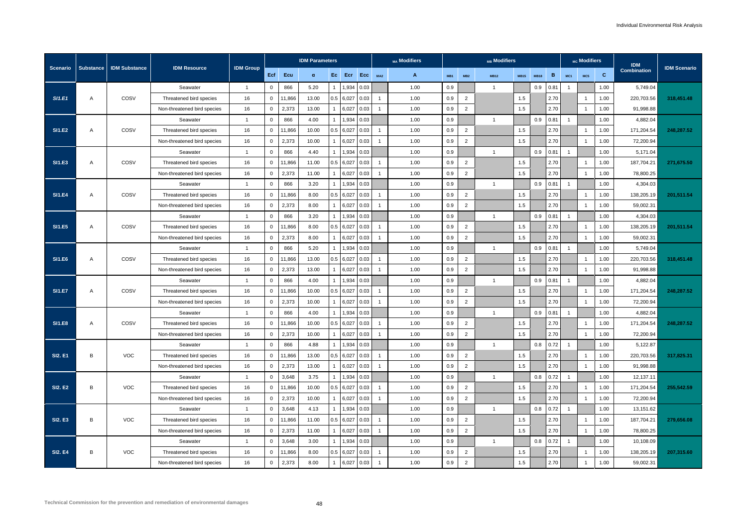| Scenario | Substance | IDM Substance | IDM Resource | IDM Group | IDM Parameters | | | | | | MA Modifiers | | MB Modifiers | | | | | | MC Modifiers | | | IDM Combination | IDM Scenario |
|---|---|---|---|---|---|---|---|---|---|---|---|---|---|---|---|---|---|---|---|---|---|---|---|
| | | | | | Ecf | Ecu | α | Ec | Ecr | Ecc | MA2 | A | MB1 | MB2 | MB12 | MB15 | MB18 | B | MC1 | MC5 | C | | |
| *SI1.E1* | A | COSV | Seawater | 1 | 0 | 866 | 5.20 | 1 | 1,934 | 0.03 | | 1.00 | 0.9 | | 1 | | 0.9 | 0.81 | 1 | | 1.00 | 5,749.04 | 318,451.48 |
| | | | Threatened bird species | 16 | 0 | 11,866 | 13.00 | 0.5 | 6,027 | 0.03 | 1 | 1.00 | 0.9 | 2 | | 1.5 | | 2.70 | | 1 | 1.00 | 220,703.56 | |
| | | | Non-threatened bird species | 16 | 0 | 2,373 | 13.00 | 1 | 6,027 | 0.03 | 1 | 1.00 | 0.9 | 2 | | 1.5 | | 2.70 | | 1 | 1.00 | 91,998.88 | |
| SI1.E2 | A | COSV | Seawater | 1 | 0 | 866 | 4.00 | 1 | 1,934 | 0.03 | | 1.00 | 0.9 | | 1 | | 0.9 | 0.81 | 1 | | 1.00 | 4,882.04 | 248,287.52 |
| | | | Threatened bird species | 16 | 0 | 11,866 | 10.00 | 0.5 | 6,027 | 0.03 | 1 | 1.00 | 0.9 | 2 | | 1.5 | | 2.70 | | 1 | 1.00 | 171,204.54 | |
| | | | Non-threatened bird species | 16 | 0 | 2,373 | 10.00 | 1 | 6,027 | 0.03 | 1 | 1.00 | 0.9 | 2 | | 1.5 | | 2.70 | | 1 | 1.00 | 72,200.94 | |
| SI1.E3 | A | COSV | Seawater | 1 | 0 | 866 | 4.40 | 1 | 1,934 | 0.03 | | 1.00 | 0.9 | | 1 | | 0.9 | 0.81 | 1 | | 1.00 | 5,171.04 | 271,675.50 |
| | | | Threatened bird species | 16 | 0 | 11,866 | 11.00 | 0.5 | 6,027 | 0.03 | 1 | 1.00 | 0.9 | 2 | | 1.5 | | 2.70 | | 1 | 1.00 | 187,704.21 | |
| | | | Non-threatened bird species | 16 | 0 | 2,373 | 11.00 | 1 | 6,027 | 0.03 | 1 | 1.00 | 0.9 | 2 | | 1.5 | | 2.70 | | 1 | 1.00 | 78,800.25 | |
| SI1.E4 | A | COSV | Seawater | 1 | 0 | 866 | 3.20 | 1 | 1,934 | 0.03 | | 1.00 | 0.9 | | 1 | | 0.9 | 0.81 | 1 | | 1.00 | 4,304.03 | 201,511.54 |
| | | | Threatened bird species | 16 | 0 | 11,866 | 8.00 | 0.5 | 6,027 | 0.03 | 1 | 1.00 | 0.9 | 2 | | 1.5 | | 2.70 | | 1 | 1.00 | 138,205.19 | |
| | | | Non-threatened bird species | 16 | 0 | 2,373 | 8.00 | 1 | 6,027 | 0.03 | 1 | 1.00 | 0.9 | 2 | | 1.5 | | 2.70 | | 1 | 1.00 | 59,002.31 | |
| SI1.E5 | A | COSV | Seawater | 1 | 0 | 866 | 3.20 | 1 | 1,934 | 0.03 | | 1.00 | 0.9 | | 1 | | 0.9 | 0.81 | 1 | | 1.00 | 4,304.03 | 201,511.54 |
| | | | Threatened bird species | 16 | 0 | 11,866 | 8.00 | 0.5 | 6,027 | 0.03 | 1 | 1.00 | 0.9 | 2 | | 1.5 | | 2.70 | | 1 | 1.00 | 138,205.19 | |
| | | | Non-threatened bird species | 16 | 0 | 2,373 | 8.00 | 1 | 6,027 | 0.03 | 1 | 1.00 | 0.9 | 2 | | 1.5 | | 2.70 | | 1 | 1.00 | 59,002.31 | |
| SI1.E6 | A | COSV | Seawater | 1 | 0 | 866 | 5.20 | 1 | 1,934 | 0.03 | | 1.00 | 0.9 | | 1 | | 0.9 | 0.81 | 1 | | 1.00 | 5,749.04 | 318,451.48 |
| | | | Threatened bird species | 16 | 0 | 11,866 | 13.00 | 0.5 | 6,027 | 0.03 | 1 | 1.00 | 0.9 | 2 | | 1.5 | | 2.70 | | 1 | 1.00 | 220,703.56 | |
| | | | Non-threatened bird species | 16 | 0 | 2,373 | 13.00 | 1 | 6,027 | 0.03 | 1 | 1.00 | 0.9 | 2 | | 1.5 | | 2.70 | | 1 | 1.00 | 91,998.88 | |
| SI1.E7 | A | COSV | Seawater | 1 | 0 | 866 | 4.00 | 1 | 1,934 | 0.03 | | 1.00 | 0.9 | | 1 | | 0.9 | 0.81 | 1 | | 1.00 | 4,882.04 | 248,287.52 |
| | | | Threatened bird species | 16 | 0 | 11,866 | 10.00 | 0.5 | 6,027 | 0.03 | 1 | 1.00 | 0.9 | 2 | | 1.5 | | 2.70 | | 1 | 1.00 | 171,204.54 | |
| | | | Non-threatened bird species | 16 | 0 | 2,373 | 10.00 | 1 | 6,027 | 0.03 | 1 | 1.00 | 0.9 | 2 | | 1.5 | | 2.70 | | 1 | 1.00 | 72,200.94 | |
| SI1.E8 | A | COSV | Seawater | 1 | 0 | 866 | 4.00 | 1 | 1,934 | 0.03 | | 1.00 | 0.9 | | 1 | | 0.9 | 0.81 | 1 | | 1.00 | 4,882.04 | 248,287.52 |
| | | | Threatened bird species | 16 | 0 | 11,866 | 10.00 | 0.5 | 6,027 | 0.03 | 1 | 1.00 | 0.9 | 2 | | 1.5 | | 2.70 | | 1 | 1.00 | 171,204.54 | |
| | | | Non-threatened bird species | 16 | 0 | 2,373 | 10.00 | 1 | 6,027 | 0.03 | 1 | 1.00 | 0.9 | 2 | | 1.5 | | 2.70 | | 1 | 1.00 | 72,200.94 | |
| SI2. E1 | B | VOC | Seawater | 1 | 0 | 866 | 4.88 | 1 | 1,934 | 0.03 | | 1.00 | 0.9 | | 1 | | 0.8 | 0.72 | 1 | | 1.00 | 5,122.87 | 317,825.31 |
| | | | Threatened bird species | 16 | 0 | 11,866 | 13.00 | 0.5 | 6,027 | 0.03 | 1 | 1.00 | 0.9 | 2 | | 1.5 | | 2.70 | | 1 | 1.00 | 220,703.56 | |
| | | | Non-threatened bird species | 16 | 0 | 2,373 | 13.00 | 1 | 6,027 | 0.03 | 1 | 1.00 | 0.9 | 2 | | 1.5 | | 2.70 | | 1 | 1.00 | 91,998.88 | |
| SI2. E2 | B | VOC | Seawater | 1 | 0 | 3,648 | 3.75 | 1 | 1,934 | 0.03 | | 1.00 | 0.9 | | 1 | | 0.8 | 0.72 | 1 | | 1.00 | 12,137.11 | 255,542.59 |
| | | | Threatened bird species | 16 | 0 | 11,866 | 10.00 | 0.5 | 6,027 | 0.03 | 1 | 1.00 | 0.9 | 2 | | 1.5 | | 2.70 | | 1 | 1.00 | 171,204.54 | |
| | | | Non-threatened bird species | 16 | 0 | 2,373 | 10.00 | 1 | 6,027 | 0.03 | 1 | 1.00 | 0.9 | 2 | | 1.5 | | 2.70 | | 1 | 1.00 | 72,200.94 | |
| SI2. E3 | B | VOC | Seawater | 1 | 0 | 3,648 | 4.13 | 1 | 1,934 | 0.03 | | 1.00 | 0.9 | | 1 | | 0.8 | 0.72 | 1 | | 1.00 | 13,151.62 | 279,656.08 |
| | | | Threatened bird species | 16 | 0 | 11,866 | 11.00 | 0.5 | 6,027 | 0.03 | 1 | 1.00 | 0.9 | 2 | | 1.5 | | 2.70 | | 1 | 1.00 | 187,704.21 | |
| | | | Non-threatened bird species | 16 | 0 | 2,373 | 11.00 | 1 | 6,027 | 0.03 | 1 | 1.00 | 0.9 | 2 | | 1.5 | | 2.70 | | 1 | 1.00 | 78,800.25 | |
| SI2. E4 | B | VOC | Seawater | 1 | 0 | 3,648 | 3.00 | 1 | 1,934 | 0.03 | | 1.00 | 0.9 | | 1 | | 0.8 | 0.72 | 1 | | 1.00 | 10,108.09 | 207,315.60 |
| | | | Threatened bird species | 16 | 0 | 11,866 | 8.00 | 0.5 | 6,027 | 0.03 | 1 | 1.00 | 0.9 | 2 | | 1.5 | | 2.70 | | 1 | 1.00 | 138,205.19 | |
| | | | Non-threatened bird species | 16 | 0 | 2,373 | 8.00 | 1 | 6,027 | 0.03 | 1 | 1.00 | 0.9 | 2 | | 1.5 | | 2.70 | | 1 | 1.00 | 59,002.31 | |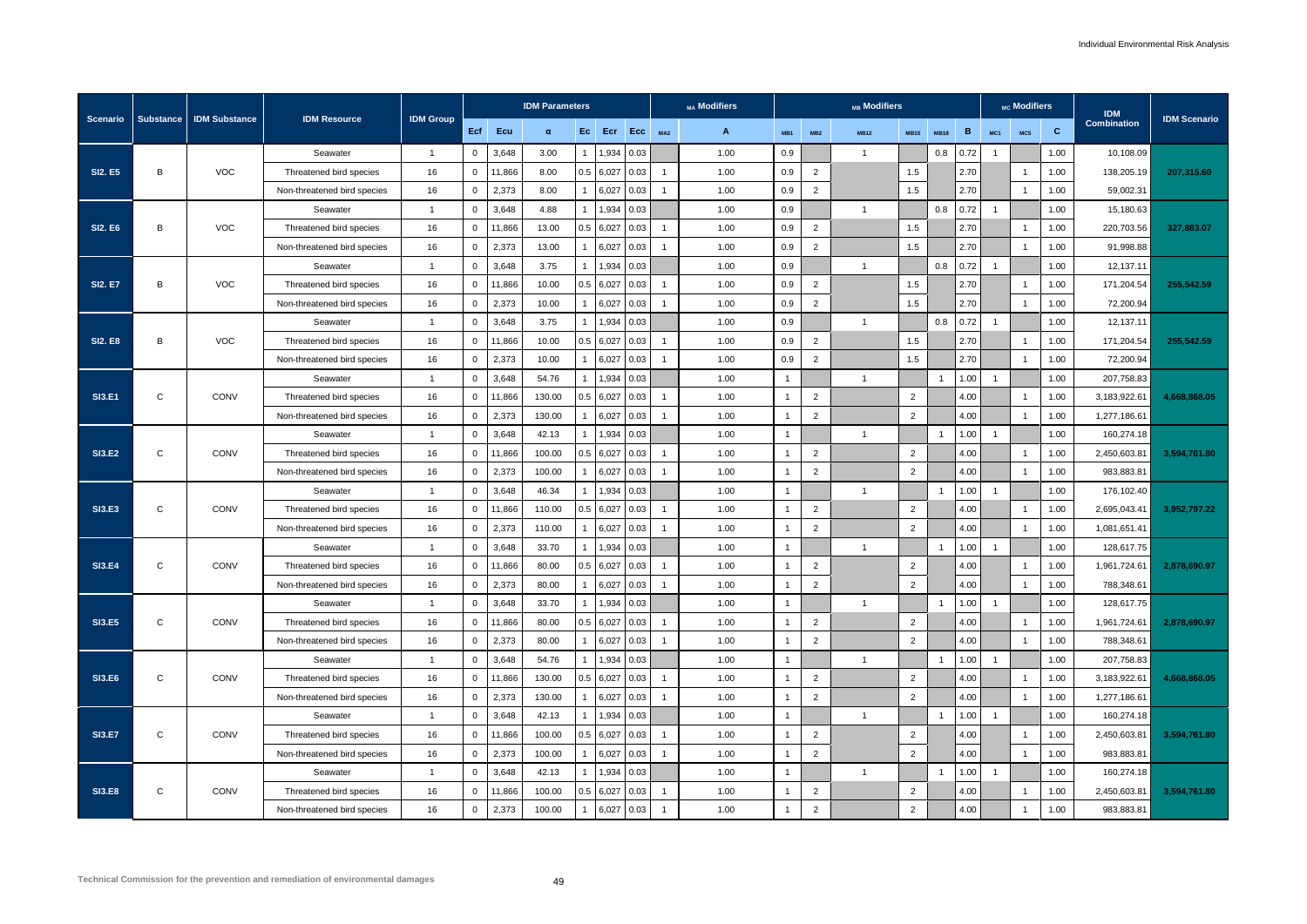| Scenario | Substance | IDM Substance | IDM Resource | IDM Group | IDM Parameters | | | | | | MA Modifiers | | MB Modifiers | | | | | | MC Modifiers | | | IDM Combination | IDM Scenario |
|---|---|---|---|---|---|---|---|---|---|---|---|---|---|---|---|---|---|---|---|---|---|---|---|
| | | | | | Ecf | Ecu | α | Ec | Ecr | Ecc | MA2 | A | MB1 | MB2 | MB12 | MB15 | MB18 | B | MC1 | MC5 | C | | |
| SI2. E5 | B | VOC | Seawater | 1 | 0 | 3,648 | 3.00 | 1 | 1,934 | 0.03 | | 1.00 | 0.9 | | 1 | | 0.8 | 0.72 | 1 | | 1.00 | 10,108.09 | 207,315.60 |
| | | | Threatened bird species | 16 | 0 | 11,866 | 8.00 | 0.5 | 6,027 | 0.03 | 1 | 1.00 | 0.9 | 2 | | 1.5 | | 2.70 | | 1 | 1.00 | 138,205.19 | |
| | | | Non-threatened bird species | 16 | 0 | 2,373 | 8.00 | 1 | 6,027 | 0.03 | 1 | 1.00 | 0.9 | 2 | | 1.5 | | 2.70 | | 1 | 1.00 | 59,002.31 | |
| SI2. E6 | B | VOC | Seawater | 1 | 0 | 3,648 | 4.88 | 1 | 1,934 | 0.03 | | 1.00 | 0.9 | | 1 | | 0.8 | 0.72 | 1 | | 1.00 | 15,180.63 | 327,883.07 |
| | | | Threatened bird species | 16 | 0 | 11,866 | 13.00 | 0.5 | 6,027 | 0.03 | 1 | 1.00 | 0.9 | 2 | | 1.5 | | 2.70 | | 1 | 1.00 | 220,703.56 | |
| | | | Non-threatened bird species | 16 | 0 | 2,373 | 13.00 | 1 | 6,027 | 0.03 | 1 | 1.00 | 0.9 | 2 | | 1.5 | | 2.70 | | 1 | 1.00 | 91,998.88 | |
| SI2. E7 | B | VOC | Seawater | 1 | 0 | 3,648 | 3.75 | 1 | 1,934 | 0.03 | | 1.00 | 0.9 | | 1 | | 0.8 | 0.72 | 1 | | 1.00 | 12,137.11 | 255,542.59 |
| | | | Threatened bird species | 16 | 0 | 11,866 | 10.00 | 0.5 | 6,027 | 0.03 | 1 | 1.00 | 0.9 | 2 | | 1.5 | | 2.70 | | 1 | 1.00 | 171,204.54 | |
| | | | Non-threatened bird species | 16 | 0 | 2,373 | 10.00 | 1 | 6,027 | 0.03 | 1 | 1.00 | 0.9 | 2 | | 1.5 | | 2.70 | | 1 | 1.00 | 72,200.94 | |
| SI2. E8 | B | VOC | Seawater | 1 | 0 | 3,648 | 3.75 | 1 | 1,934 | 0.03 | | 1.00 | 0.9 | | 1 | | 0.8 | 0.72 | 1 | | 1.00 | 12,137.11 | 255,542.59 |
| | | | Threatened bird species | 16 | 0 | 11,866 | 10.00 | 0.5 | 6,027 | 0.03 | 1 | 1.00 | 0.9 | 2 | | 1.5 | | 2.70 | | 1 | 1.00 | 171,204.54 | |
| | | | Non-threatened bird species | 16 | 0 | 2,373 | 10.00 | 1 | 6,027 | 0.03 | 1 | 1.00 | 0.9 | 2 | | 1.5 | | 2.70 | | 1 | 1.00 | 72,200.94 | |
| SI3.E1 | C | CONV | Seawater | 1 | 0 | 3,648 | 54.76 | 1 | 1,934 | 0.03 | | 1.00 | 1 | | 1 | | 1 | 1.00 | 1 | | 1.00 | 207,758.83 | 4,668,868.05 |
| | | | Threatened bird species | 16 | 0 | 11,866 | 130.00 | 0.5 | 6,027 | 0.03 | 1 | 1.00 | 1 | 2 | | 2 | | 4.00 | | 1 | 1.00 | 3,183,922.61 | |
| | | | Non-threatened bird species | 16 | 0 | 2,373 | 130.00 | 1 | 6,027 | 0.03 | 1 | 1.00 | 1 | 2 | | 2 | | 4.00 | | 1 | 1.00 | 1,277,186.61 | |
| SI3.E2 | C | CONV | Seawater | 1 | 0 | 3,648 | 42.13 | 1 | 1,934 | 0.03 | | 1.00 | 1 | | 1 | | 1 | 1.00 | 1 | | 1.00 | 160,274.18 | 3,594,761.80 |
| | | | Threatened bird species | 16 | 0 | 11,866 | 100.00 | 0.5 | 6,027 | 0.03 | 1 | 1.00 | 1 | 2 | | 2 | | 4.00 | | 1 | 1.00 | 2,450,603.81 | |
| | | | Non-threatened bird species | 16 | 0 | 2,373 | 100.00 | 1 | 6,027 | 0.03 | 1 | 1.00 | 1 | 2 | | 2 | | 4.00 | | 1 | 1.00 | 983,883.81 | |
| SI3.E3 | C | CONV | Seawater | 1 | 0 | 3,648 | 46.34 | 1 | 1,934 | 0.03 | | 1.00 | 1 | | 1 | | 1 | 1.00 | 1 | | 1.00 | 176,102.40 | 3,952,797.22 |
| | | | Threatened bird species | 16 | 0 | 11,866 | 110.00 | 0.5 | 6,027 | 0.03 | 1 | 1.00 | 1 | 2 | | 2 | | 4.00 | | 1 | 1.00 | 2,695,043.41 | |
| | | | Non-threatened bird species | 16 | 0 | 2,373 | 110.00 | 1 | 6,027 | 0.03 | 1 | 1.00 | 1 | 2 | | 2 | | 4.00 | | 1 | 1.00 | 1,081,651.41 | |
| SI3.E4 | C | CONV | Seawater | 1 | 0 | 3,648 | 33.70 | 1 | 1,934 | 0.03 | | 1.00 | 1 | | 1 | | 1 | 1.00 | 1 | | 1.00 | 128,617.75 | 2,878,690.97 |
| | | | Threatened bird species | 16 | 0 | 11,866 | 80.00 | 0.5 | 6,027 | 0.03 | 1 | 1.00 | 1 | 2 | | 2 | | 4.00 | | 1 | 1.00 | 1,961,724.61 | |
| | | | Non-threatened bird species | 16 | 0 | 2,373 | 80.00 | 1 | 6,027 | 0.03 | 1 | 1.00 | 1 | 2 | | 2 | | 4.00 | | 1 | 1.00 | 788,348.61 | |
| SI3.E5 | C | CONV | Seawater | 1 | 0 | 3,648 | 33.70 | 1 | 1,934 | 0.03 | | 1.00 | 1 | | 1 | | 1 | 1.00 | 1 | | 1.00 | 128,617.75 | 2,878,690.97 |
| | | | Threatened bird species | 16 | 0 | 11,866 | 80.00 | 0.5 | 6,027 | 0.03 | 1 | 1.00 | 1 | 2 | | 2 | | 4.00 | | 1 | 1.00 | 1,961,724.61 | |
| | | | Non-threatened bird species | 16 | 0 | 2,373 | 80.00 | 1 | 6,027 | 0.03 | 1 | 1.00 | 1 | 2 | | 2 | | 4.00 | | 1 | 1.00 | 788,348.61 | |
| SI3.E6 | C | CONV | Seawater | 1 | 0 | 3,648 | 54.76 | 1 | 1,934 | 0.03 | | 1.00 | 1 | | 1 | | 1 | 1.00 | 1 | | 1.00 | 207,758.83 | 4,668,868.05 |
| | | | Threatened bird species | 16 | 0 | 11,866 | 130.00 | 0.5 | 6,027 | 0.03 | 1 | 1.00 | 1 | 2 | | 2 | | 4.00 | | 1 | 1.00 | 3,183,922.61 | |
| | | | Non-threatened bird species | 16 | 0 | 2,373 | 130.00 | 1 | 6,027 | 0.03 | 1 | 1.00 | 1 | 2 | | 2 | | 4.00 | | 1 | 1.00 | 1,277,186.61 | |
| SI3.E7 | C | CONV | Seawater | 1 | 0 | 3,648 | 42.13 | 1 | 1,934 | 0.03 | | 1.00 | 1 | | 1 | | 1 | 1.00 | 1 | | 1.00 | 160,274.18 | 3,594,761.80 |
| | | | Threatened bird species | 16 | 0 | 11,866 | 100.00 | 0.5 | 6,027 | 0.03 | 1 | 1.00 | 1 | 2 | | 2 | | 4.00 | | 1 | 1.00 | 2,450,603.81 | |
| | | | Non-threatened bird species | 16 | 0 | 2,373 | 100.00 | 1 | 6,027 | 0.03 | 1 | 1.00 | 1 | 2 | | 2 | | 4.00 | | 1 | 1.00 | 983,883.81 | |
| SI3.E8 | C | CONV | Seawater | 1 | 0 | 3,648 | 42.13 | 1 | 1,934 | 0.03 | | 1.00 | 1 | | 1 | | 1 | 1.00 | 1 | | 1.00 | 160,274.18 | 3,594,761.80 |
| | | | Threatened bird species | 16 | 0 | 11,866 | 100.00 | 0.5 | 6,027 | 0.03 | 1 | 1.00 | 1 | 2 | | 2 | | 4.00 | | 1 | 1.00 | 2,450,603.81 | |
| | | | Non-threatened bird species | 16 | 0 | 2,373 | 100.00 | 1 | 6,027 | 0.03 | 1 | 1.00 | 1 | 2 | | 2 | | 4.00 | | 1 | 1.00 | 983,883.81 | |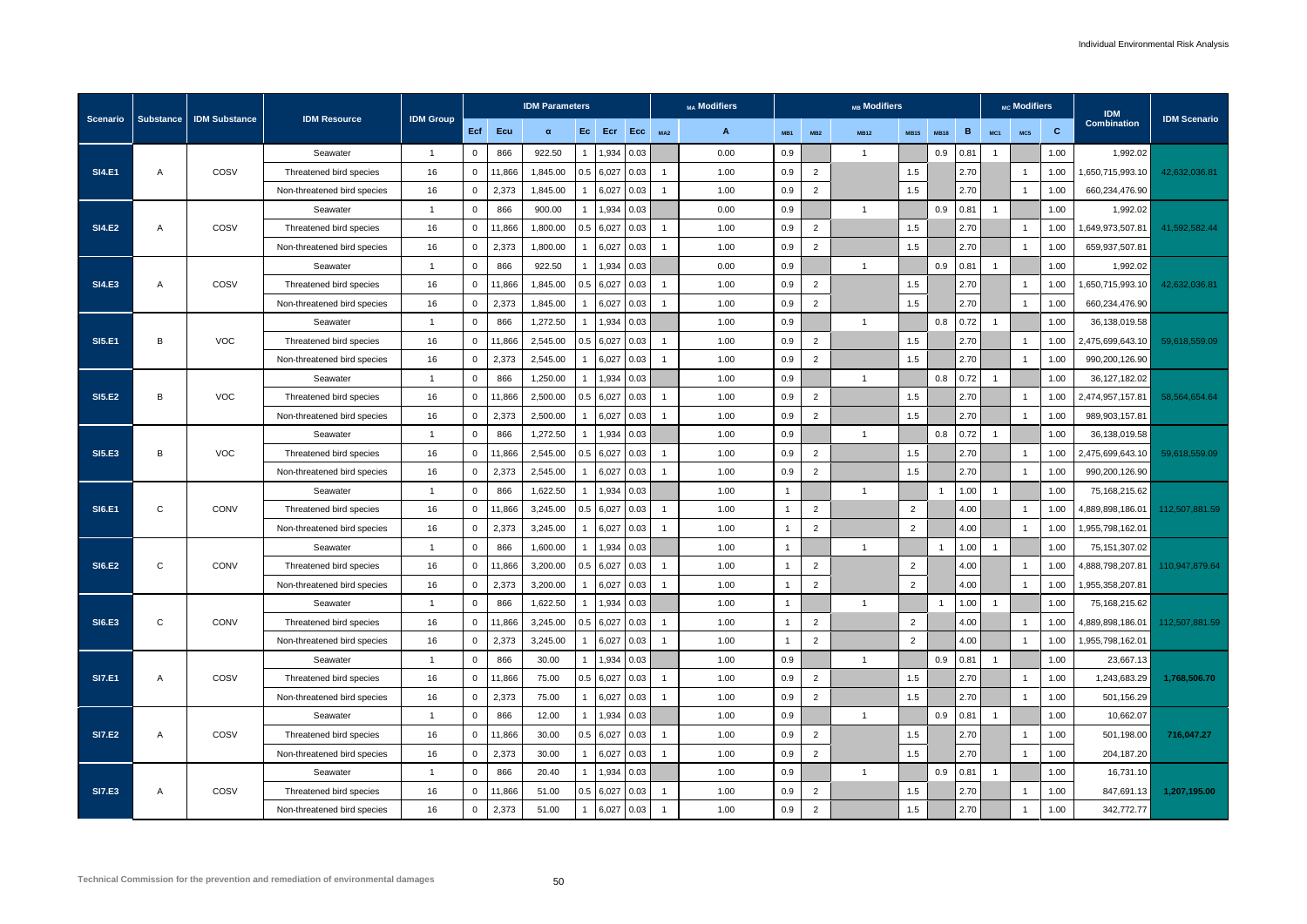| Scenario | Substance | IDM Substance | IDM Resource | IDM Group | IDM Parameters | | | | | | MA Modifiers | | MB Modifiers | | | | | | MC Modifiers | | | IDM Combination | IDM Scenario |
|---|---|---|---|---|---|---|---|---|---|---|---|---|---|---|---|---|---|---|---|---|---|---|---|
| | | | | | Ecf | Ecu | α | Ec | Ecr | Ecc | MA2 | A | MB1 | MB2 | MB12 | MB15 | MB18 | B | MC1 | MC5 | C | | |
| SI4.E1 | A | COSV | Seawater | 1 | 0 | 866 | 922.50 | 1 | 1,934 | 0.03 | | 0.00 | 0.9 | | 1 | | 0.9 | 0.81 | 1 | | 1.00 | 1,992.02 | 42,632,036.81 |
| | | | Threatened bird species | 16 | 0 | 11,866 | 1,845.00 | 0.5 | 6,027 | 0.03 | 1 | 1.00 | 0.9 | 2 | | 1.5 | | 2.70 | | 1 | 1.00 | 1,650,715,993.10 | |
| | | | Non-threatened bird species | 16 | 0 | 2,373 | 1,845.00 | 1 | 6,027 | 0.03 | 1 | 1.00 | 0.9 | 2 | | 1.5 | | 2.70 | | 1 | 1.00 | 660,234,476.90 | |
| SI4.E2 | A | COSV | Seawater | 1 | 0 | 866 | 900.00 | 1 | 1,934 | 0.03 | | 0.00 | 0.9 | | 1 | | 0.9 | 0.81 | 1 | | 1.00 | 1,992.02 | 41,592,582.44 |
| | | | Threatened bird species | 16 | 0 | 11,866 | 1,800.00 | 0.5 | 6,027 | 0.03 | 1 | 1.00 | 0.9 | 2 | | 1.5 | | 2.70 | | 1 | 1.00 | 1,649,973,507.81 | |
| | | | Non-threatened bird species | 16 | 0 | 2,373 | 1,800.00 | 1 | 6,027 | 0.03 | 1 | 1.00 | 0.9 | 2 | | 1.5 | | 2.70 | | 1 | 1.00 | 659,937,507.81 | |
| SI4.E3 | A | COSV | Seawater | 1 | 0 | 866 | 922.50 | 1 | 1,934 | 0.03 | | 0.00 | 0.9 | | 1 | | 0.9 | 0.81 | 1 | | 1.00 | 1,992.02 | 42,632,036.81 |
| | | | Threatened bird species | 16 | 0 | 11,866 | 1,845.00 | 0.5 | 6,027 | 0.03 | 1 | 1.00 | 0.9 | 2 | | 1.5 | | 2.70 | | 1 | 1.00 | 1,650,715,993.10 | |
| | | | Non-threatened bird species | 16 | 0 | 2,373 | 1,845.00 | 1 | 6,027 | 0.03 | 1 | 1.00 | 0.9 | 2 | | 1.5 | | 2.70 | | 1 | 1.00 | 660,234,476.90 | |
| SI5.E1 | B | VOC | Seawater | 1 | 0 | 866 | 1,272.50 | 1 | 1,934 | 0.03 | | 1.00 | 0.9 | | 1 | | 0.8 | 0.72 | 1 | | 1.00 | 36,138,019.58 | 59,618,559.09 |
| | | | Threatened bird species | 16 | 0 | 11,866 | 2,545.00 | 0.5 | 6,027 | 0.03 | 1 | 1.00 | 0.9 | 2 | | 1.5 | | 2.70 | | 1 | 1.00 | 2,475,699,643.10 | |
| | | | Non-threatened bird species | 16 | 0 | 2,373 | 2,545.00 | 1 | 6,027 | 0.03 | 1 | 1.00 | 0.9 | 2 | | 1.5 | | 2.70 | | 1 | 1.00 | 990,200,126.90 | |
| SI5.E2 | B | VOC | Seawater | 1 | 0 | 866 | 1,250.00 | 1 | 1,934 | 0.03 | | 1.00 | 0.9 | | 1 | | 0.8 | 0.72 | 1 | | 1.00 | 36,127,182.02 | 58,564,654.64 |
| | | | Threatened bird species | 16 | 0 | 11,866 | 2,500.00 | 0.5 | 6,027 | 0.03 | 1 | 1.00 | 0.9 | 2 | | 1.5 | | 2.70 | | 1 | 1.00 | 2,474,957,157.81 | |
| | | | Non-threatened bird species | 16 | 0 | 2,373 | 2,500.00 | 1 | 6,027 | 0.03 | 1 | 1.00 | 0.9 | 2 | | 1.5 | | 2.70 | | 1 | 1.00 | 989,903,157.81 | |
| SI5.E3 | B | VOC | Seawater | 1 | 0 | 866 | 1,272.50 | 1 | 1,934 | 0.03 | | 1.00 | 0.9 | | 1 | | 0.8 | 0.72 | 1 | | 1.00 | 36,138,019.58 | 59,618,559.09 |
| | | | Threatened bird species | 16 | 0 | 11,866 | 2,545.00 | 0.5 | 6,027 | 0.03 | 1 | 1.00 | 0.9 | 2 | | 1.5 | | 2.70 | | 1 | 1.00 | 2,475,699,643.10 | |
| | | | Non-threatened bird species | 16 | 0 | 2,373 | 2,545.00 | 1 | 6,027 | 0.03 | 1 | 1.00 | 0.9 | 2 | | 1.5 | | 2.70 | | 1 | 1.00 | 990,200,126.90 | |
| SI6.E1 | C | CONV | Seawater | 1 | 0 | 866 | 1,622.50 | 1 | 1,934 | 0.03 | | 1.00 | 1 | | 1 | | 1 | 1.00 | 1 | | 1.00 | 75,168,215.62 | 112,507,881.59 |
| | | | Threatened bird species | 16 | 0 | 11,866 | 3,245.00 | 0.5 | 6,027 | 0.03 | 1 | 1.00 | 1 | 2 | | 2 | | 4.00 | | 1 | 1.00 | 4,889,898,186.01 | |
| | | | Non-threatened bird species | 16 | 0 | 2,373 | 3,245.00 | 1 | 6,027 | 0.03 | 1 | 1.00 | 1 | 2 | | 2 | | 4.00 | | 1 | 1.00 | 1,955,798,162.01 | |
| SI6.E2 | C | CONV | Seawater | 1 | 0 | 866 | 1,600.00 | 1 | 1,934 | 0.03 | | 1.00 | 1 | | 1 | | 1 | 1.00 | 1 | | 1.00 | 75,151,307.02 | 110,947,879.64 |
| | | | Threatened bird species | 16 | 0 | 11,866 | 3,200.00 | 0.5 | 6,027 | 0.03 | 1 | 1.00 | 1 | 2 | | 2 | | 4.00 | | 1 | 1.00 | 4,888,798,207.81 | |
| | | | Non-threatened bird species | 16 | 0 | 2,373 | 3,200.00 | 1 | 6,027 | 0.03 | 1 | 1.00 | 1 | 2 | | 2 | | 4.00 | | 1 | 1.00 | 1,955,358,207.81 | |
| SI6.E3 | C | CONV | Seawater | 1 | 0 | 866 | 1,622.50 | 1 | 1,934 | 0.03 | | 1.00 | 1 | | 1 | | 1 | 1.00 | 1 | | 1.00 | 75,168,215.62 | 112,507,881.59 |
| | | | Threatened bird species | 16 | 0 | 11,866 | 3,245.00 | 0.5 | 6,027 | 0.03 | 1 | 1.00 | 1 | 2 | | 2 | | 4.00 | | 1 | 1.00 | 4,889,898,186.01 | |
| | | | Non-threatened bird species | 16 | 0 | 2,373 | 3,245.00 | 1 | 6,027 | 0.03 | 1 | 1.00 | 1 | 2 | | 2 | | 4.00 | | 1 | 1.00 | 1,955,798,162.01 | |
| SI7.E1 | A | COSV | Seawater | 1 | 0 | 866 | 30.00 | 1 | 1,934 | 0.03 | | 1.00 | 0.9 | | 1 | | 0.9 | 0.81 | 1 | | 1.00 | 23,667.13 | 1,768,506.70 |
| | | | Threatened bird species | 16 | 0 | 11,866 | 75.00 | 0.5 | 6,027 | 0.03 | 1 | 1.00 | 0.9 | 2 | | 1.5 | | 2.70 | | 1 | 1.00 | 1,243,683.29 | |
| | | | Non-threatened bird species | 16 | 0 | 2,373 | 75.00 | 1 | 6,027 | 0.03 | 1 | 1.00 | 0.9 | 2 | | 1.5 | | 2.70 | | 1 | 1.00 | 501,156.29 | |
| SI7.E2 | A | COSV | Seawater | 1 | 0 | 866 | 12.00 | 1 | 1,934 | 0.03 | | 1.00 | 0.9 | | 1 | | 0.9 | 0.81 | 1 | | 1.00 | 10,662.07 | 716,047.27 |
| | | | Threatened bird species | 16 | 0 | 11,866 | 30.00 | 0.5 | 6,027 | 0.03 | 1 | 1.00 | 0.9 | 2 | | 1.5 | | 2.70 | | 1 | 1.00 | 501,198.00 | |
| | | | Non-threatened bird species | 16 | 0 | 2,373 | 30.00 | 1 | 6,027 | 0.03 | 1 | 1.00 | 0.9 | 2 | | 1.5 | | 2.70 | | 1 | 1.00 | 204,187.20 | |
| SI7.E3 | A | COSV | Seawater | 1 | 0 | 866 | 20.40 | 1 | 1,934 | 0.03 | | 1.00 | 0.9 | | 1 | | 0.9 | 0.81 | 1 | | 1.00 | 16,731.10 | 1,207,195.00 |
| | | | Threatened bird species | 16 | 0 | 11,866 | 51.00 | 0.5 | 6,027 | 0.03 | 1 | 1.00 | 0.9 | 2 | | 1.5 | | 2.70 | | 1 | 1.00 | 847,691.13 | |
| | | | Non-threatened bird species | 16 | 0 | 2,373 | 51.00 | 1 | 6,027 | 0.03 | 1 | 1.00 | 0.9 | 2 | | 1.5 | | 2.70 | | 1 | 1.00 | 342,772.77 | |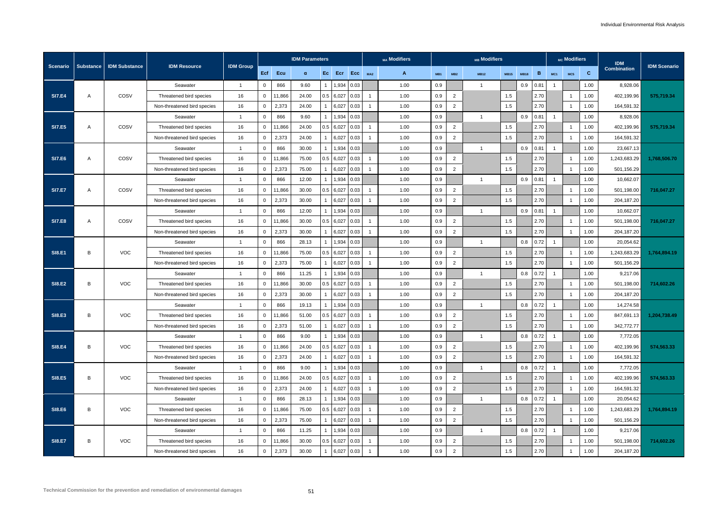| Scenario | Substance | IDM Substance | IDM Resource | IDM Group | IDM Parameters | | | | | | MA Modifiers | | MB Modifiers | | | | | | MC Modifiers | | | IDM Combination | IDM Scenario |
|---|---|---|---|---|---|---|---|---|---|---|---|---|---|---|---|---|---|---|---|---|---|---|---|
| | | | | | Ecf | Ecu | α | Ec | Ecr | Ecc | MA2 | A | MB1 | MB2 | MB12 | MB15 | MB18 | B | MC1 | MC5 | C | | |
| SI7.E4 | A | COSV | Seawater | 1 | 0 | 866 | 9.60 | 1 | 1,934 | 0.03 | | 1.00 | 0.9 | | 1 | | 0.9 | 0.81 | 1 | | 1.00 | 8,928.06 | 575,719.34 |
| | | | Threatened bird species | 16 | 0 | 11,866 | 24.00 | 0.5 | 6,027 | 0.03 | 1 | 1.00 | 0.9 | 2 | | 1.5 | | 2.70 | | 1 | 1.00 | 402,199.96 | |
| | | | Non-threatened bird species | 16 | 0 | 2,373 | 24.00 | 1 | 6,027 | 0.03 | 1 | 1.00 | 0.9 | 2 | | 1.5 | | 2.70 | | 1 | 1.00 | 164,591.32 | |
| SI7.E5 | A | COSV | Seawater | 1 | 0 | 866 | 9.60 | 1 | 1,934 | 0.03 | | 1.00 | 0.9 | | 1 | | 0.9 | 0.81 | 1 | | 1.00 | 8,928.06 | 575,719.34 |
| | | | Threatened bird species | 16 | 0 | 11,866 | 24.00 | 0.5 | 6,027 | 0.03 | 1 | 1.00 | 0.9 | 2 | | 1.5 | | 2.70 | | 1 | 1.00 | 402,199.96 | |
| | | | Non-threatened bird species | 16 | 0 | 2,373 | 24.00 | 1 | 6,027 | 0.03 | 1 | 1.00 | 0.9 | 2 | | 1.5 | | 2.70 | | 1 | 1.00 | 164,591.32 | |
| SI7.E6 | A | COSV | Seawater | 1 | 0 | 866 | 30.00 | 1 | 1,934 | 0.03 | | 1.00 | 0.9 | | 1 | | 0.9 | 0.81 | 1 | | 1.00 | 23,667.13 | 1,768,506.70 |
| | | | Threatened bird species | 16 | 0 | 11,866 | 75.00 | 0.5 | 6,027 | 0.03 | 1 | 1.00 | 0.9 | 2 | | 1.5 | | 2.70 | | 1 | 1.00 | 1,243,683.29 | |
| | | | Non-threatened bird species | 16 | 0 | 2,373 | 75.00 | 1 | 6,027 | 0.03 | 1 | 1.00 | 0.9 | 2 | | 1.5 | | 2.70 | | 1 | 1.00 | 501,156.29 | |
| SI7.E7 | A | COSV | Seawater | 1 | 0 | 866 | 12.00 | 1 | 1,934 | 0.03 | | 1.00 | 0.9 | | 1 | | 0.9 | 0.81 | 1 | | 1.00 | 10,662.07 | 716,047.27 |
| | | | Threatened bird species | 16 | 0 | 11,866 | 30.00 | 0.5 | 6,027 | 0.03 | 1 | 1.00 | 0.9 | 2 | | 1.5 | | 2.70 | | 1 | 1.00 | 501,198.00 | |
| | | | Non-threatened bird species | 16 | 0 | 2,373 | 30.00 | 1 | 6,027 | 0.03 | 1 | 1.00 | 0.9 | 2 | | 1.5 | | 2.70 | | 1 | 1.00 | 204,187.20 | |
| SI7.E8 | A | COSV | Seawater | 1 | 0 | 866 | 12.00 | 1 | 1,934 | 0.03 | | 1.00 | 0.9 | | 1 | | 0.9 | 0.81 | 1 | | 1.00 | 10,662.07 | 716,047.27 |
| | | | Threatened bird species | 16 | 0 | 11,866 | 30.00 | 0.5 | 6,027 | 0.03 | 1 | 1.00 | 0.9 | 2 | | 1.5 | | 2.70 | | 1 | 1.00 | 501,198.00 | |
| | | | Non-threatened bird species | 16 | 0 | 2,373 | 30.00 | 1 | 6,027 | 0.03 | 1 | 1.00 | 0.9 | 2 | | 1.5 | | 2.70 | | 1 | 1.00 | 204,187.20 | |
| SI8.E1 | B | VOC | Seawater | 1 | 0 | 866 | 28.13 | 1 | 1,934 | 0.03 | | 1.00 | 0.9 | | 1 | | 0.8 | 0.72 | 1 | | 1.00 | 20,054.62 | 1,764,894.19 |
| | | | Threatened bird species | 16 | 0 | 11,866 | 75.00 | 0.5 | 6,027 | 0.03 | 1 | 1.00 | 0.9 | 2 | | 1.5 | | 2.70 | | 1 | 1.00 | 1,243,683.29 | |
| | | | Non-threatened bird species | 16 | 0 | 2,373 | 75.00 | 1 | 6,027 | 0.03 | 1 | 1.00 | 0.9 | 2 | | 1.5 | | 2.70 | | 1 | 1.00 | 501,156.29 | |
| SI8.E2 | B | VOC | Seawater | 1 | 0 | 866 | 11.25 | 1 | 1,934 | 0.03 | | 1.00 | 0.9 | | 1 | | 0.8 | 0.72 | 1 | | 1.00 | 9,217.06 | 714,602.26 |
| | | | Threatened bird species | 16 | 0 | 11,866 | 30.00 | 0.5 | 6,027 | 0.03 | 1 | 1.00 | 0.9 | 2 | | 1.5 | | 2.70 | | 1 | 1.00 | 501,198.00 | |
| | | | Non-threatened bird species | 16 | 0 | 2,373 | 30.00 | 1 | 6,027 | 0.03 | 1 | 1.00 | 0.9 | 2 | | 1.5 | | 2.70 | | 1 | 1.00 | 204,187.20 | |
| SI8.E3 | B | VOC | Seawater | 1 | 0 | 866 | 19.13 | 1 | 1,934 | 0.03 | | 1.00 | 0.9 | | 1 | | 0.8 | 0.72 | 1 | | 1.00 | 14,274.58 | 1,204,738.49 |
| | | | Threatened bird species | 16 | 0 | 11,866 | 51.00 | 0.5 | 6,027 | 0.03 | 1 | 1.00 | 0.9 | 2 | | 1.5 | | 2.70 | | 1 | 1.00 | 847,691.13 | |
| | | | Non-threatened bird species | 16 | 0 | 2,373 | 51.00 | 1 | 6,027 | 0.03 | 1 | 1.00 | 0.9 | 2 | | 1.5 | | 2.70 | | 1 | 1.00 | 342,772.77 | |
| SI8.E4 | B | VOC | Seawater | 1 | 0 | 866 | 9.00 | 1 | 1,934 | 0.03 | | 1.00 | 0.9 | | 1 | | 0.8 | 0.72 | 1 | | 1.00 | 7,772.05 | 574,563.33 |
| | | | Threatened bird species | 16 | 0 | 11,866 | 24.00 | 0.5 | 6,027 | 0.03 | 1 | 1.00 | 0.9 | 2 | | 1.5 | | 2.70 | | 1 | 1.00 | 402,199.96 | |
| | | | Non-threatened bird species | 16 | 0 | 2,373 | 24.00 | 1 | 6,027 | 0.03 | 1 | 1.00 | 0.9 | 2 | | 1.5 | | 2.70 | | 1 | 1.00 | 164,591.32 | |
| SI8.E5 | B | VOC | Seawater | 1 | 0 | 866 | 9.00 | 1 | 1,934 | 0.03 | | 1.00 | 0.9 | | 1 | | 0.8 | 0.72 | 1 | | 1.00 | 7,772.05 | 574,563.33 |
| | | | Threatened bird species | 16 | 0 | 11,866 | 24.00 | 0.5 | 6,027 | 0.03 | 1 | 1.00 | 0.9 | 2 | | 1.5 | | 2.70 | | 1 | 1.00 | 402,199.96 | |
| | | | Non-threatened bird species | 16 | 0 | 2,373 | 24.00 | 1 | 6,027 | 0.03 | 1 | 1.00 | 0.9 | 2 | | 1.5 | | 2.70 | | 1 | 1.00 | 164,591.32 | |
| SI8.E6 | B | VOC | Seawater | 1 | 0 | 866 | 28.13 | 1 | 1,934 | 0.03 | | 1.00 | 0.9 | | 1 | | 0.8 | 0.72 | 1 | | 1.00 | 20,054.62 | 1,764,894.19 |
| | | | Threatened bird species | 16 | 0 | 11,866 | 75.00 | 0.5 | 6,027 | 0.03 | 1 | 1.00 | 0.9 | 2 | | 1.5 | | 2.70 | | 1 | 1.00 | 1,243,683.29 | |
| | | | Non-threatened bird species | 16 | 0 | 2,373 | 75.00 | 1 | 6,027 | 0.03 | 1 | 1.00 | 0.9 | 2 | | 1.5 | | 2.70 | | 1 | 1.00 | 501,156.29 | |
| SI8.E7 | B | VOC | Seawater | 1 | 0 | 866 | 11.25 | 1 | 1,934 | 0.03 | | 1.00 | 0.9 | | 1 | | 0.8 | 0.72 | 1 | | 1.00 | 9,217.06 | 714,602.26 |
| | | | Threatened bird species | 16 | 0 | 11,866 | 30.00 | 0.5 | 6,027 | 0.03 | 1 | 1.00 | 0.9 | 2 | | 1.5 | | 2.70 | | 1 | 1.00 | 501,198.00 | |
| | | | Non-threatened bird species | 16 | 0 | 2,373 | 30.00 | 1 | 6,027 | 0.03 | 1 | 1.00 | 0.9 | 2 | | 1.5 | | 2.70 | | 1 | 1.00 | 204,187.20 | |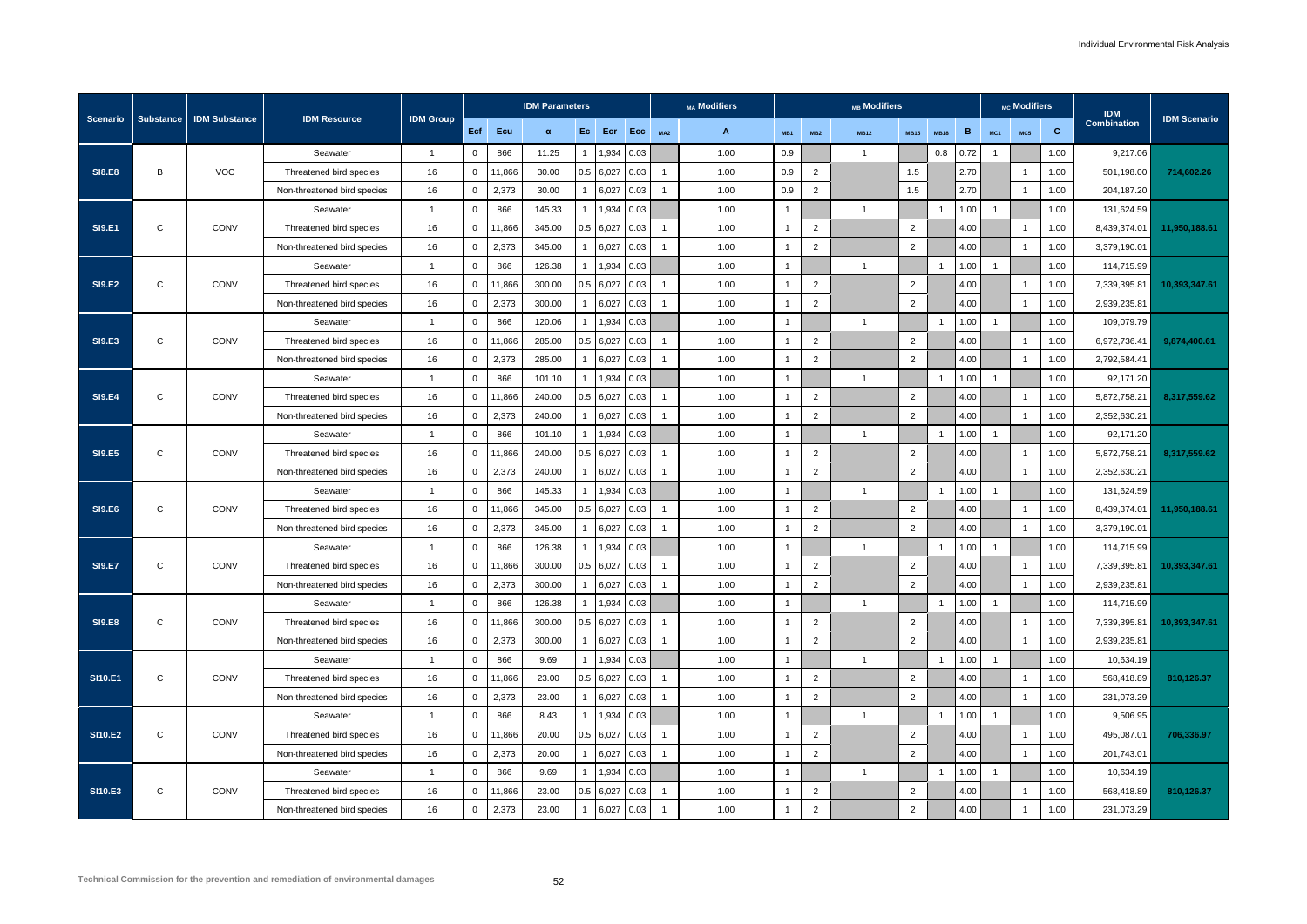| Scenario | Substance | IDM Substance | IDM Resource | IDM Group | IDM Parameters | | | | | | MA Modifiers | | MB Modifiers | | | | | | MC Modifiers | | | IDM Combination | IDM Scenario |
|---|---|---|---|---|---|---|---|---|---|---|---|---|---|---|---|---|---|---|---|---|---|---|---|
| | | | | | Ecf | Ecu | α | Ec | Ecr | Ecc | MA2 | A | MB1 | MB2 | MB12 | MB15 | MB18 | B | MC1 | MC5 | C | | |
| | | | Seawater | 1 | 0 | 866 | 11.25 | 1 | 1,934 | 0.03 | | 1.00 | 0.9 | | 1 | | 0.8 | 0.72 | 1 | | 1.00 | 9,217.06 | |
| SI8.E8 | B | VOC | Threatened bird species | 16 | 0 | 11,866 | 30.00 | 0.5 | 6,027 | 0.03 | 1 | 1.00 | 0.9 | 2 | | 1.5 | | 2.70 | | 1 | 1.00 | 501,198.00 | 714,602.26 |
| | | | Non-threatened bird species | 16 | 0 | 2,373 | 30.00 | 1 | 6,027 | 0.03 | 1 | 1.00 | 0.9 | 2 | | 1.5 | | 2.70 | | 1 | 1.00 | 204,187.20 | |
| | | | Seawater | 1 | 0 | 866 | 145.33 | 1 | 1,934 | 0.03 | | 1.00 | 1 | | 1 | | 1 | 1.00 | 1 | | 1.00 | 131,624.59 | |
| SI9.E1 | C | CONV | Threatened bird species | 16 | 0 | 11,866 | 345.00 | 0.5 | 6,027 | 0.03 | 1 | 1.00 | 1 | 2 | | 2 | | 4.00 | | 1 | 1.00 | 8,439,374.01 | 11,950,188.61 |
| | | | Non-threatened bird species | 16 | 0 | 2,373 | 345.00 | 1 | 6,027 | 0.03 | 1 | 1.00 | 1 | 2 | | 2 | | 4.00 | | 1 | 1.00 | 3,379,190.01 | |
| | | | Seawater | 1 | 0 | 866 | 126.38 | 1 | 1,934 | 0.03 | | 1.00 | 1 | | 1 | | 1 | 1.00 | 1 | | 1.00 | 114,715.99 | |
| SI9.E2 | C | CONV | Threatened bird species | 16 | 0 | 11,866 | 300.00 | 0.5 | 6,027 | 0.03 | 1 | 1.00 | 1 | 2 | | 2 | | 4.00 | | 1 | 1.00 | 7,339,395.81 | 10,393,347.61 |
| | | | Non-threatened bird species | 16 | 0 | 2,373 | 300.00 | 1 | 6,027 | 0.03 | 1 | 1.00 | 1 | 2 | | 2 | | 4.00 | | 1 | 1.00 | 2,939,235.81 | |
| | | | Seawater | 1 | 0 | 866 | 120.06 | 1 | 1,934 | 0.03 | | 1.00 | 1 | | 1 | | 1 | 1.00 | 1 | | 1.00 | 109,079.79 | |
| SI9.E3 | C | CONV | Threatened bird species | 16 | 0 | 11,866 | 285.00 | 0.5 | 6,027 | 0.03 | 1 | 1.00 | 1 | 2 | | 2 | | 4.00 | | 1 | 1.00 | 6,972,736.41 | 9,874,400.61 |
| | | | Non-threatened bird species | 16 | 0 | 2,373 | 285.00 | 1 | 6,027 | 0.03 | 1 | 1.00 | 1 | 2 | | 2 | | 4.00 | | 1 | 1.00 | 2,792,584.41 | |
| | | | Seawater | 1 | 0 | 866 | 101.10 | 1 | 1,934 | 0.03 | | 1.00 | 1 | | 1 | | 1 | 1.00 | 1 | | 1.00 | 92,171.20 | |
| SI9.E4 | C | CONV | Threatened bird species | 16 | 0 | 11,866 | 240.00 | 0.5 | 6,027 | 0.03 | 1 | 1.00 | 1 | 2 | | 2 | | 4.00 | | 1 | 1.00 | 5,872,758.21 | 8,317,559.62 |
| | | | Non-threatened bird species | 16 | 0 | 2,373 | 240.00 | 1 | 6,027 | 0.03 | 1 | 1.00 | 1 | 2 | | 2 | | 4.00 | | 1 | 1.00 | 2,352,630.21 | |
| | | | Seawater | 1 | 0 | 866 | 101.10 | 1 | 1,934 | 0.03 | | 1.00 | 1 | | 1 | | 1 | 1.00 | 1 | | 1.00 | 92,171.20 | |
| SI9.E5 | C | CONV | Threatened bird species | 16 | 0 | 11,866 | 240.00 | 0.5 | 6,027 | 0.03 | 1 | 1.00 | 1 | 2 | | 2 | | 4.00 | | 1 | 1.00 | 5,872,758.21 | 8,317,559.62 |
| | | | Non-threatened bird species | 16 | 0 | 2,373 | 240.00 | 1 | 6,027 | 0.03 | 1 | 1.00 | 1 | 2 | | 2 | | 4.00 | | 1 | 1.00 | 2,352,630.21 | |
| | | | Seawater | 1 | 0 | 866 | 145.33 | 1 | 1,934 | 0.03 | | 1.00 | 1 | | 1 | | 1 | 1.00 | 1 | | 1.00 | 131,624.59 | |
| SI9.E6 | C | CONV | Threatened bird species | 16 | 0 | 11,866 | 345.00 | 0.5 | 6,027 | 0.03 | 1 | 1.00 | 1 | 2 | | 2 | | 4.00 | | 1 | 1.00 | 8,439,374.01 | 11,950,188.61 |
| | | | Non-threatened bird species | 16 | 0 | 2,373 | 345.00 | 1 | 6,027 | 0.03 | 1 | 1.00 | 1 | 2 | | 2 | | 4.00 | | 1 | 1.00 | 3,379,190.01 | |
| | | | Seawater | 1 | 0 | 866 | 126.38 | 1 | 1,934 | 0.03 | | 1.00 | 1 | | 1 | | 1 | 1.00 | 1 | | 1.00 | 114,715.99 | |
| SI9.E7 | C | CONV | Threatened bird species | 16 | 0 | 11,866 | 300.00 | 0.5 | 6,027 | 0.03 | 1 | 1.00 | 1 | 2 | | 2 | | 4.00 | | 1 | 1.00 | 7,339,395.81 | 10,393,347.61 |
| | | | Non-threatened bird species | 16 | 0 | 2,373 | 300.00 | 1 | 6,027 | 0.03 | 1 | 1.00 | 1 | 2 | | 2 | | 4.00 | | 1 | 1.00 | 2,939,235.81 | |
| | | | Seawater | 1 | 0 | 866 | 126.38 | 1 | 1,934 | 0.03 | | 1.00 | 1 | | 1 | | 1 | 1.00 | 1 | | 1.00 | 114,715.99 | |
| SI9.E8 | C | CONV | Threatened bird species | 16 | 0 | 11,866 | 300.00 | 0.5 | 6,027 | 0.03 | 1 | 1.00 | 1 | 2 | | 2 | | 4.00 | | 1 | 1.00 | 7,339,395.81 | 10,393,347.61 |
| | | | Non-threatened bird species | 16 | 0 | 2,373 | 300.00 | 1 | 6,027 | 0.03 | 1 | 1.00 | 1 | 2 | | 2 | | 4.00 | | 1 | 1.00 | 2,939,235.81 | |
| | | | Seawater | 1 | 0 | 866 | 9.69 | 1 | 1,934 | 0.03 | | 1.00 | 1 | | 1 | | 1 | 1.00 | 1 | | 1.00 | 10,634.19 | |
| SI10.E1 | C | CONV | Threatened bird species | 16 | 0 | 11,866 | 23.00 | 0.5 | 6,027 | 0.03 | 1 | 1.00 | 1 | 2 | | 2 | | 4.00 | | 1 | 1.00 | 568,418.89 | 810,126.37 |
| | | | Non-threatened bird species | 16 | 0 | 2,373 | 23.00 | 1 | 6,027 | 0.03 | 1 | 1.00 | 1 | 2 | | 2 | | 4.00 | | 1 | 1.00 | 231,073.29 | |
| | | | Seawater | 1 | 0 | 866 | 8.43 | 1 | 1,934 | 0.03 | | 1.00 | 1 | | 1 | | 1 | 1.00 | 1 | | 1.00 | 9,506.95 | |
| SI10.E2 | C | CONV | Threatened bird species | 16 | 0 | 11,866 | 20.00 | 0.5 | 6,027 | 0.03 | 1 | 1.00 | 1 | 2 | | 2 | | 4.00 | | 1 | 1.00 | 495,087.01 | 706,336.97 |
| | | | Non-threatened bird species | 16 | 0 | 2,373 | 20.00 | 1 | 6,027 | 0.03 | 1 | 1.00 | 1 | 2 | | 2 | | 4.00 | | 1 | 1.00 | 201,743.01 | |
| | | | Seawater | 1 | 0 | 866 | 9.69 | 1 | 1,934 | 0.03 | | 1.00 | 1 | | 1 | | 1 | 1.00 | 1 | | 1.00 | 10,634.19 | |
| SI10.E3 | C | CONV | Threatened bird species | 16 | 0 | 11,866 | 23.00 | 0.5 | 6,027 | 0.03 | 1 | 1.00 | 1 | 2 | | 2 | | 4.00 | | 1 | 1.00 | 568,418.89 | 810,126.37 |
| | | | Non-threatened bird species | 16 | 0 | 2,373 | 23.00 | 1 | 6,027 | 0.03 | 1 | 1.00 | 1 | 2 | | 2 | | 4.00 | | 1 | 1.00 | 231,073.29 | |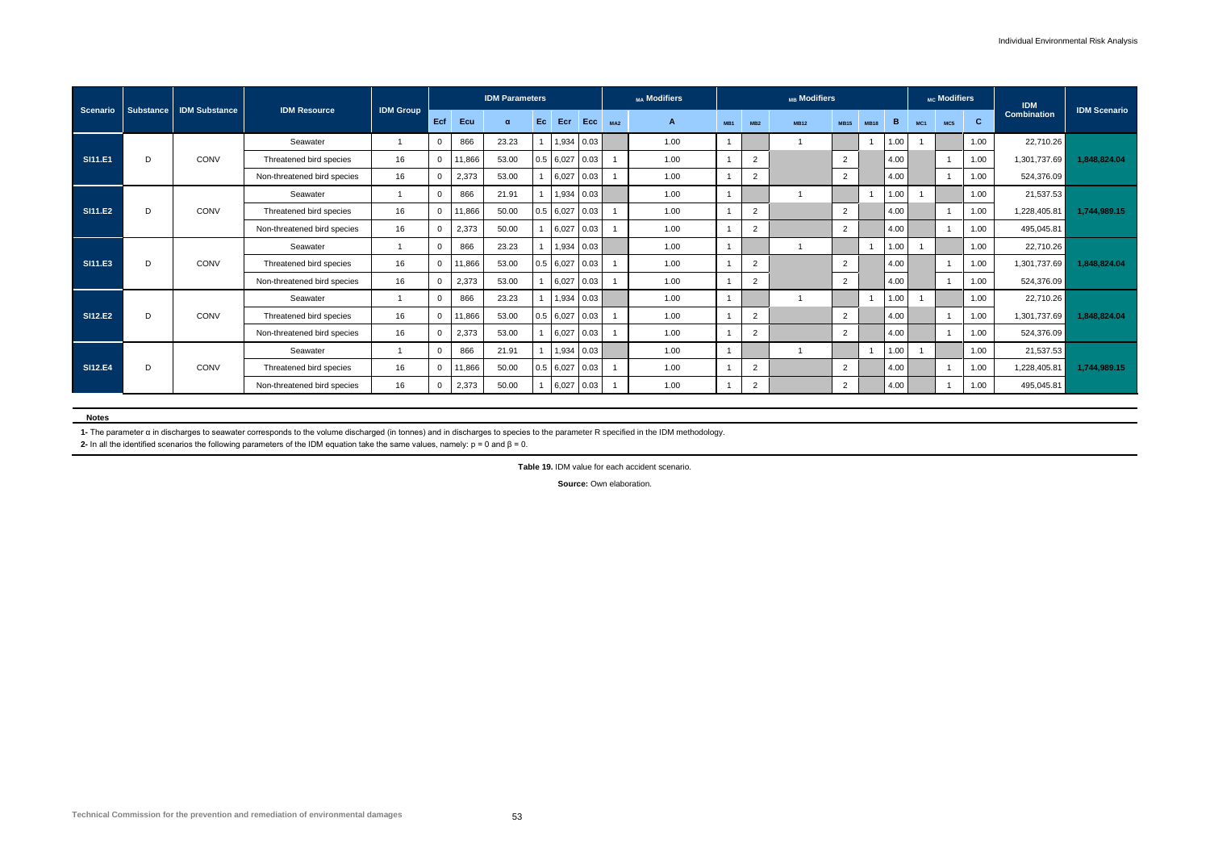| Scenario | Substance | IDM Substance | IDM Resource | IDM Group | IDM Parameters | | | | | | MA Modifiers | | MB Modifiers | | | | | | MC Modifiers | | | IDM Combination | IDM Scenario |
|---|---|---|---|---|---|---|---|---|---|---|---|---|---|---|---|---|---|---|---|---|---|---|---|
| | | | | | Ecf | Ecu | α | Ec | Ecr | Ecc | MA2 | A | MB1 | MB2 | MB12 | MB15 | MB18 | B | MC1 | MC5 | C | | |
| SI11.E1 | D | CONV | Seawater | 1 | 0 | 866 | 23.23 | 1 | 1,934 | 0.03 | | 1.00 | 1 | | 1 | | 1 | 1.00 | 1 | | 1.00 | 22,710.26 | 1,848,824.04 |
| | | | Threatened bird species | 16 | 0 | 11,866 | 53.00 | 0.5 | 6,027 | 0.03 | 1 | 1.00 | 1 | 2 | | 2 | | 4.00 | | 1 | 1.00 | 1,301,737.69 | |
| | | | Non-threatened bird species | 16 | 0 | 2,373 | 53.00 | 1 | 6,027 | 0.03 | 1 | 1.00 | 1 | 2 | | 2 | | 4.00 | | 1 | 1.00 | 524,376.09 | |
| SI11.E2 | D | CONV | Seawater | 1 | 0 | 866 | 21.91 | 1 | 1,934 | 0.03 | | 1.00 | 1 | | 1 | | 1 | 1.00 | 1 | | 1.00 | 21,537.53 | 1,744,989.15 |
| | | | Threatened bird species | 16 | 0 | 11,866 | 50.00 | 0.5 | 6,027 | 0.03 | 1 | 1.00 | 1 | 2 | | 2 | | 4.00 | | 1 | 1.00 | 1,228,405.81 | |
| | | | Non-threatened bird species | 16 | 0 | 2,373 | 50.00 | 1 | 6,027 | 0.03 | 1 | 1.00 | 1 | 2 | | 2 | | 4.00 | | 1 | 1.00 | 495,045.81 | |
| SI11.E3 | D | CONV | Seawater | 1 | 0 | 866 | 23.23 | 1 | 1,934 | 0.03 | | 1.00 | 1 | | 1 | | 1 | 1.00 | 1 | | 1.00 | 22,710.26 | 1,848,824.04 |
| | | | Threatened bird species | 16 | 0 | 11,866 | 53.00 | 0.5 | 6,027 | 0.03 | 1 | 1.00 | 1 | 2 | | 2 | | 4.00 | | 1 | 1.00 | 1,301,737.69 | |
| | | | Non-threatened bird species | 16 | 0 | 2,373 | 53.00 | 1 | 6,027 | 0.03 | 1 | 1.00 | 1 | 2 | | 2 | | 4.00 | | 1 | 1.00 | 524,376.09 | |
| SI12.E2 | D | CONV | Seawater | 1 | 0 | 866 | 23.23 | 1 | 1,934 | 0.03 | | 1.00 | 1 | | 1 | | 1 | 1.00 | 1 | | 1.00 | 22,710.26 | 1,848,824.04 |
| | | | Threatened bird species | 16 | 0 | 11,866 | 53.00 | 0.5 | 6,027 | 0.03 | 1 | 1.00 | 1 | 2 | | 2 | | 4.00 | | 1 | 1.00 | 1,301,737.69 | |
| | | | Non-threatened bird species | 16 | 0 | 2,373 | 53.00 | 1 | 6,027 | 0.03 | 1 | 1.00 | 1 | 2 | | 2 | | 4.00 | | 1 | 1.00 | 524,376.09 | |
| SI12.E4 | D | CONV | Seawater | 1 | 0 | 866 | 21.91 | 1 | 1,934 | 0.03 | | 1.00 | 1 | | 1 | | 1 | 1.00 | 1 | | 1.00 | 21,537.53 | 1,744,989.15 |
| | | | Threatened bird species | 16 | 0 | 11,866 | 50.00 | 0.5 | 6,027 | 0.03 | 1 | 1.00 | 1 | 2 | | 2 | | 4.00 | | 1 | 1.00 | 1,228,405.81 | |
| | | | Non-threatened bird species | 16 | 0 | 2,373 | 50.00 | 1 | 6,027 | 0.03 | 1 | 1.00 | 1 | 2 | | 2 | | 4.00 | | 1 | 1.00 | 495,045.81 | |

**Notes**

**1-** The parameter α in discharges to seawater corresponds to the volume discharged (in tonnes) and in discharges to species to the parameter R specified in the IDM methodology.

**2-** In all the identified scenarios the following parameters of the IDM equation take the same values, namely: $p = 0$ and $\beta = 0$.

**Table 19.** IDM value for each accident scenario.

**Source:** Own elaboration.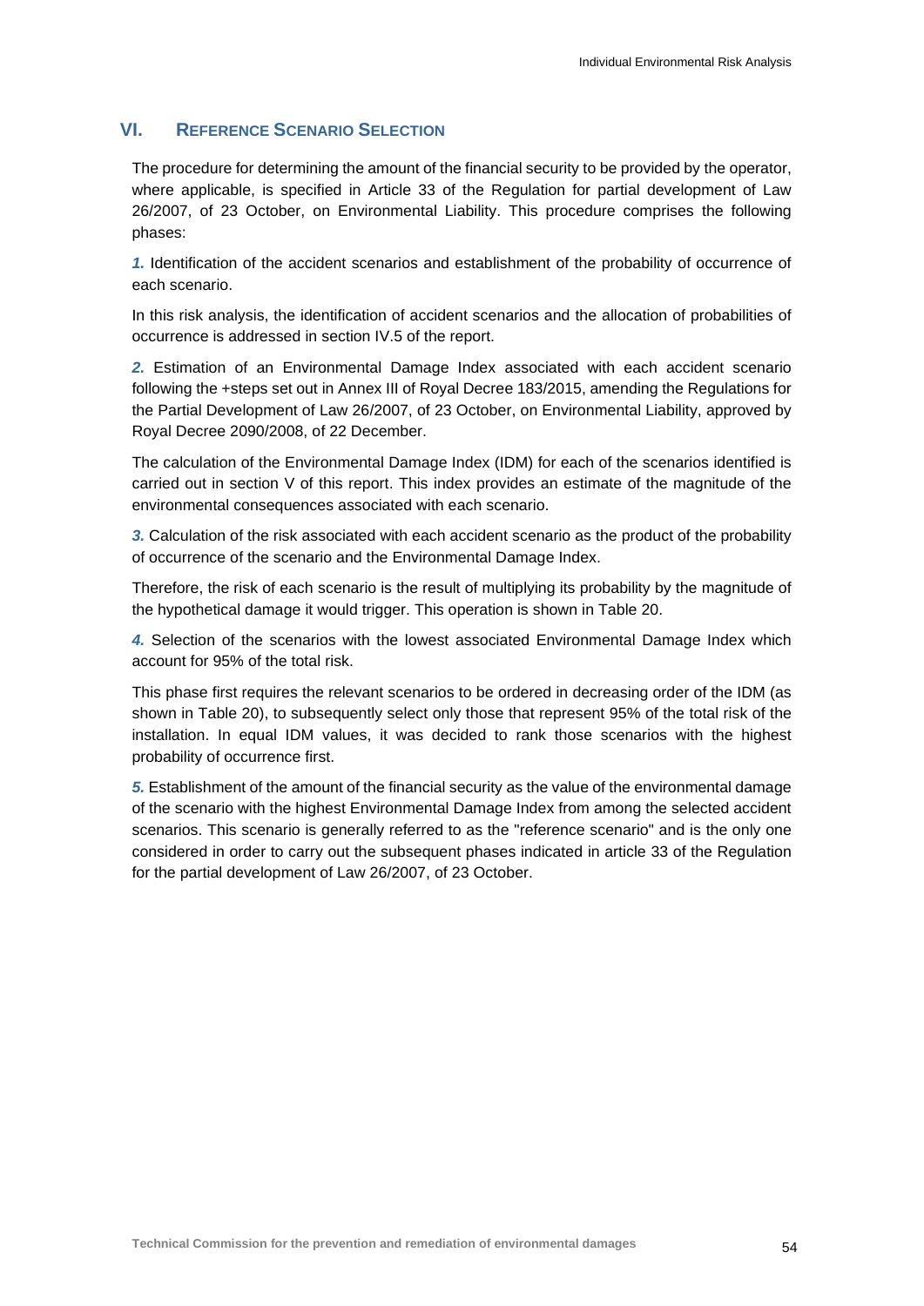## VI. Reference Scenario Selection

The procedure for determining the amount of the financial security to be provided by the operator, where applicable, is specified in Article 33 of the Regulation for partial development of Law 26/2007, of 23 October, on Environmental Liability. This procedure comprises the following phases:

***1.*** Identification of the accident scenarios and establishment of the probability of occurrence of each scenario.

In this risk analysis, the identification of accident scenarios and the allocation of probabilities of occurrence is addressed in section IV.5 of the report.

***2.*** Estimation of an Environmental Damage Index associated with each accident scenario following the +steps set out in Annex III of Royal Decree 183/2015, amending the Regulations for the Partial Development of Law 26/2007, of 23 October, on Environmental Liability, approved by Royal Decree 2090/2008, of 22 December.

The calculation of the Environmental Damage Index (IDM) for each of the scenarios identified is carried out in section V of this report. This index provides an estimate of the magnitude of the environmental consequences associated with each scenario.

***3.*** Calculation of the risk associated with each accident scenario as the product of the probability of occurrence of the scenario and the Environmental Damage Index.

Therefore, the risk of each scenario is the result of multiplying its probability by the magnitude of the hypothetical damage it would trigger. This operation is shown in Table 20.

***4.*** Selection of the scenarios with the lowest associated Environmental Damage Index which account for 95% of the total risk.

This phase first requires the relevant scenarios to be ordered in decreasing order of the IDM (as shown in Table 20), to subsequently select only those that represent 95% of the total risk of the installation. In equal IDM values, it was decided to rank those scenarios with the highest probability of occurrence first.

***5.*** Establishment of the amount of the financial security as the value of the environmental damage of the scenario with the highest Environmental Damage Index from among the selected accident scenarios. This scenario is generally referred to as the "reference scenario" and is the only one considered in order to carry out the subsequent phases indicated in article 33 of the Regulation for the partial development of Law 26/2007, of 23 October.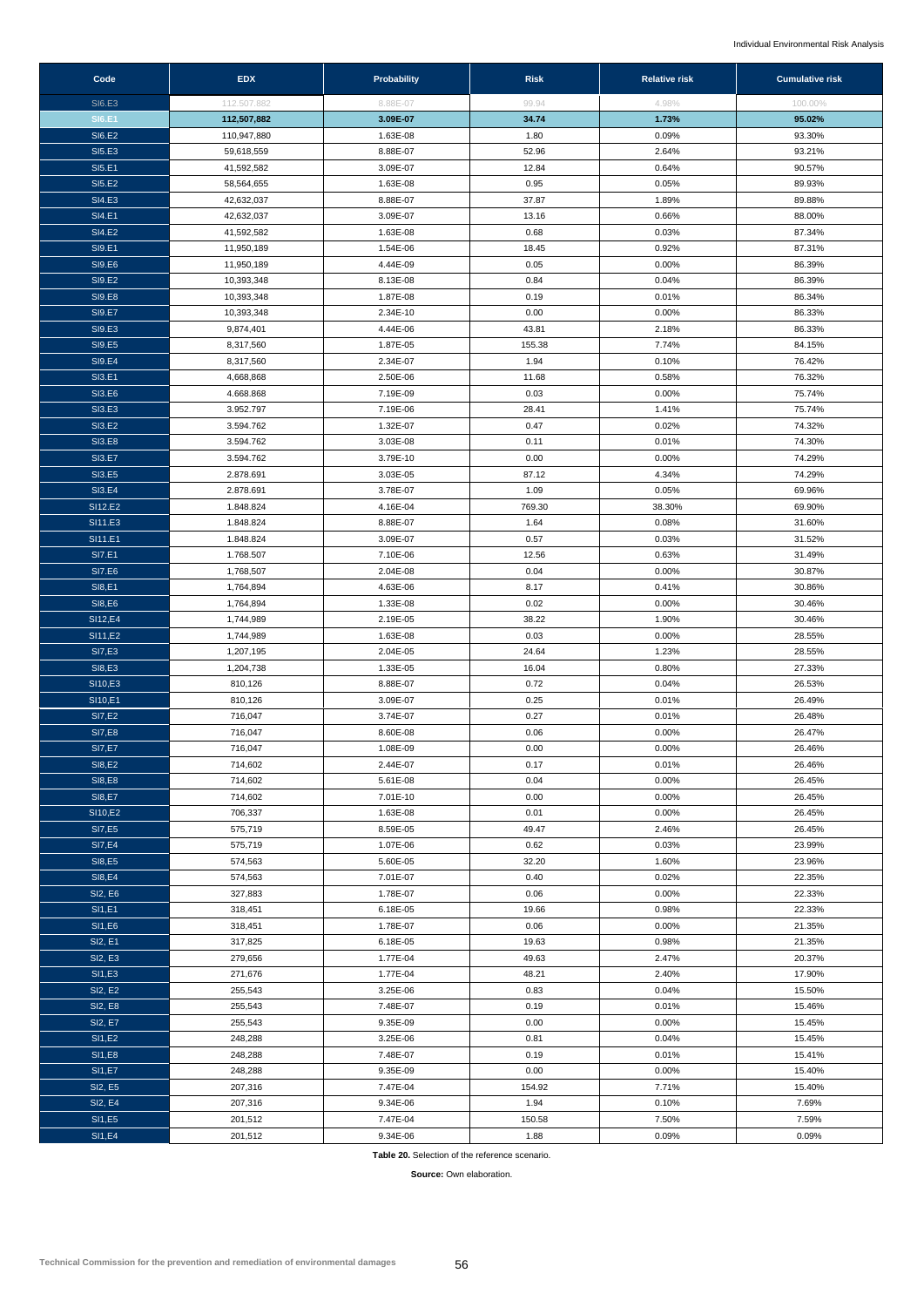| Code | EDX | Probability | Risk | Relative risk | Cumulative risk |
|---|---|---|---|---|---|
| SI6.E3 | 112.507.882 | 8.88E-07 | 99.94 | 4.98% | 100.00% |
| **SI6.E1** | **112,507,882** | **3.09E-07** | **34.74** | **1.73%** | **95.02%** |
| SI6.E2 | 110,947,880 | 1.63E-08 | 1.80 | 0.09% | 93.30% |
| SI5.E3 | 59,618,559 | 8.88E-07 | 52.96 | 2.64% | 93.21% |
| SI5.E1 | 41,592,582 | 3.09E-07 | 12.84 | 0.64% | 90.57% |
| SI5.E2 | 58,564,655 | 1.63E-08 | 0.95 | 0.05% | 89.93% |
| SI4.E3 | 42,632,037 | 8.88E-07 | 37.87 | 1.89% | 89.88% |
| SI4.E1 | 42,632,037 | 3.09E-07 | 13.16 | 0.66% | 88.00% |
| SI4.E2 | 41,592,582 | 1.63E-08 | 0.68 | 0.03% | 87.34% |
| SI9.E1 | 11,950,189 | 1.54E-06 | 18.45 | 0.92% | 87.31% |
| SI9.E6 | 11,950,189 | 4.44E-09 | 0.05 | 0.00% | 86.39% |
| SI9.E2 | 10,393,348 | 8.13E-08 | 0.84 | 0.04% | 86.39% |
| SI9.E8 | 10,393,348 | 1.87E-08 | 0.19 | 0.01% | 86.34% |
| SI9.E7 | 10,393,348 | 2.34E-10 | 0.00 | 0.00% | 86.33% |
| SI9.E3 | 9,874,401 | 4.44E-06 | 43.81 | 2.18% | 86.33% |
| SI9.E5 | 8,317,560 | 1.87E-05 | 155.38 | 7.74% | 84.15% |
| SI9.E4 | 8,317,560 | 2.34E-07 | 1.94 | 0.10% | 76.42% |
| SI3.E1 | 4,668,868 | 2.50E-06 | 11.68 | 0.58% | 76.32% |
| SI3.E6 | 4.668.868 | 7.19E-09 | 0.03 | 0.00% | 75.74% |
| SI3.E3 | 3.952.797 | 7.19E-06 | 28.41 | 1.41% | 75.74% |
| SI3.E2 | 3.594.762 | 1.32E-07 | 0.47 | 0.02% | 74.32% |
| SI3.E8 | 3.594.762 | 3.03E-08 | 0.11 | 0.01% | 74.30% |
| SI3.E7 | 3.594.762 | 3.79E-10 | 0.00 | 0.00% | 74.29% |
| SI3.E5 | 2.878.691 | 3.03E-05 | 87.12 | 4.34% | 74.29% |
| SI3.E4 | 2.878.691 | 3.78E-07 | 1.09 | 0.05% | 69.96% |
| SI12.E2 | 1.848.824 | 4.16E-04 | 769.30 | 38.30% | 69.90% |
| SI11.E3 | 1.848.824 | 8.88E-07 | 1.64 | 0.08% | 31.60% |
| SI11.E1 | 1.848.824 | 3.09E-07 | 0.57 | 0.03% | 31.52% |
| SI7.E1 | 1.768.507 | 7.10E-06 | 12.56 | 0.63% | 31.49% |
| SI7.E6 | 1,768,507 | 2.04E-08 | 0.04 | 0.00% | 30.87% |
| SI8,E1 | 1,764,894 | 4.63E-06 | 8.17 | 0.41% | 30.86% |
| SI8,E6 | 1,764,894 | 1.33E-08 | 0.02 | 0.00% | 30.46% |
| SI12,E4 | 1,744,989 | 2.19E-05 | 38.22 | 1.90% | 30.46% |
| SI11,E2 | 1,744,989 | 1.63E-08 | 0.03 | 0.00% | 28.55% |
| SI7,E3 | 1,207,195 | 2.04E-05 | 24.64 | 1.23% | 28.55% |
| SI8,E3 | 1,204,738 | 1.33E-05 | 16.04 | 0.80% | 27.33% |
| SI10,E3 | 810,126 | 8.88E-07 | 0.72 | 0.04% | 26.53% |
| SI10,E1 | 810,126 | 3.09E-07 | 0.25 | 0.01% | 26.49% |
| SI7,E2 | 716,047 | 3.74E-07 | 0.27 | 0.01% | 26.48% |
| SI7,E8 | 716,047 | 8.60E-08 | 0.06 | 0.00% | 26.47% |
| SI7,E7 | 716,047 | 1.08E-09 | 0.00 | 0.00% | 26.46% |
| SI8,E2 | 714,602 | 2.44E-07 | 0.17 | 0.01% | 26.46% |
| SI8,E8 | 714,602 | 5.61E-08 | 0.04 | 0.00% | 26.45% |
| SI8,E7 | 714,602 | 7.01E-10 | 0.00 | 0.00% | 26.45% |
| SI10,E2 | 706,337 | 1.63E-08 | 0.01 | 0.00% | 26.45% |
| SI7,E5 | 575,719 | 8.59E-05 | 49.47 | 2.46% | 26.45% |
| SI7,E4 | 575,719 | 1.07E-06 | 0.62 | 0.03% | 23.99% |
| SI8,E5 | 574,563 | 5.60E-05 | 32.20 | 1.60% | 23.96% |
| SI8,E4 | 574,563 | 7.01E-07 | 0.40 | 0.02% | 22.35% |
| SI2, E6 | 327,883 | 1.78E-07 | 0.06 | 0.00% | 22.33% |
| SI1,E1 | 318,451 | 6.18E-05 | 19.66 | 0.98% | 22.33% |
| SI1,E6 | 318,451 | 1.78E-07 | 0.06 | 0.00% | 21.35% |
| SI2, E1 | 317,825 | 6.18E-05 | 19.63 | 0.98% | 21.35% |
| SI2, E3 | 279,656 | 1.77E-04 | 49.63 | 2.47% | 20.37% |
| SI1,E3 | 271,676 | 1.77E-04 | 48.21 | 2.40% | 17.90% |
| SI2, E2 | 255,543 | 3.25E-06 | 0.83 | 0.04% | 15.50% |
| SI2, E8 | 255,543 | 7.48E-07 | 0.19 | 0.01% | 15.46% |
| SI2, E7 | 255,543 | 9.35E-09 | 0.00 | 0.00% | 15.45% |
| SI1,E2 | 248,288 | 3.25E-06 | 0.81 | 0.04% | 15.45% |
| SI1,E8 | 248,288 | 7.48E-07 | 0.19 | 0.01% | 15.41% |
| SI1,E7 | 248,288 | 9.35E-09 | 0.00 | 0.00% | 15.40% |
| SI2, E5 | 207,316 | 7.47E-04 | 154.92 | 7.71% | 15.40% |
| SI2, E4 | 207,316 | 9.34E-06 | 1.94 | 0.10% | 7.69% |
| SI1,E5 | 201,512 | 7.47E-04 | 150.58 | 7.50% | 7.59% |
| SI1,E4 | 201,512 | 9.34E-06 | 1.88 | 0.09% | 0.09% |

**Table 20.** Selection of the reference scenario.

**Source:** Own elaboration.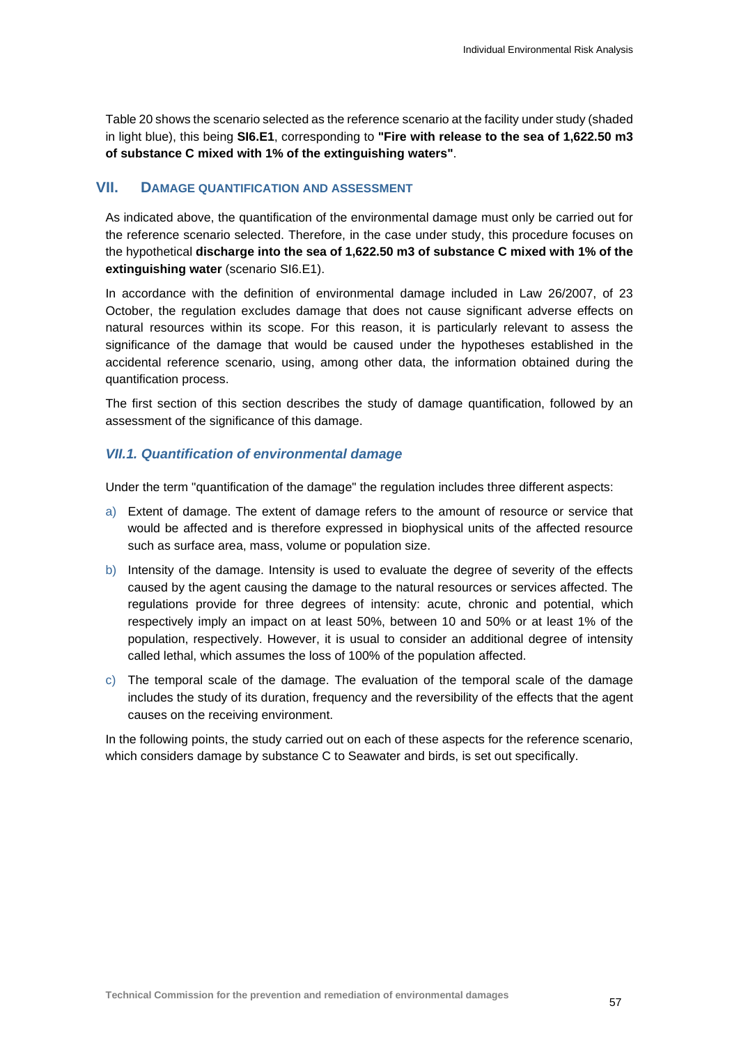Table 20 shows the scenario selected as the reference scenario at the facility under study (shaded in light blue), this being **SI6.E1**, corresponding to **"Fire with release to the sea of 1,622.50 m3 of substance C mixed with 1% of the extinguishing waters"**.

## VII. DAMAGE QUANTIFICATION AND ASSESSMENT

As indicated above, the quantification of the environmental damage must only be carried out for the reference scenario selected. Therefore, in the case under study, this procedure focuses on the hypothetical **discharge into the sea of 1,622.50 m3 of substance C mixed with 1% of the extinguishing water** (scenario SI6.E1).

In accordance with the definition of environmental damage included in Law 26/2007, of 23 October, the regulation excludes damage that does not cause significant adverse effects on natural resources within its scope. For this reason, it is particularly relevant to assess the significance of the damage that would be caused under the hypotheses established in the accidental reference scenario, using, among other data, the information obtained during the quantification process.

The first section of this section describes the study of damage quantification, followed by an assessment of the significance of this damage.

### *VII.1. Quantification of environmental damage*

Under the term "quantification of the damage" the regulation includes three different aspects:

a) Extent of damage. The extent of damage refers to the amount of resource or service that would be affected and is therefore expressed in biophysical units of the affected resource such as surface area, mass, volume or population size.

b) Intensity of the damage. Intensity is used to evaluate the degree of severity of the effects caused by the agent causing the damage to the natural resources or services affected. The regulations provide for three degrees of intensity: acute, chronic and potential, which respectively imply an impact on at least 50%, between 10 and 50% or at least 1% of the population, respectively. However, it is usual to consider an additional degree of intensity called lethal, which assumes the loss of 100% of the population affected.

c) The temporal scale of the damage. The evaluation of the temporal scale of the damage includes the study of its duration, frequency and the reversibility of the effects that the agent causes on the receiving environment.

In the following points, the study carried out on each of these aspects for the reference scenario, which considers damage by substance C to Seawater and birds, is set out specifically.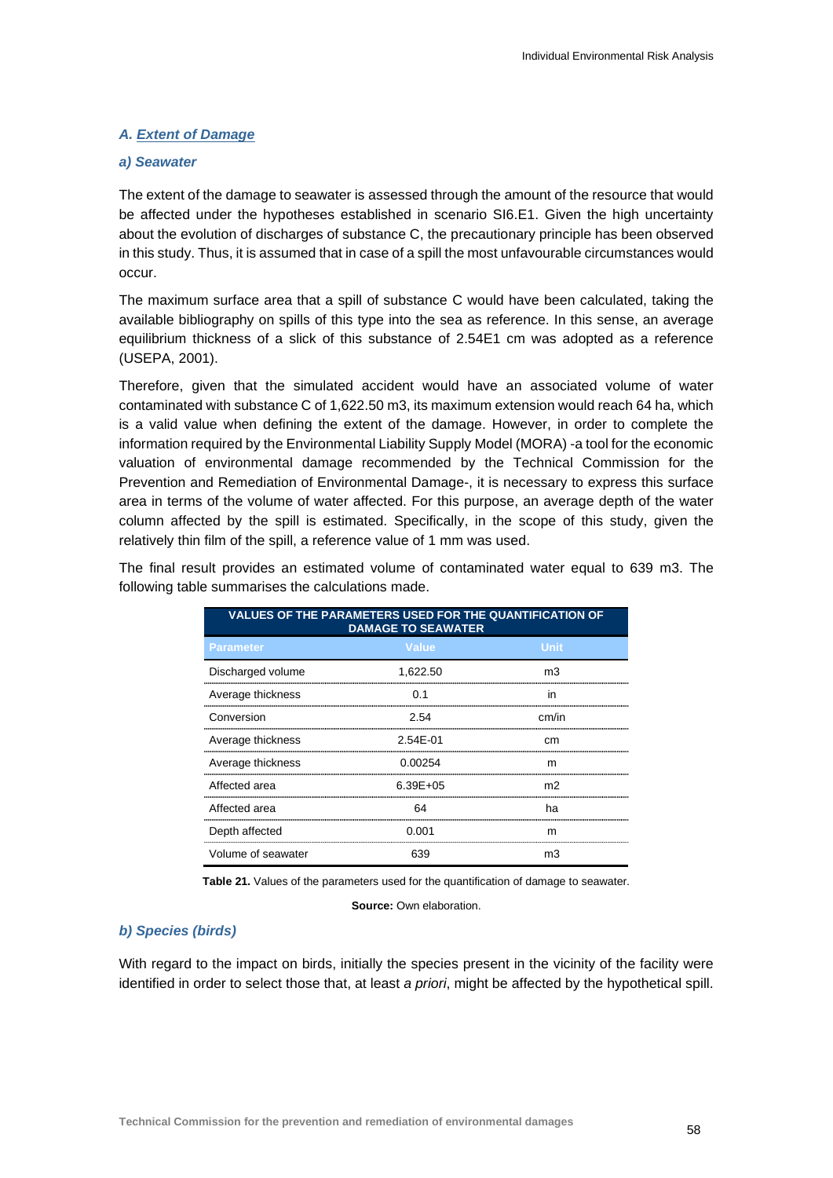### A. Extent of Damage

#### a) Seawater

The extent of the damage to seawater is assessed through the amount of the resource that would be affected under the hypotheses established in scenario SI6.E1. Given the high uncertainty about the evolution of discharges of substance C, the precautionary principle has been observed in this study. Thus, it is assumed that in case of a spill the most unfavourable circumstances would occur.

The maximum surface area that a spill of substance C would have been calculated, taking the available bibliography on spills of this type into the sea as reference. In this sense, an average equilibrium thickness of a slick of this substance of 2.54E1 cm was adopted as a reference (USEPA, 2001).

Therefore, given that the simulated accident would have an associated volume of water contaminated with substance C of 1,622.50 m3, its maximum extension would reach 64 ha, which is a valid value when defining the extent of the damage. However, in order to complete the information required by the Environmental Liability Supply Model (MORA) -a tool for the economic valuation of environmental damage recommended by the Technical Commission for the Prevention and Remediation of Environmental Damage-, it is necessary to express this surface area in terms of the volume of water affected. For this purpose, an average depth of the water column affected by the spill is estimated. Specifically, in the scope of this study, given the relatively thin film of the spill, a reference value of 1 mm was used.

The final result provides an estimated volume of contaminated water equal to 639 m3. The following table summarises the calculations made.

| VALUES OF THE PARAMETERS USED FOR THE QUANTIFICATION OF DAMAGE TO SEAWATER | | |
|---|---|---|
| **Parameter** | **Value** | **Unit** |
| Discharged volume | 1,622.50 | m3 |
| Average thickness | 0.1 | in |
| Conversion | 2.54 | cm/in |
| Average thickness | 2.54E-01 | cm |
| Average thickness | 0.00254 | m |
| Affected area | 6.39E+05 | m2 |
| Affected area | 64 | ha |
| Depth affected | 0.001 | m |
| Volume of seawater | 639 | m3 |

**Table 21.** Values of the parameters used for the quantification of damage to seawater.

**Source:** Own elaboration.

#### b) Species (birds)

With regard to the impact on birds, initially the species present in the vicinity of the facility were identified in order to select those that, at least *a priori*, might be affected by the hypothetical spill.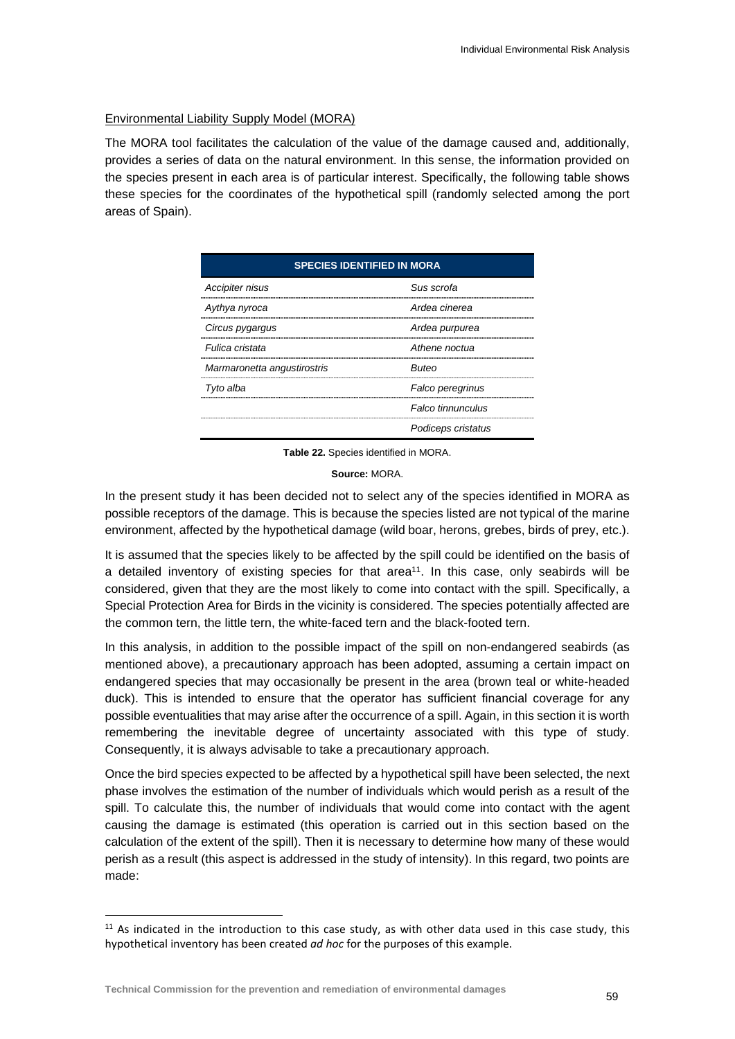Environmental Liability Supply Model (MORA)

The MORA tool facilitates the calculation of the value of the damage caused and, additionally, provides a series of data on the natural environment. In this sense, the information provided on the species present in each area is of particular interest. Specifically, the following table shows these species for the coordinates of the hypothetical spill (randomly selected among the port areas of Spain).

| SPECIES IDENTIFIED IN MORA | |
|---|---|
| *Accipiter nisus* | *Sus scrofa* |
| *Aythya nyroca* | *Ardea cinerea* |
| *Circus pygargus* | *Ardea purpurea* |
| *Fulica cristata* | *Athene noctua* |
| *Marmaronetta angustirostris* | *Buteo* |
| *Tyto alba* | *Falco peregrinus* |
| | *Falco tinnunculus* |
| | *Podiceps cristatus* |

**Table 22.** Species identified in MORA.

**Source:** MORA.

In the present study it has been decided not to select any of the species identified in MORA as possible receptors of the damage. This is because the species listed are not typical of the marine environment, affected by the hypothetical damage (wild boar, herons, grebes, birds of prey, etc.).

It is assumed that the species likely to be affected by the spill could be identified on the basis of a detailed inventory of existing species for that area[11]. In this case, only seabirds will be considered, given that they are the most likely to come into contact with the spill. Specifically, a Special Protection Area for Birds in the vicinity is considered. The species potentially affected are the common tern, the little tern, the white-faced tern and the black-footed tern.

In this analysis, in addition to the possible impact of the spill on non-endangered seabirds (as mentioned above), a precautionary approach has been adopted, assuming a certain impact on endangered species that may occasionally be present in the area (brown teal or white-headed duck). This is intended to ensure that the operator has sufficient financial coverage for any possible eventualities that may arise after the occurrence of a spill. Again, in this section it is worth remembering the inevitable degree of uncertainty associated with this type of study. Consequently, it is always advisable to take a precautionary approach.

Once the bird species expected to be affected by a hypothetical spill have been selected, the next phase involves the estimation of the number of individuals which would perish as a result of the spill. To calculate this, the number of individuals that would come into contact with the agent causing the damage is estimated (this operation is carried out in this section based on the calculation of the extent of the spill). Then it is necessary to determine how many of these would perish as a result (this aspect is addressed in the study of intensity). In this regard, two points are made:

[11] As indicated in the introduction to this case study, as with other data used in this case study, this hypothetical inventory has been created *ad hoc* for the purposes of this example.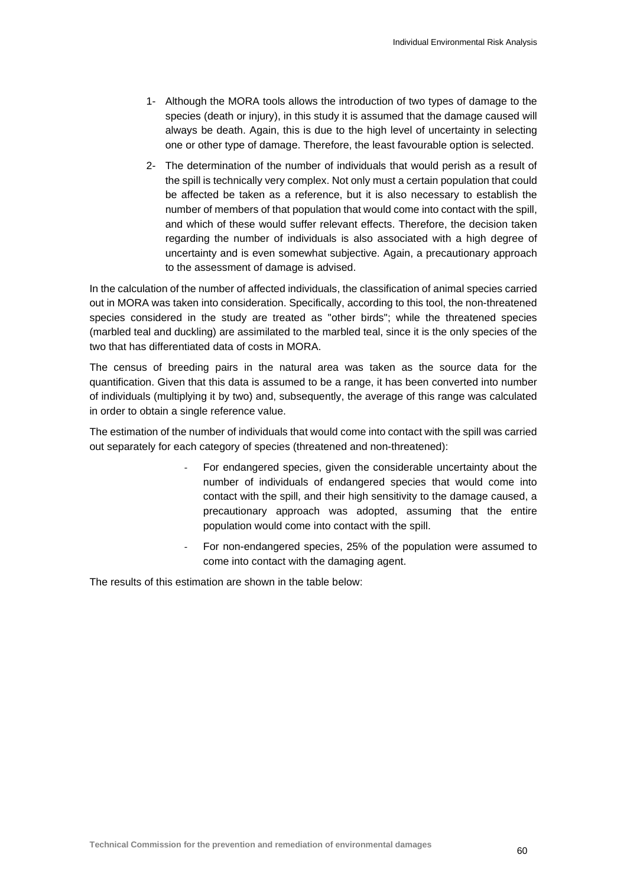1- Although the MORA tools allows the introduction of two types of damage to the species (death or injury), in this study it is assumed that the damage caused will always be death. Again, this is due to the high level of uncertainty in selecting one or other type of damage. Therefore, the least favourable option is selected.

2- The determination of the number of individuals that would perish as a result of the spill is technically very complex. Not only must a certain population that could be affected be taken as a reference, but it is also necessary to establish the number of members of that population that would come into contact with the spill, and which of these would suffer relevant effects. Therefore, the decision taken regarding the number of individuals is also associated with a high degree of uncertainty and is even somewhat subjective. Again, a precautionary approach to the assessment of damage is advised.

In the calculation of the number of affected individuals, the classification of animal species carried out in MORA was taken into consideration. Specifically, according to this tool, the non-threatened species considered in the study are treated as "other birds"; while the threatened species (marbled teal and duckling) are assimilated to the marbled teal, since it is the only species of the two that has differentiated data of costs in MORA.

The census of breeding pairs in the natural area was taken as the source data for the quantification. Given that this data is assumed to be a range, it has been converted into number of individuals (multiplying it by two) and, subsequently, the average of this range was calculated in order to obtain a single reference value.

The estimation of the number of individuals that would come into contact with the spill was carried out separately for each category of species (threatened and non-threatened):

- For endangered species, given the considerable uncertainty about the number of individuals of endangered species that would come into contact with the spill, and their high sensitivity to the damage caused, a precautionary approach was adopted, assuming that the entire population would come into contact with the spill.
- For non-endangered species, 25% of the population were assumed to come into contact with the damaging agent.

The results of this estimation are shown in the table below: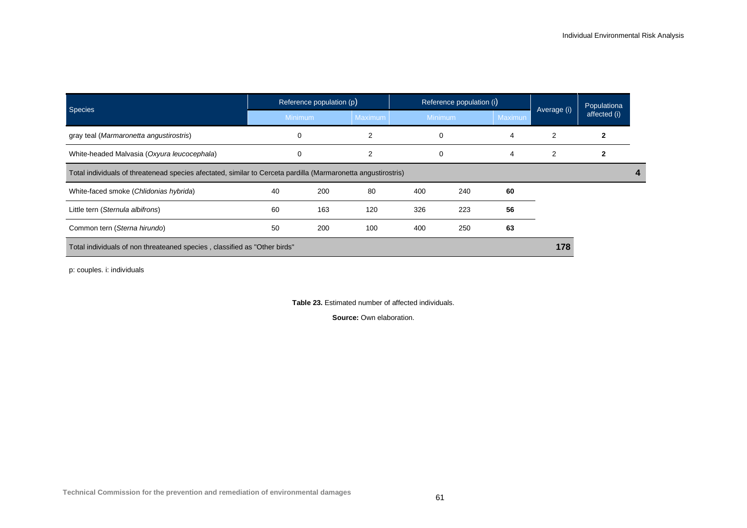| Species | Reference population (p) | | | Reference population (i) | | | Average (i) | Populationa affected (i) | |
|---|---|---|---|---|---|---|---|---|---|
| | Minimum | | Maximum | Minimum | | Maximun | | | |
| gray teal (*Marmaronetta angustirostris*) | 0 | | 2 | 0 | | 4 | 2 | **2** | |
| White-headed Malvasia (*Oxyura leucocephala*) | 0 | | 2 | 0 | | 4 | 2 | **2** | |
| Total individuals of threatenead species afectated, similar to Cerceta pardilla (Marmaronetta angustirostris) | | | | | | | | | **4** |
| White-faced smoke (*Chlidonias hybrida*) | 40 | 200 | 80 | 400 | 240 | **60** | | | |
| Little tern (*Sternula albifrons*) | 60 | 163 | 120 | 326 | 223 | **56** | | | |
| Common tern (*Sterna hirundo*) | 50 | 200 | 100 | 400 | 250 | **63** | | | |
| Total individuals of non threateaned species , classified as "Other birds" | | | | | | | **178** | | |

p: couples. i: individuals

**Table 23.** Estimated number of affected individuals.

**Source:** Own elaboration.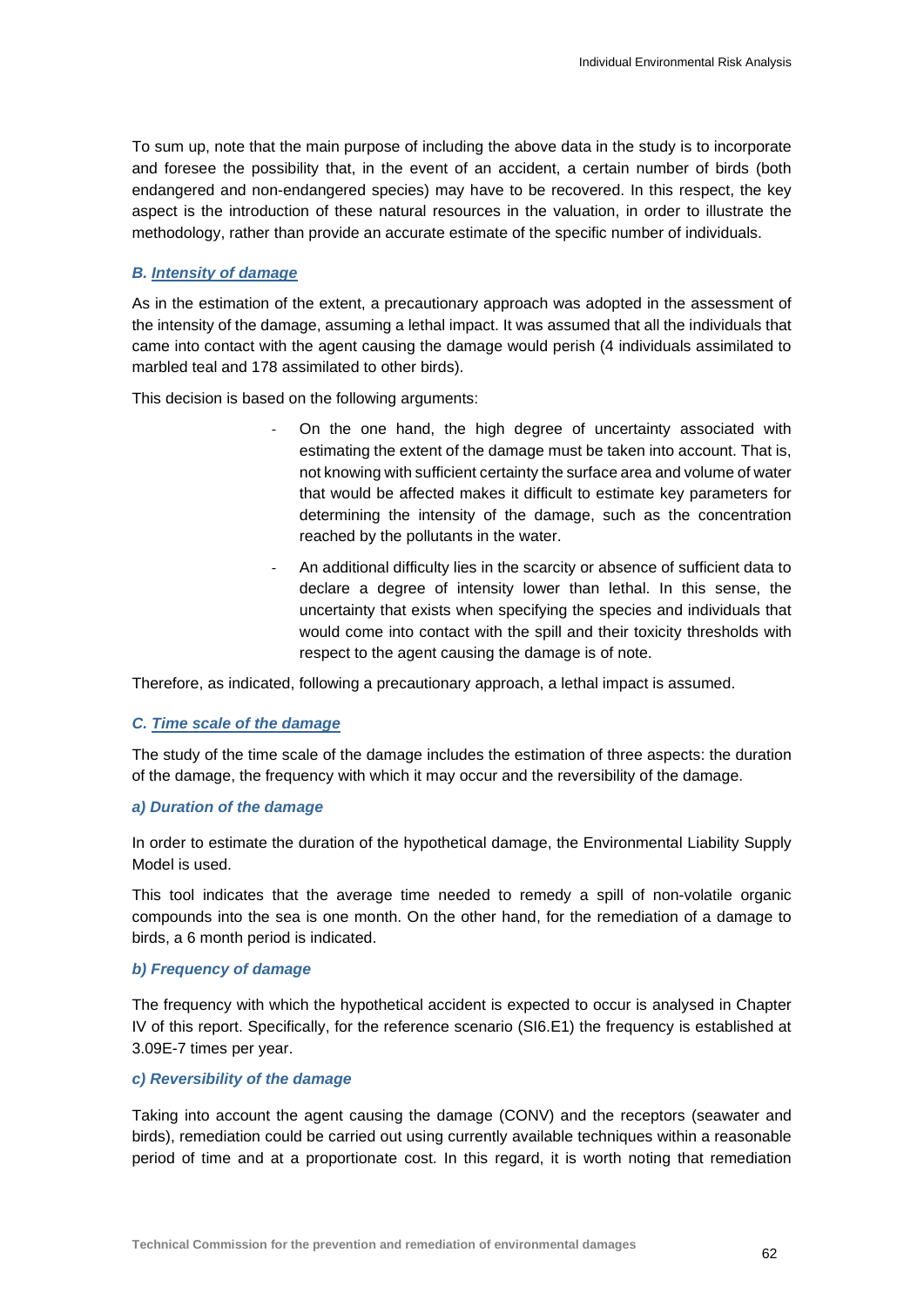To sum up, note that the main purpose of including the above data in the study is to incorporate and foresee the possibility that, in the event of an accident, a certain number of birds (both endangered and non-endangered species) may have to be recovered. In this respect, the key aspect is the introduction of these natural resources in the valuation, in order to illustrate the methodology, rather than provide an accurate estimate of the specific number of individuals.

#### *B. Intensity of damage*

As in the estimation of the extent, a precautionary approach was adopted in the assessment of the intensity of the damage, assuming a lethal impact. It was assumed that all the individuals that came into contact with the agent causing the damage would perish (4 individuals assimilated to marbled teal and 178 assimilated to other birds).

This decision is based on the following arguments:

- On the one hand, the high degree of uncertainty associated with estimating the extent of the damage must be taken into account. That is, not knowing with sufficient certainty the surface area and volume of water that would be affected makes it difficult to estimate key parameters for determining the intensity of the damage, such as the concentration reached by the pollutants in the water.
- An additional difficulty lies in the scarcity or absence of sufficient data to declare a degree of intensity lower than lethal. In this sense, the uncertainty that exists when specifying the species and individuals that would come into contact with the spill and their toxicity thresholds with respect to the agent causing the damage is of note.

Therefore, as indicated, following a precautionary approach, a lethal impact is assumed.

#### *C. Time scale of the damage*

The study of the time scale of the damage includes the estimation of three aspects: the duration of the damage, the frequency with which it may occur and the reversibility of the damage.

##### *a) Duration of the damage*

In order to estimate the duration of the hypothetical damage, the Environmental Liability Supply Model is used.

This tool indicates that the average time needed to remedy a spill of non-volatile organic compounds into the sea is one month. On the other hand, for the remediation of a damage to birds, a 6 month period is indicated.

##### *b) Frequency of damage*

The frequency with which the hypothetical accident is expected to occur is analysed in Chapter IV of this report. Specifically, for the reference scenario (SI6.E1) the frequency is established at 3.09E-7 times per year.

##### *c) Reversibility of the damage*

Taking into account the agent causing the damage (CONV) and the receptors (seawater and birds), remediation could be carried out using currently available techniques within a reasonable period of time and at a proportionate cost. In this regard, it is worth noting that remediation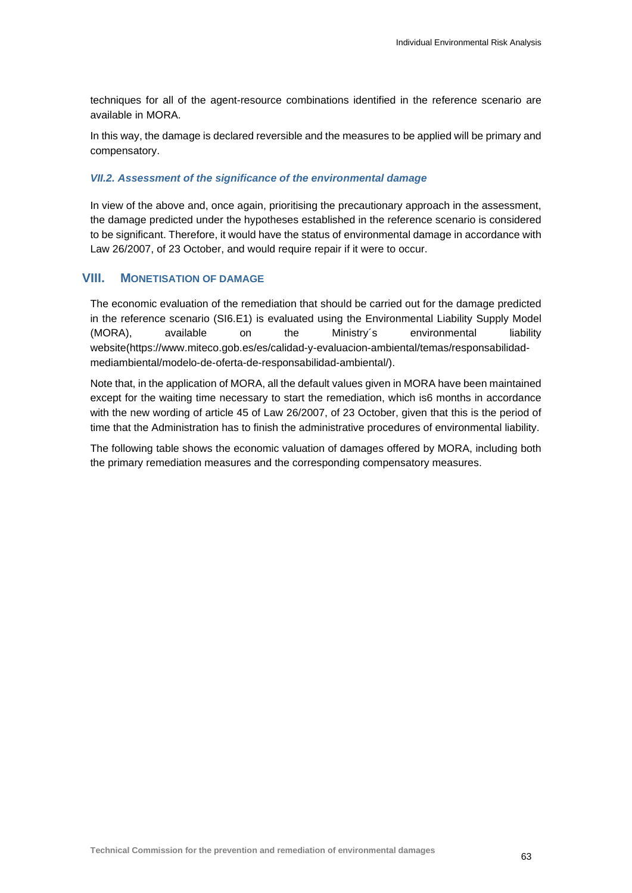techniques for all of the agent-resource combinations identified in the reference scenario are available in MORA.

In this way, the damage is declared reversible and the measures to be applied will be primary and compensatory.

### *VII.2. Assessment of the significance of the environmental damage*

In view of the above and, once again, prioritising the precautionary approach in the assessment, the damage predicted under the hypotheses established in the reference scenario is considered to be significant. Therefore, it would have the status of environmental damage in accordance with Law 26/2007, of 23 October, and would require repair if it were to occur.

## VIII. MONETISATION OF DAMAGE

The economic evaluation of the remediation that should be carried out for the damage predicted in the reference scenario (SI6.E1) is evaluated using the Environmental Liability Supply Model (MORA), available on the Ministry´s environmental liability website(https://www.miteco.gob.es/es/calidad-y-evaluacion-ambiental/temas/responsabilidad-mediambiental/modelo-de-oferta-de-responsabilidad-ambiental/).

Note that, in the application of MORA, all the default values given in MORA have been maintained except for the waiting time necessary to start the remediation, which is6 months in accordance with the new wording of article 45 of Law 26/2007, of 23 October, given that this is the period of time that the Administration has to finish the administrative procedures of environmental liability.

The following table shows the economic valuation of damages offered by MORA, including both the primary remediation measures and the corresponding compensatory measures.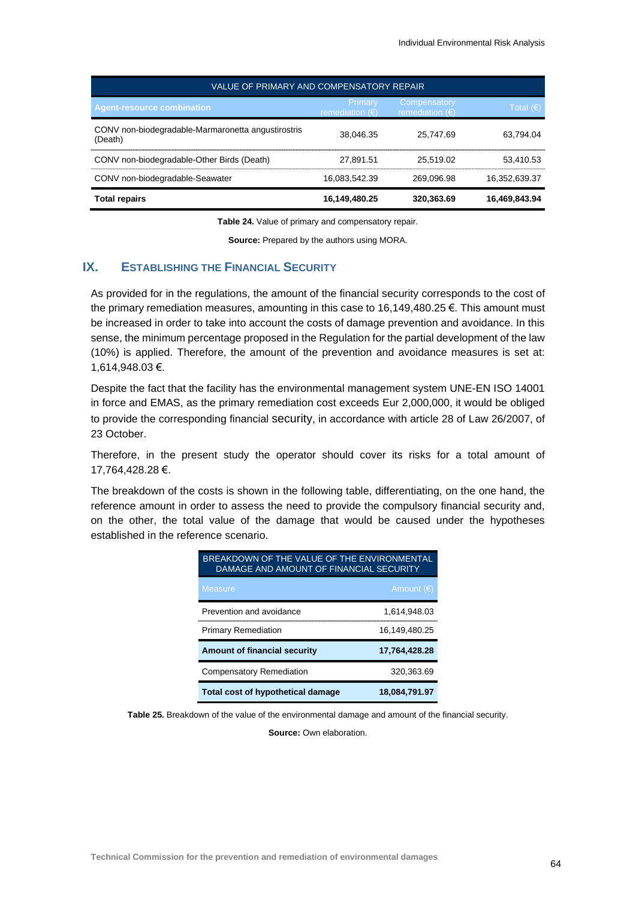| VALUE OF PRIMARY AND COMPENSATORY REPAIR | | | |
|---|---|---|---|
| **Agent-resource combination** | Primary remediation (€) | Compensatory remediation (€) | Total (€) |
| CONV non-biodegradable-Marmaronetta angustirostris (Death) | 38,046.35 | 25,747.69 | 63,794.04 |
| CONV non-biodegradable-Other Birds (Death) | 27,891.51 | 25,519.02 | 53,410.53 |
| CONV non-biodegradable-Seawater | 16,083,542.39 | 269,096.98 | 16,352,639.37 |
| **Total repairs** | **16,149,480.25** | **320,363.69** | **16,469,843.94** |

**Table 24.** Value of primary and compensatory repair.

**Source:** Prepared by the authors using MORA.

## IX. ESTABLISHING THE FINANCIAL SECURITY

As provided for in the regulations, the amount of the financial security corresponds to the cost of the primary remediation measures, amounting in this case to 16,149,480.25 €. This amount must be increased in order to take into account the costs of damage prevention and avoidance. In this sense, the minimum percentage proposed in the Regulation for the partial development of the law (10%) is applied. Therefore, the amount of the prevention and avoidance measures is set at: 1,614,948.03 €.

Despite the fact that the facility has the environmental management system UNE-EN ISO 14001 in force and EMAS, as the primary remediation cost exceeds Eur 2,000,000, it would be obliged to provide the corresponding financial security, in accordance with article 28 of Law 26/2007, of 23 October.

Therefore, in the present study the operator should cover its risks for a total amount of 17,764,428.28 €.

The breakdown of the costs is shown in the following table, differentiating, on the one hand, the reference amount in order to assess the need to provide the compulsory financial security and, on the other, the total value of the damage that would be caused under the hypotheses established in the reference scenario.

| BREAKDOWN OF THE VALUE OF THE ENVIRONMENTAL DAMAGE AND AMOUNT OF FINANCIAL SECURITY | |
|---|---|
| Measure | Amount (€) |
| Prevention and avoidance | 1,614,948.03 |
| Primary Remediation | 16,149,480.25 |
| **Amount of financial security** | **17,764,428.28** |
| Compensatory Remediation | 320,363.69 |
| **Total cost of hypothetical damage** | **18,084,791.97** |

**Table 25.** Breakdown of the value of the environmental damage and amount of the financial security.

**Source:** Own elaboration.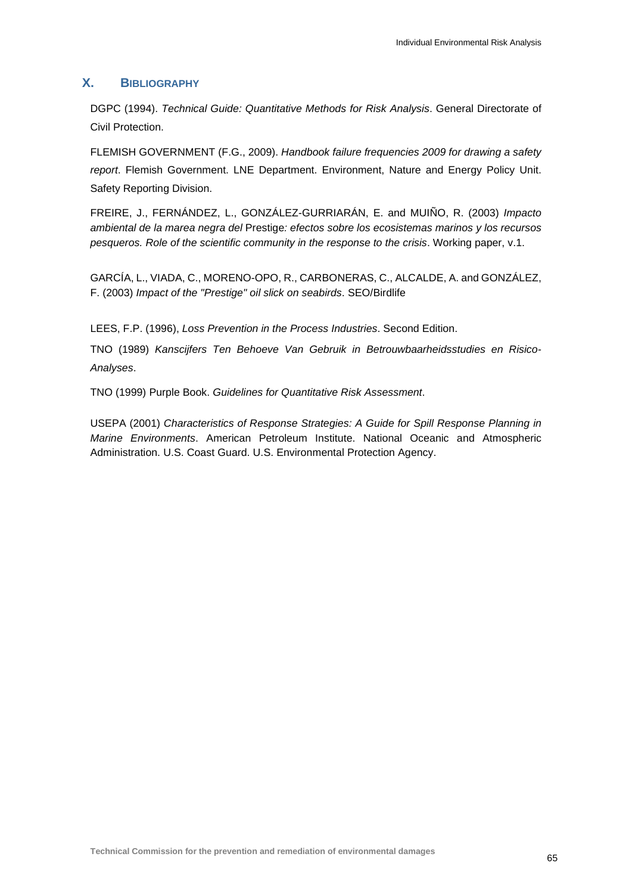## X. BIBLIOGRAPHY

DGPC (1994). *Technical Guide: Quantitative Methods for Risk Analysis*. General Directorate of Civil Protection.

FLEMISH GOVERNMENT (F.G., 2009). *Handbook failure frequencies 2009 for drawing a safety report*. Flemish Government. LNE Department. Environment, Nature and Energy Policy Unit. Safety Reporting Division.

FREIRE, J., FERNÁNDEZ, L., GONZÁLEZ-GURRIARÁN, E. and MUIÑO, R. (2003) *Impacto ambiental de la marea negra del* Prestige*: efectos sobre los ecosistemas marinos y los recursos pesqueros. Role of the scientific community in the response to the crisis*. Working paper, v.1.

GARCÍA, L., VIADA, C., MORENO-OPO, R., CARBONERAS, C., ALCALDE, A. and GONZÁLEZ, F. (2003) *Impact of the "Prestige" oil slick on seabirds*. SEO/Birdlife

LEES, F.P. (1996), *Loss Prevention in the Process Industries*. Second Edition.

TNO (1989) *Kanscijfers Ten Behoeve Van Gebruik in Betrouwbaarheidsstudies en Risico-Analyses*.

TNO (1999) Purple Book. *Guidelines for Quantitative Risk Assessment*.

USEPA (2001) *Characteristics of Response Strategies: A Guide for Spill Response Planning in Marine Environments*. American Petroleum Institute. National Oceanic and Atmospheric Administration. U.S. Coast Guard. U.S. Environmental Protection Agency.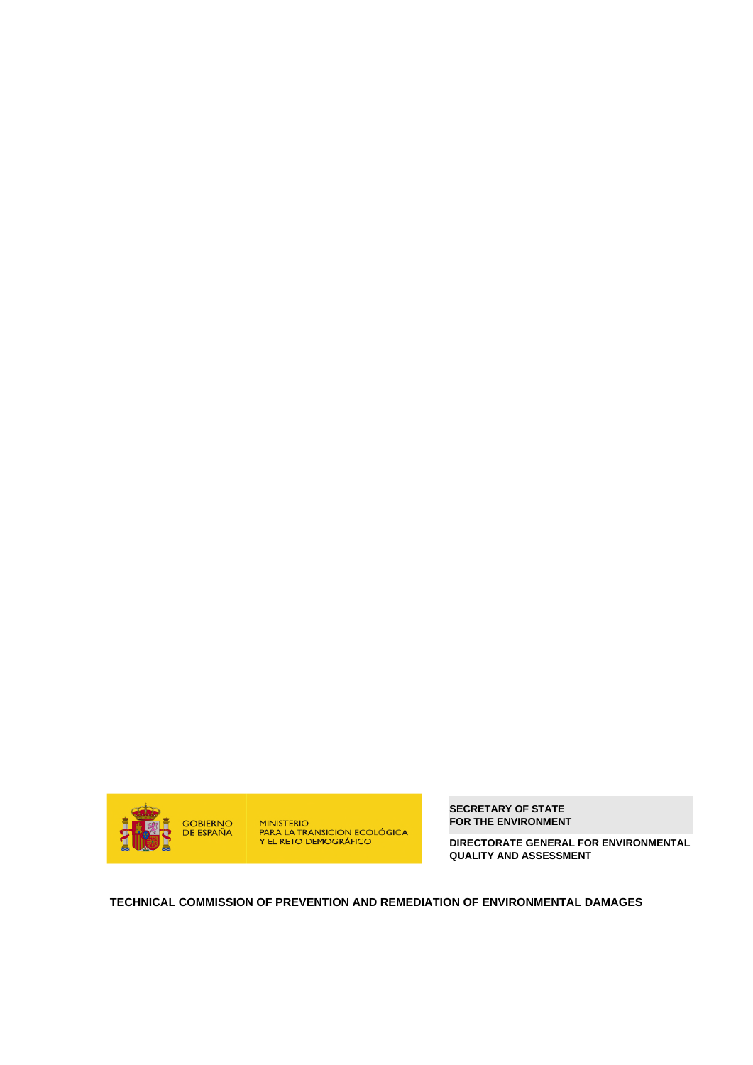GOBIERNO DE ESPAÑA

MINISTERIO PARA LA TRANSICIÓN ECOLÓGICA Y EL RETO DEMOGRÁFICO

**SECRETARY OF STATE FOR THE ENVIRONMENT**

**DIRECTORATE GENERAL FOR ENVIRONMENTAL QUALITY AND ASSESSMENT**

**TECHNICAL COMMISSION OF PREVENTION AND REMEDIATION OF ENVIRONMENTAL DAMAGES**